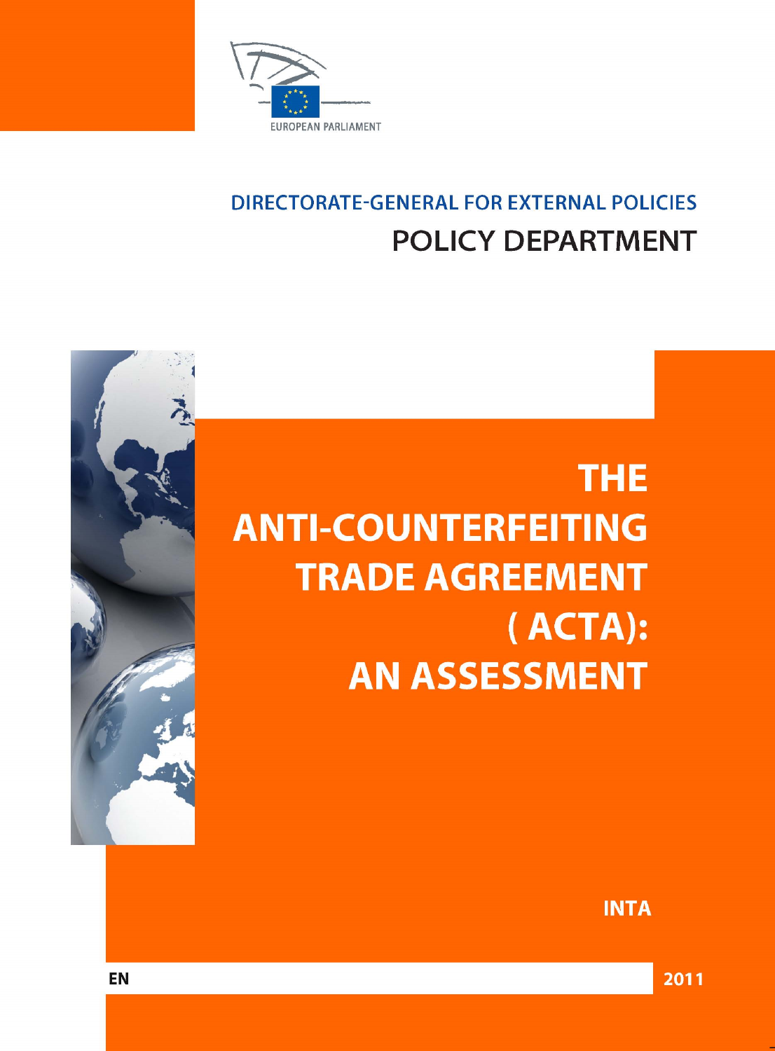EUROPEAN PARLIAMENT

DIRECTORATE-GENERAL FOR EXTERNAL POLICIES

POLICY DEPARTMENT

# THE ANTI-COUNTERFEITING TRADE AGREEMENT ( ACTA): AN ASSESSMENT

INTA

EN

2011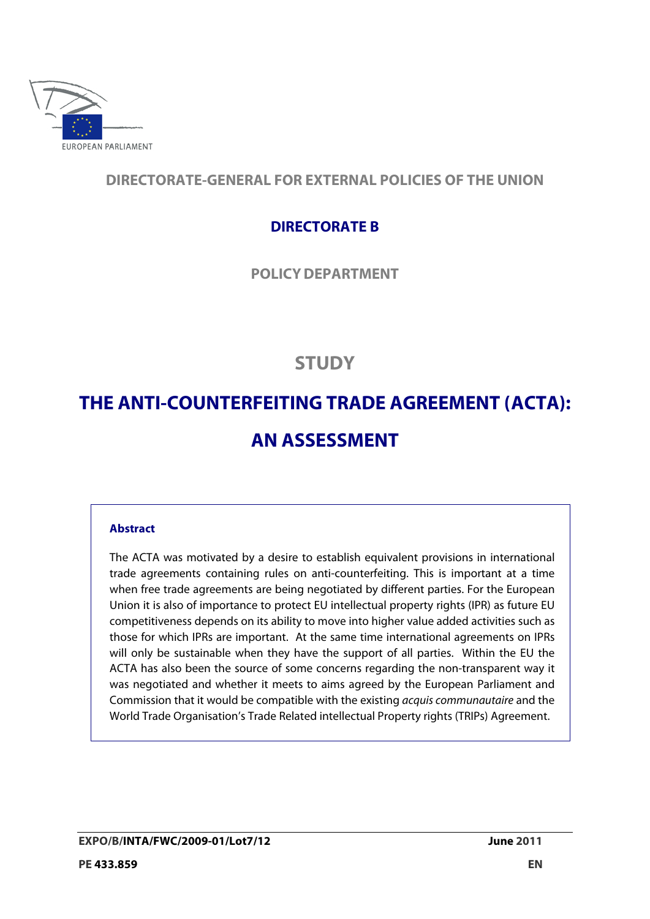EUROPEAN PARLIAMENT

DIRECTORATE-GENERAL FOR EXTERNAL POLICIES OF THE UNION

DIRECTORATE B

POLICY DEPARTMENT

# STUDY

# THE ANTI-COUNTERFEITING TRADE AGREEMENT (ACTA): AN ASSESSMENT

**Abstract**

The ACTA was motivated by a desire to establish equivalent provisions in international trade agreements containing rules on anti-counterfeiting. This is important at a time when free trade agreements are being negotiated by different parties. For the European Union it is also of importance to protect EU intellectual property rights (IPR) as future EU competitiveness depends on its ability to move into higher value added activities such as those for which IPRs are important. At the same time international agreements on IPRs will only be sustainable when they have the support of all parties. Within the EU the ACTA has also been the source of some concerns regarding the non-transparent way it was negotiated and whether it meets to aims agreed by the European Parliament and Commission that it would be compatible with the existing *acquis communautaire* and the World Trade Organisation's Trade Related intellectual Property rights (TRIPs) Agreement.

EXPO/B/INTA/FWC/2009-01/Lot7/12 June 2011

PE 433.859 EN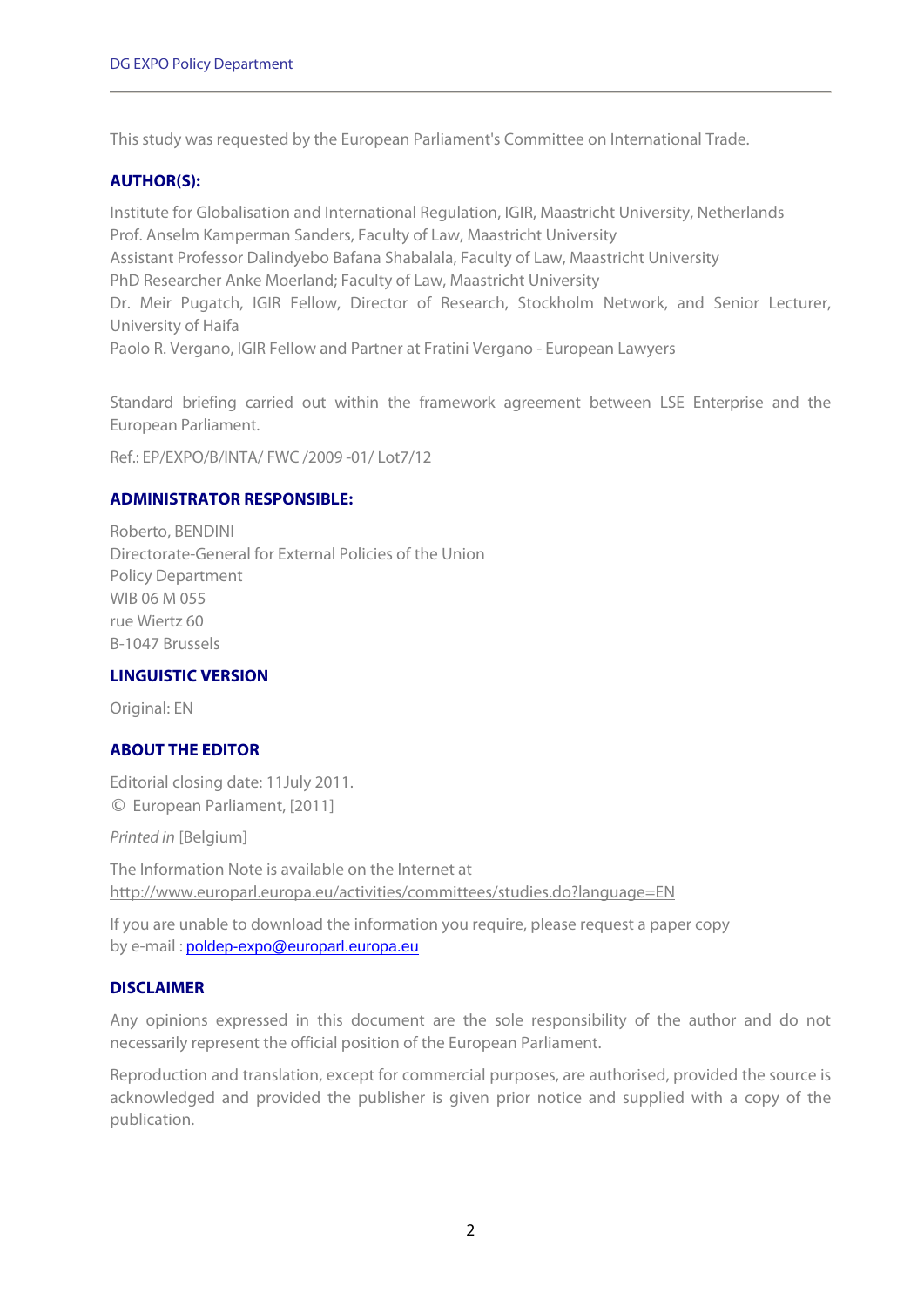This study was requested by the European Parliament's Committee on International Trade.

**AUTHOR(S):**

Institute for Globalisation and International Regulation, IGIR, Maastricht University, Netherlands
Prof. Anselm Kamperman Sanders, Faculty of Law, Maastricht University
Assistant Professor Dalindyebo Bafana Shabalala, Faculty of Law, Maastricht University
PhD Researcher Anke Moerland; Faculty of Law, Maastricht University
Dr. Meir Pugatch, IGIR Fellow, Director of Research, Stockholm Network, and Senior Lecturer, University of Haifa
Paolo R. Vergano, IGIR Fellow and Partner at Fratini Vergano - European Lawyers

Standard briefing carried out within the framework agreement between LSE Enterprise and the European Parliament.

Ref.: EP/EXPO/B/INTA/ FWC /2009 -01/ Lot7/12

**ADMINISTRATOR RESPONSIBLE:**

Roberto, BENDINI
Directorate-General for External Policies of the Union
Policy Department
WIB 06 M 055
rue Wiertz 60
B-1047 Brussels

**LINGUISTIC VERSION**

Original: EN

**ABOUT THE EDITOR**

Editorial closing date: 11July 2011.
© European Parliament, [2011]

*Printed in* [Belgium]

The Information Note is available on the Internet at
http://www.europarl.europa.eu/activities/committees/studies.do?language=EN

If you are unable to download the information you require, please request a paper copy by e-mail : poldep-expo@europarl.europa.eu

**DISCLAIMER**

Any opinions expressed in this document are the sole responsibility of the author and do not necessarily represent the official position of the European Parliament.

Reproduction and translation, except for commercial purposes, are authorised, provided the source is acknowledged and provided the publisher is given prior notice and supplied with a copy of the publication.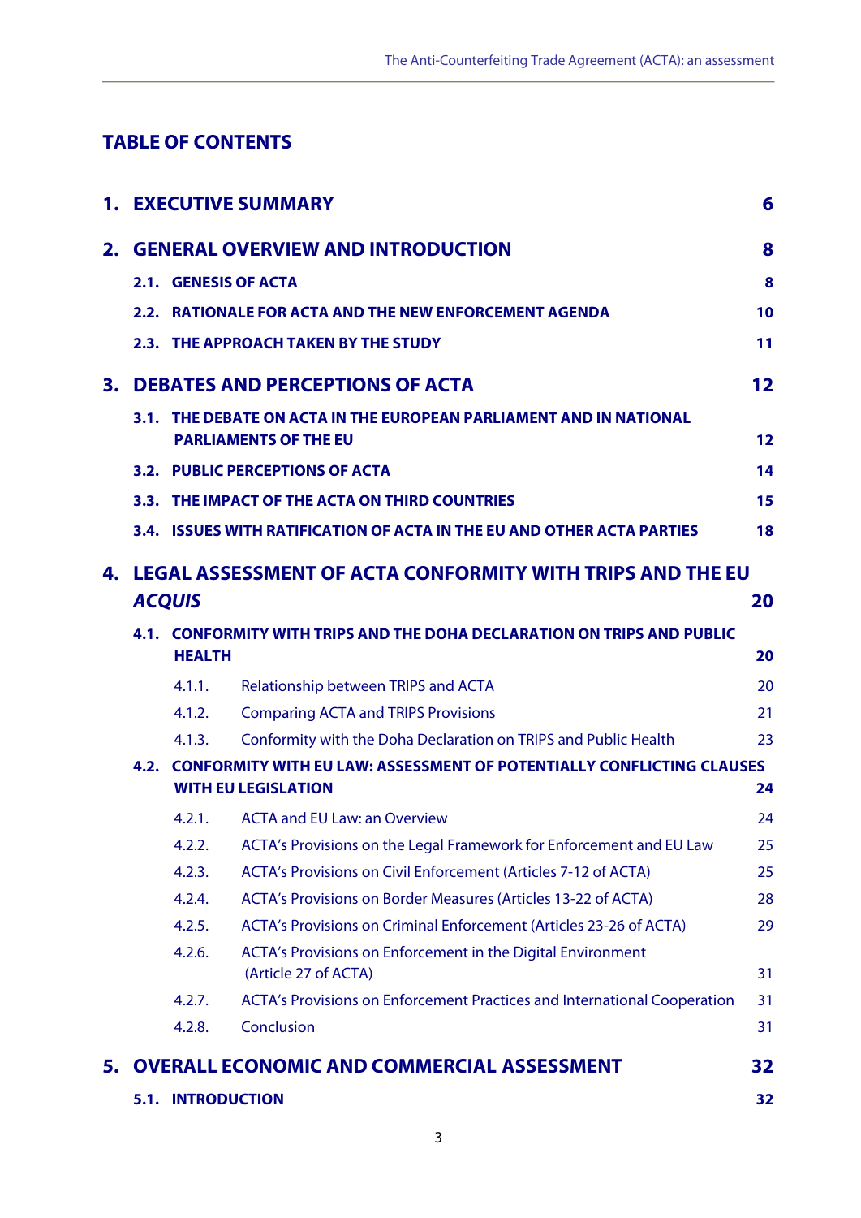## TABLE OF CONTENTS

| | | |
|---|---|---|
| **1.** | **EXECUTIVE SUMMARY** | **6** |
| **2.** | **GENERAL OVERVIEW AND INTRODUCTION** | **8** |
| **2.1.** | **GENESIS OF ACTA** | **8** |
| **2.2.** | **RATIONALE FOR ACTA AND THE NEW ENFORCEMENT AGENDA** | **10** |
| **2.3.** | **THE APPROACH TAKEN BY THE STUDY** | **11** |
| **3.** | **DEBATES AND PERCEPTIONS OF ACTA** | **12** |
| **3.1.** | **THE DEBATE ON ACTA IN THE EUROPEAN PARLIAMENT AND IN NATIONAL PARLIAMENTS OF THE EU** | **12** |
| **3.2.** | **PUBLIC PERCEPTIONS OF ACTA** | **14** |
| **3.3.** | **THE IMPACT OF THE ACTA ON THIRD COUNTRIES** | **15** |
| **3.4.** | **ISSUES WITH RATIFICATION OF ACTA IN THE EU AND OTHER ACTA PARTIES** | **18** |
| **4.** | **LEGAL ASSESSMENT OF ACTA CONFORMITY WITH TRIPS AND THE EU *ACQUIS*** | **20** |
| **4.1.** | **CONFORMITY WITH TRIPS AND THE DOHA DECLARATION ON TRIPS AND PUBLIC HEALTH** | **20** |
| 4.1.1. | Relationship between TRIPS and ACTA | 20 |
| 4.1.2. | Comparing ACTA and TRIPS Provisions | 21 |
| 4.1.3. | Conformity with the Doha Declaration on TRIPS and Public Health | 23 |
| **4.2.** | **CONFORMITY WITH EU LAW: ASSESSMENT OF POTENTIALLY CONFLICTING CLAUSES WITH EU LEGISLATION** | **24** |
| 4.2.1. | ACTA and EU Law: an Overview | 24 |
| 4.2.2. | ACTA's Provisions on the Legal Framework for Enforcement and EU Law | 25 |
| 4.2.3. | ACTA's Provisions on Civil Enforcement (Articles 7-12 of ACTA) | 25 |
| 4.2.4. | ACTA's Provisions on Border Measures (Articles 13-22 of ACTA) | 28 |
| 4.2.5. | ACTA's Provisions on Criminal Enforcement (Articles 23-26 of ACTA) | 29 |
| 4.2.6. | ACTA's Provisions on Enforcement in the Digital Environment (Article 27 of ACTA) | 31 |
| 4.2.7. | ACTA's Provisions on Enforcement Practices and International Cooperation | 31 |
| 4.2.8. | Conclusion | 31 |
| **5.** | **OVERALL ECONOMIC AND COMMERCIAL ASSESSMENT** | **32** |
| **5.1.** | **INTRODUCTION** | **32** |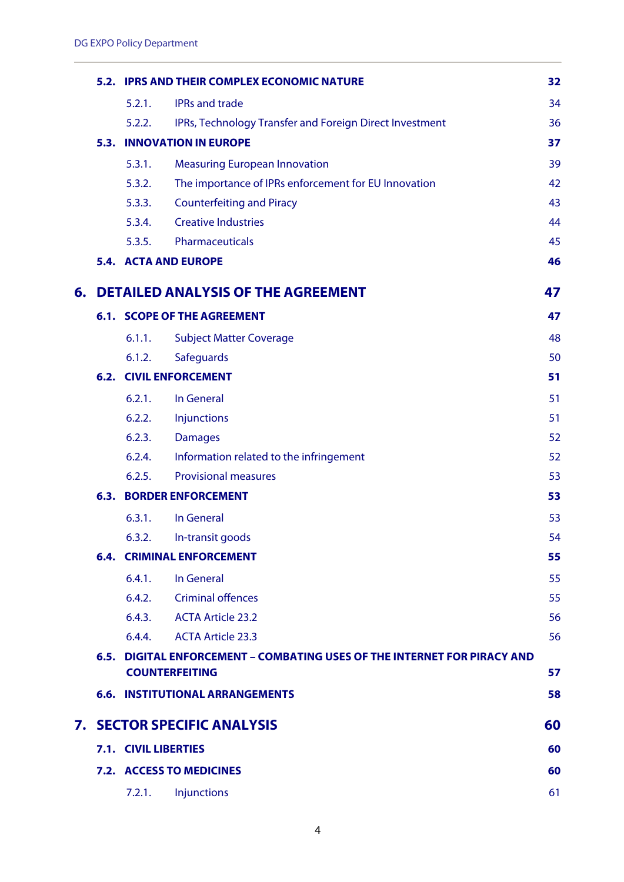| | | |
|---|---|---|
| **5.2.** | **IPRS AND THEIR COMPLEX ECONOMIC NATURE** | **32** |
| 5.2.1. | IPRs and trade | 34 |
| 5.2.2. | IPRs, Technology Transfer and Foreign Direct Investment | 36 |
| **5.3.** | **INNOVATION IN EUROPE** | **37** |
| 5.3.1. | Measuring European Innovation | 39 |
| 5.3.2. | The importance of IPRs enforcement for EU Innovation | 42 |
| 5.3.3. | Counterfeiting and Piracy | 43 |
| 5.3.4. | Creative Industries | 44 |
| 5.3.5. | Pharmaceuticals | 45 |
| **5.4.** | **ACTA AND EUROPE** | **46** |
| **6.** | **DETAILED ANALYSIS OF THE AGREEMENT** | **47** |
| **6.1.** | **SCOPE OF THE AGREEMENT** | **47** |
| 6.1.1. | Subject Matter Coverage | 48 |
| 6.1.2. | Safeguards | 50 |
| **6.2.** | **CIVIL ENFORCEMENT** | **51** |
| 6.2.1. | In General | 51 |
| 6.2.2. | Injunctions | 51 |
| 6.2.3. | Damages | 52 |
| 6.2.4. | Information related to the infringement | 52 |
| 6.2.5. | Provisional measures | 53 |
| **6.3.** | **BORDER ENFORCEMENT** | **53** |
| 6.3.1. | In General | 53 |
| 6.3.2. | In-transit goods | 54 |
| **6.4.** | **CRIMINAL ENFORCEMENT** | **55** |
| 6.4.1. | In General | 55 |
| 6.4.2. | Criminal offences | 55 |
| 6.4.3. | ACTA Article 23.2 | 56 |
| 6.4.4. | ACTA Article 23.3 | 56 |
| **6.5.** | **DIGITAL ENFORCEMENT – COMBATING USES OF THE INTERNET FOR PIRACY AND COUNTERFEITING** | **57** |
| **6.6.** | **INSTITUTIONAL ARRANGEMENTS** | **58** |
| **7.** | **SECTOR SPECIFIC ANALYSIS** | **60** |
| **7.1.** | **CIVIL LIBERTIES** | **60** |
| **7.2.** | **ACCESS TO MEDICINES** | **60** |
| 7.2.1. | Injunctions | 61 |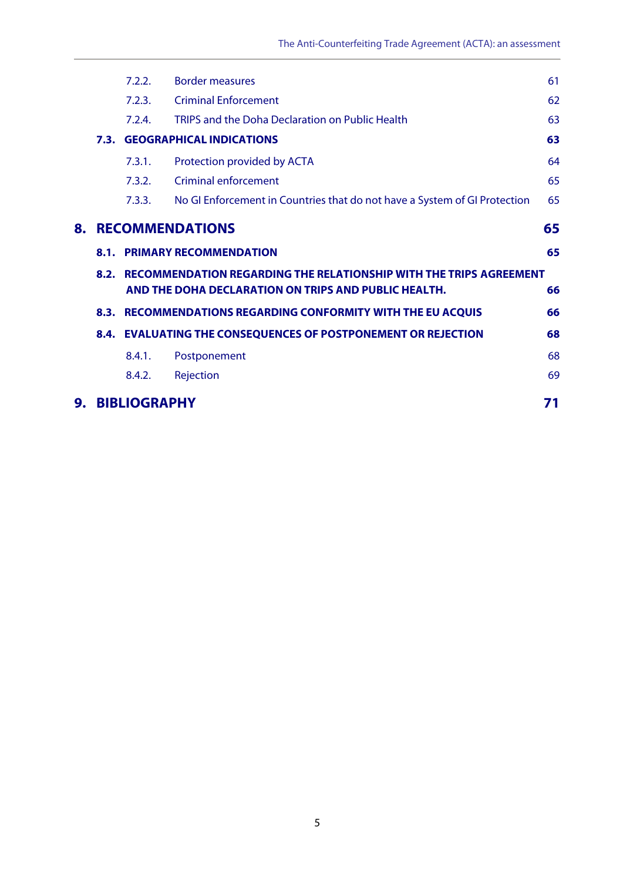| | | |
|---|---|---|
| 7.2.2. | Border measures | 61 |
| 7.2.3. | Criminal Enforcement | 62 |
| 7.2.4. | TRIPS and the Doha Declaration on Public Health | 63 |
| **7.3.** | **GEOGRAPHICAL INDICATIONS** | **63** |
| 7.3.1. | Protection provided by ACTA | 64 |
| 7.3.2. | Criminal enforcement | 65 |
| 7.3.3. | No GI Enforcement in Countries that do not have a System of GI Protection | 65 |
| **8.** | **RECOMMENDATIONS** | **65** |
| **8.1.** | **PRIMARY RECOMMENDATION** | **65** |
| **8.2.** | **RECOMMENDATION REGARDING THE RELATIONSHIP WITH THE TRIPS AGREEMENT AND THE DOHA DECLARATION ON TRIPS AND PUBLIC HEALTH.** | **66** |
| **8.3.** | **RECOMMENDATIONS REGARDING CONFORMITY WITH THE EU ACQUIS** | **66** |
| **8.4.** | **EVALUATING THE CONSEQUENCES OF POSTPONEMENT OR REJECTION** | **68** |
| 8.4.1. | Postponement | 68 |
| 8.4.2. | Rejection | 69 |
| **9.** | **BIBLIOGRAPHY** | **71** |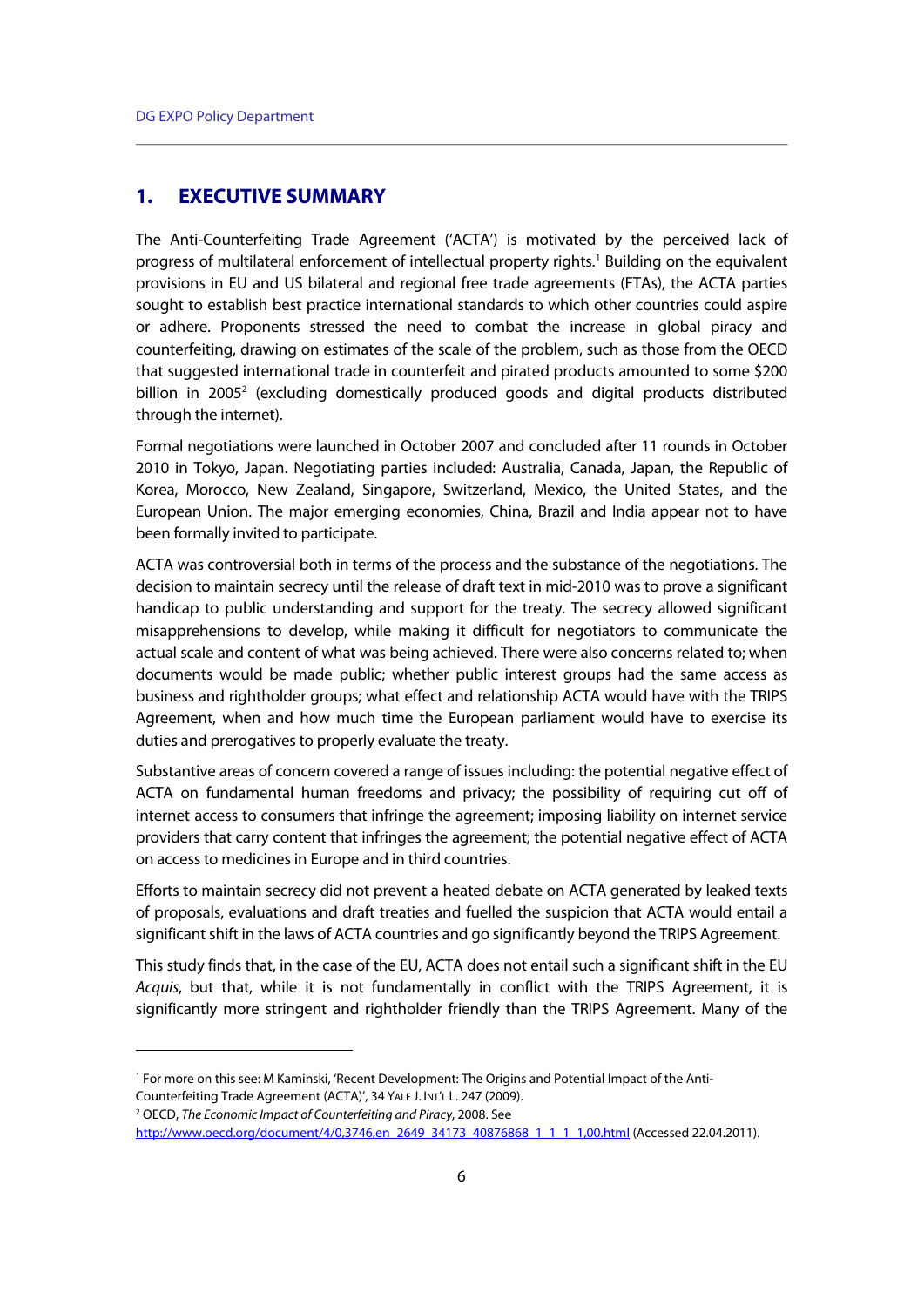# 1. EXECUTIVE SUMMARY

The Anti-Counterfeiting Trade Agreement ('ACTA') is motivated by the perceived lack of progress of multilateral enforcement of intellectual property rights.[1] Building on the equivalent provisions in EU and US bilateral and regional free trade agreements (FTAs), the ACTA parties sought to establish best practice international standards to which other countries could aspire or adhere. Proponents stressed the need to combat the increase in global piracy and counterfeiting, drawing on estimates of the scale of the problem, such as those from the OECD that suggested international trade in counterfeit and pirated products amounted to some $200 billion in 2005[2] (excluding domestically produced goods and digital products distributed through the internet).

Formal negotiations were launched in October 2007 and concluded after 11 rounds in October 2010 in Tokyo, Japan. Negotiating parties included: Australia, Canada, Japan, the Republic of Korea, Morocco, New Zealand, Singapore, Switzerland, Mexico, the United States, and the European Union. The major emerging economies, China, Brazil and India appear not to have been formally invited to participate.

ACTA was controversial both in terms of the process and the substance of the negotiations. The decision to maintain secrecy until the release of draft text in mid-2010 was to prove a significant handicap to public understanding and support for the treaty. The secrecy allowed significant misapprehensions to develop, while making it difficult for negotiators to communicate the actual scale and content of what was being achieved. There were also concerns related to; when documents would be made public; whether public interest groups had the same access as business and rightholder groups; what effect and relationship ACTA would have with the TRIPS Agreement, when and how much time the European parliament would have to exercise its duties and prerogatives to properly evaluate the treaty.

Substantive areas of concern covered a range of issues including: the potential negative effect of ACTA on fundamental human freedoms and privacy; the possibility of requiring cut off of internet access to consumers that infringe the agreement; imposing liability on internet service providers that carry content that infringes the agreement; the potential negative effect of ACTA on access to medicines in Europe and in third countries.

Efforts to maintain secrecy did not prevent a heated debate on ACTA generated by leaked texts of proposals, evaluations and draft treaties and fuelled the suspicion that ACTA would entail a significant shift in the laws of ACTA countries and go significantly beyond the TRIPS Agreement.

This study finds that, in the case of the EU, ACTA does not entail such a significant shift in the EU *Acquis*, but that, while it is not fundamentally in conflict with the TRIPS Agreement, it is significantly more stringent and rightholder friendly than the TRIPS Agreement. Many of the

---

[1] For more on this see: M Kaminski, 'Recent Development: The Origins and Potential Impact of the Anti-Counterfeiting Trade Agreement (ACTA)', 34 YALE J. INT'L L. 247 (2009).

[2] OECD, *The Economic Impact of Counterfeiting and Piracy*, 2008. See http://www.oecd.org/document/4/0,3746,en_2649_34173_40876868_1_1_1_1,00.html (Accessed 22.04.2011).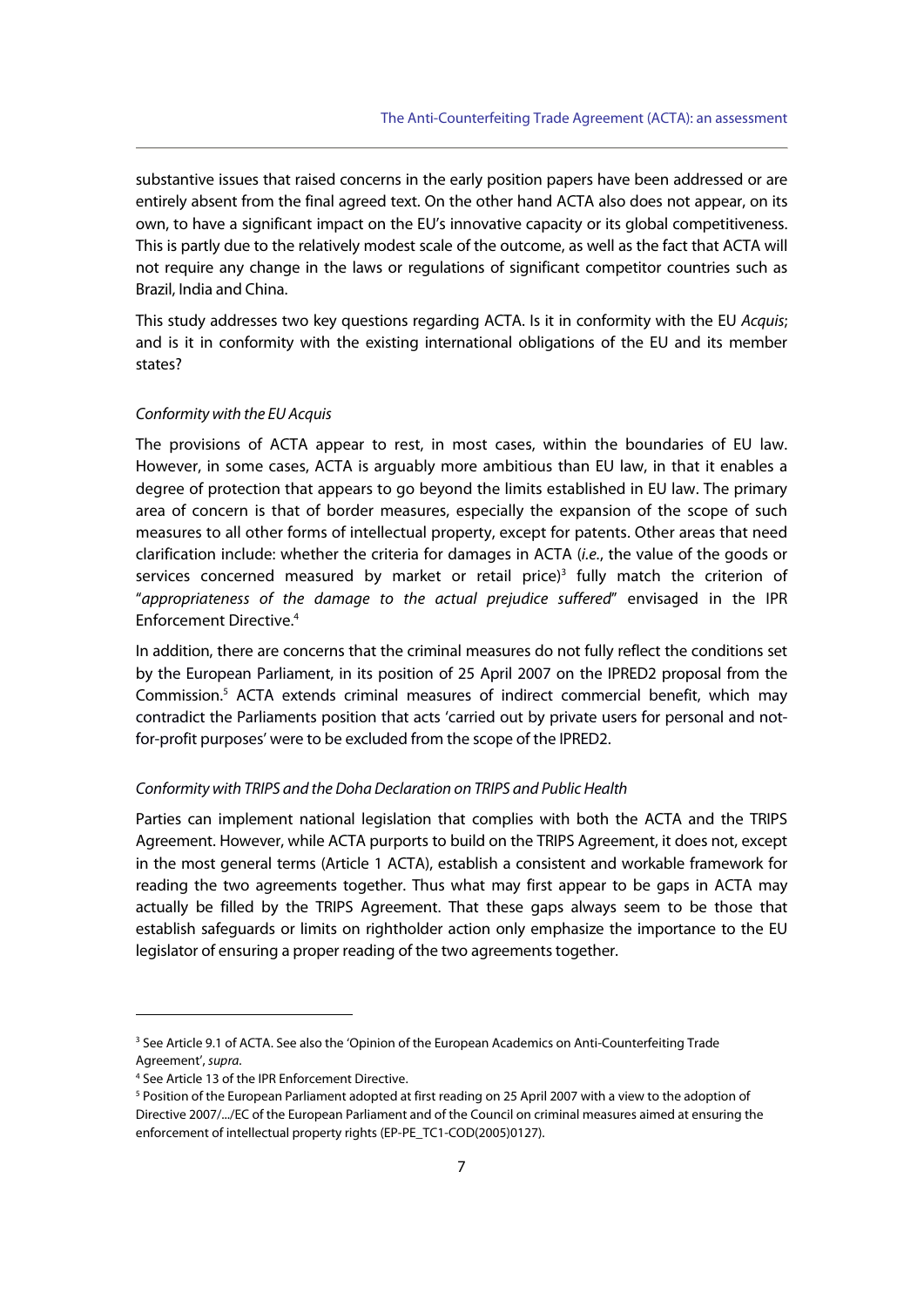substantive issues that raised concerns in the early position papers have been addressed or are entirely absent from the final agreed text. On the other hand ACTA also does not appear, on its own, to have a significant impact on the EU's innovative capacity or its global competitiveness. This is partly due to the relatively modest scale of the outcome, as well as the fact that ACTA will not require any change in the laws or regulations of significant competitor countries such as Brazil, India and China.

This study addresses two key questions regarding ACTA. Is it in conformity with the EU *Acquis*; and is it in conformity with the existing international obligations of the EU and its member states?

*Conformity with the EU Acquis*

The provisions of ACTA appear to rest, in most cases, within the boundaries of EU law. However, in some cases, ACTA is arguably more ambitious than EU law, in that it enables a degree of protection that appears to go beyond the limits established in EU law. The primary area of concern is that of border measures, especially the expansion of the scope of such measures to all other forms of intellectual property, except for patents. Other areas that need clarification include: whether the criteria for damages in ACTA (*i.e.*, the value of the goods or services concerned measured by market or retail price)[3] fully match the criterion of "*appropriateness of the damage to the actual prejudice suffered*" envisaged in the IPR Enforcement Directive.[4]

In addition, there are concerns that the criminal measures do not fully reflect the conditions set by the European Parliament, in its position of 25 April 2007 on the IPRED2 proposal from the Commission.[5] ACTA extends criminal measures of indirect commercial benefit, which may contradict the Parliaments position that acts 'carried out by private users for personal and not-for-profit purposes' were to be excluded from the scope of the IPRED2.

*Conformity with TRIPS and the Doha Declaration on TRIPS and Public Health*

Parties can implement national legislation that complies with both the ACTA and the TRIPS Agreement. However, while ACTA purports to build on the TRIPS Agreement, it does not, except in the most general terms (Article 1 ACTA), establish a consistent and workable framework for reading the two agreements together. Thus what may first appear to be gaps in ACTA may actually be filled by the TRIPS Agreement. That these gaps always seem to be those that establish safeguards or limits on rightholder action only emphasize the importance to the EU legislator of ensuring a proper reading of the two agreements together.

---

[3] See Article 9.1 of ACTA. See also the 'Opinion of the European Academics on Anti-Counterfeiting Trade Agreement', *supra*.

[4] See Article 13 of the IPR Enforcement Directive.

[5] Position of the European Parliament adopted at first reading on 25 April 2007 with a view to the adoption of Directive 2007/.../EC of the European Parliament and of the Council on criminal measures aimed at ensuring the enforcement of intellectual property rights (EP-PE_TC1-COD(2005)0127).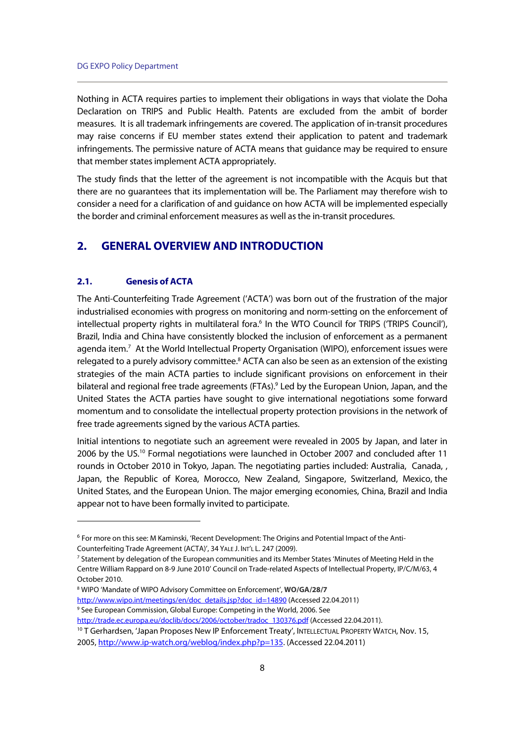Nothing in ACTA requires parties to implement their obligations in ways that violate the Doha Declaration on TRIPS and Public Health. Patents are excluded from the ambit of border measures. It is all trademark infringements are covered. The application of in-transit procedures may raise concerns if EU member states extend their application to patent and trademark infringements. The permissive nature of ACTA means that guidance may be required to ensure that member states implement ACTA appropriately.

The study finds that the letter of the agreement is not incompatible with the Acquis but that there are no guarantees that its implementation will be. The Parliament may therefore wish to consider a need for a clarification of and guidance on how ACTA will be implemented especially the border and criminal enforcement measures as well as the in-transit procedures.

# 2. GENERAL OVERVIEW AND INTRODUCTION

## 2.1. Genesis of ACTA

The Anti-Counterfeiting Trade Agreement ('ACTA') was born out of the frustration of the major industrialised economies with progress on monitoring and norm-setting on the enforcement of intellectual property rights in multilateral fora.[6] In the WTO Council for TRIPS ('TRIPS Council'), Brazil, India and China have consistently blocked the inclusion of enforcement as a permanent agenda item.[7] At the World Intellectual Property Organisation (WIPO), enforcement issues were relegated to a purely advisory committee.[8] ACTA can also be seen as an extension of the existing strategies of the main ACTA parties to include significant provisions on enforcement in their bilateral and regional free trade agreements (FTAs).[9] Led by the European Union, Japan, and the United States the ACTA parties have sought to give international negotiations some forward momentum and to consolidate the intellectual property protection provisions in the network of free trade agreements signed by the various ACTA parties.

Initial intentions to negotiate such an agreement were revealed in 2005 by Japan, and later in 2006 by the US.[10] Formal negotiations were launched in October 2007 and concluded after 11 rounds in October 2010 in Tokyo, Japan. The negotiating parties included: Australia, Canada, , Japan, the Republic of Korea, Morocco, New Zealand, Singapore, Switzerland, Mexico, the United States, and the European Union. The major emerging economies, China, Brazil and India appear not to have been formally invited to participate.

---

[6] For more on this see: M Kaminski, 'Recent Development: The Origins and Potential Impact of the Anti-Counterfeiting Trade Agreement (ACTA)', 34 YALE J. INT'L L. 247 (2009).

[7] Statement by delegation of the European communities and its Member States 'Minutes of Meeting Held in the Centre William Rappard on 8-9 June 2010' Council on Trade-related Aspects of Intellectual Property, IP/C/M/63, 4 October 2010.

[8] WIPO 'Mandate of WIPO Advisory Committee on Enforcement', **WO/GA/28/7** http://www.wipo.int/meetings/en/doc_details.jsp?doc_id=14890 (Accessed 22.04.2011)

[9] See European Commission, Global Europe: Competing in the World, 2006. See http://trade.ec.europa.eu/doclib/docs/2006/october/tradoc_130376.pdf (Accessed 22.04.2011).

[10] T Gerhardsen, 'Japan Proposes New IP Enforcement Treaty', INTELLECTUAL PROPERTY WATCH, Nov. 15, 2005, http://www.ip-watch.org/weblog/index.php?p=135. (Accessed 22.04.2011)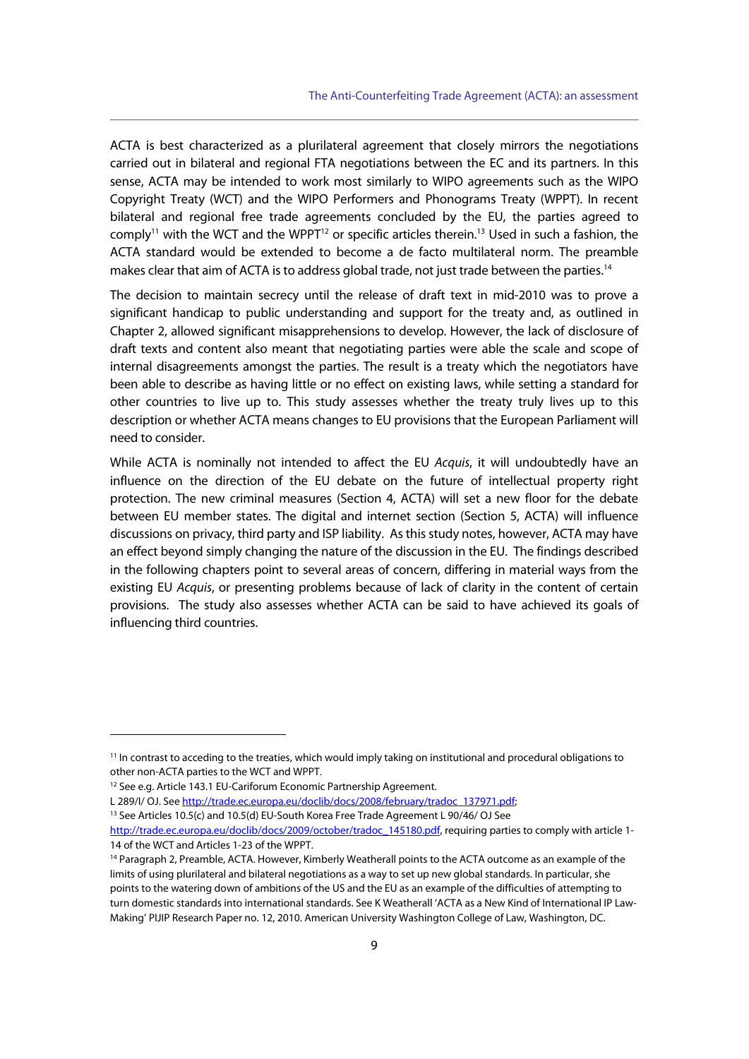ACTA is best characterized as a plurilateral agreement that closely mirrors the negotiations carried out in bilateral and regional FTA negotiations between the EC and its partners. In this sense, ACTA may be intended to work most similarly to WIPO agreements such as the WIPO Copyright Treaty (WCT) and the WIPO Performers and Phonograms Treaty (WPPT). In recent bilateral and regional free trade agreements concluded by the EU, the parties agreed to comply[11] with the WCT and the WPPT[12] or specific articles therein.[13] Used in such a fashion, the ACTA standard would be extended to become a de facto multilateral norm. The preamble makes clear that aim of ACTA is to address global trade, not just trade between the parties.[14]

The decision to maintain secrecy until the release of draft text in mid-2010 was to prove a significant handicap to public understanding and support for the treaty and, as outlined in Chapter 2, allowed significant misapprehensions to develop. However, the lack of disclosure of draft texts and content also meant that negotiating parties were able the scale and scope of internal disagreements amongst the parties. The result is a treaty which the negotiators have been able to describe as having little or no effect on existing laws, while setting a standard for other countries to live up to. This study assesses whether the treaty truly lives up to this description or whether ACTA means changes to EU provisions that the European Parliament will need to consider.

While ACTA is nominally not intended to affect the EU *Acquis*, it will undoubtedly have an influence on the direction of the EU debate on the future of intellectual property right protection. The new criminal measures (Section 4, ACTA) will set a new floor for the debate between EU member states. The digital and internet section (Section 5, ACTA) will influence discussions on privacy, third party and ISP liability. As this study notes, however, ACTA may have an effect beyond simply changing the nature of the discussion in the EU. The findings described in the following chapters point to several areas of concern, differing in material ways from the existing EU *Acquis*, or presenting problems because of lack of clarity in the content of certain provisions. The study also assesses whether ACTA can be said to have achieved its goals of influencing third countries.

---

[11] In contrast to acceding to the treaties, which would imply taking on institutional and procedural obligations to other non-ACTA parties to the WCT and WPPT.

[12] See e.g. Article 143.1 EU-Cariforum Economic Partnership Agreement.
L 289/I/ OJ. See http://trade.ec.europa.eu/doclib/docs/2008/february/tradoc_137971.pdf;

[13] See Articles 10.5(c) and 10.5(d) EU-South Korea Free Trade Agreement L 90/46/ OJ See http://trade.ec.europa.eu/doclib/docs/2009/october/tradoc_145180.pdf, requiring parties to comply with article 1-14 of the WCT and Articles 1-23 of the WPPT.

[14] Paragraph 2, Preamble, ACTA. However, Kimberly Weatherall points to the ACTA outcome as an example of the limits of using plurilateral and bilateral negotiations as a way to set up new global standards. In particular, she points to the watering down of ambitions of the US and the EU as an example of the difficulties of attempting to turn domestic standards into international standards. See K Weatherall 'ACTA as a New Kind of International IP Law-Making' PIJIP Research Paper no. 12, 2010. American University Washington College of Law, Washington, DC.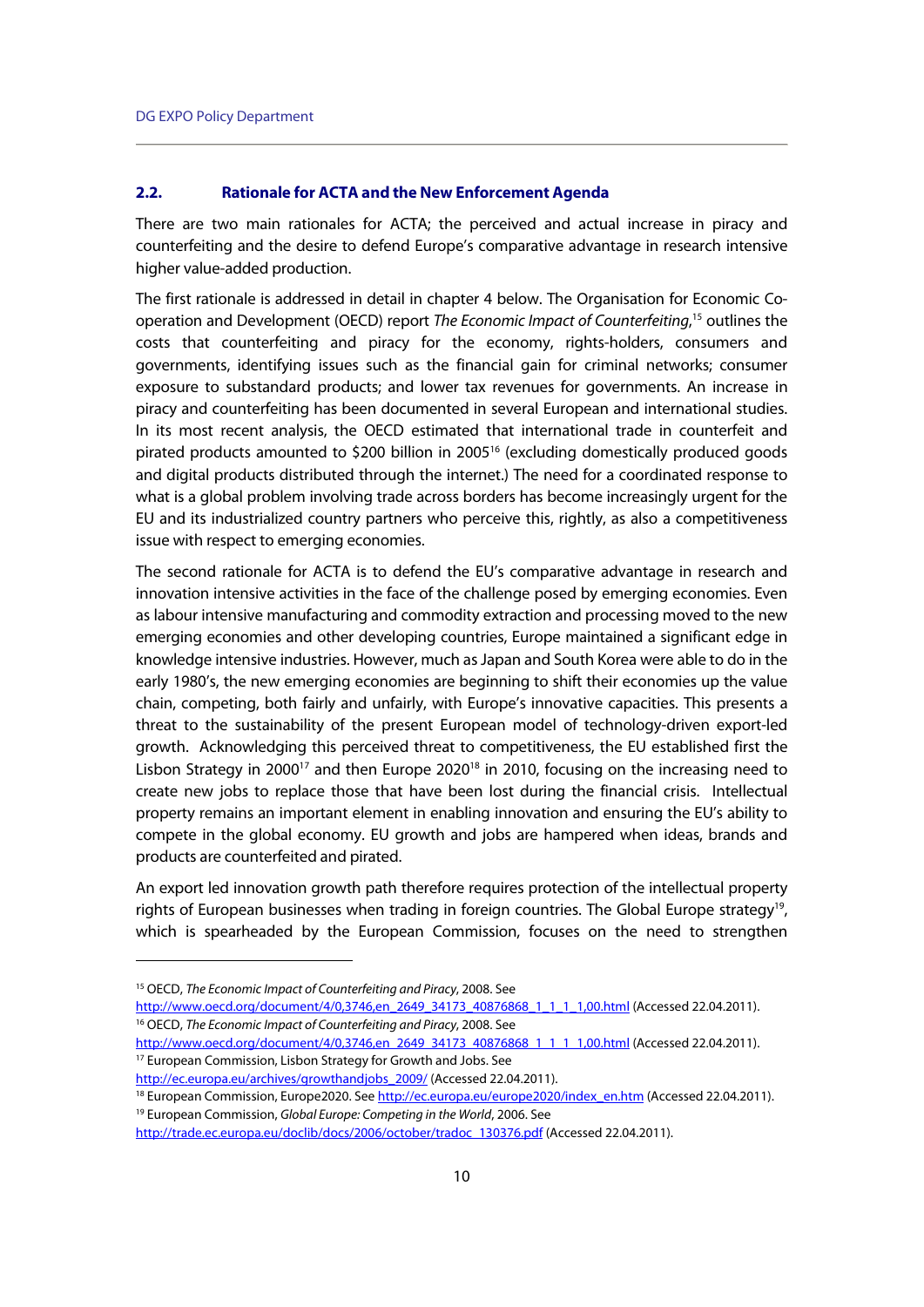### 2.2. Rationale for ACTA and the New Enforcement Agenda

There are two main rationales for ACTA; the perceived and actual increase in piracy and counterfeiting and the desire to defend Europe's comparative advantage in research intensive higher value-added production.

The first rationale is addressed in detail in chapter 4 below. The Organisation for Economic Co-operation and Development (OECD) report *The Economic Impact of Counterfeiting*,[15] outlines the costs that counterfeiting and piracy for the economy, rights-holders, consumers and governments, identifying issues such as the financial gain for criminal networks; consumer exposure to substandard products; and lower tax revenues for governments. An increase in piracy and counterfeiting has been documented in several European and international studies. In its most recent analysis, the OECD estimated that international trade in counterfeit and pirated products amounted to $200 billion in 2005[16] (excluding domestically produced goods and digital products distributed through the internet.) The need for a coordinated response to what is a global problem involving trade across borders has become increasingly urgent for the EU and its industrialized country partners who perceive this, rightly, as also a competitiveness issue with respect to emerging economies.

The second rationale for ACTA is to defend the EU's comparative advantage in research and innovation intensive activities in the face of the challenge posed by emerging economies. Even as labour intensive manufacturing and commodity extraction and processing moved to the new emerging economies and other developing countries, Europe maintained a significant edge in knowledge intensive industries. However, much as Japan and South Korea were able to do in the early 1980's, the new emerging economies are beginning to shift their economies up the value chain, competing, both fairly and unfairly, with Europe's innovative capacities. This presents a threat to the sustainability of the present European model of technology-driven export-led growth. Acknowledging this perceived threat to competitiveness, the EU established first the Lisbon Strategy in 2000[17] and then Europe 2020[18] in 2010, focusing on the increasing need to create new jobs to replace those that have been lost during the financial crisis. Intellectual property remains an important element in enabling innovation and ensuring the EU's ability to compete in the global economy. EU growth and jobs are hampered when ideas, brands and products are counterfeited and pirated.

An export led innovation growth path therefore requires protection of the intellectual property rights of European businesses when trading in foreign countries. The Global Europe strategy[19], which is spearheaded by the European Commission, focuses on the need to strengthen

---

[15] OECD, *The Economic Impact of Counterfeiting and Piracy*, 2008. See http://www.oecd.org/document/4/0,3746,en_2649_34173_40876868_1_1_1_1,00.html (Accessed 22.04.2011).

[16] OECD, *The Economic Impact of Counterfeiting and Piracy*, 2008. See http://www.oecd.org/document/4/0,3746,en_2649_34173_40876868_1_1_1_1,00.html (Accessed 22.04.2011).

[17] European Commission, Lisbon Strategy for Growth and Jobs. See http://ec.europa.eu/archives/growthandjobs_2009/ (Accessed 22.04.2011).

[18] European Commission, Europe2020. See http://ec.europa.eu/europe2020/index_en.htm (Accessed 22.04.2011).

[19] European Commission, *Global Europe: Competing in the World*, 2006. See http://trade.ec.europa.eu/doclib/docs/2006/october/tradoc_130376.pdf (Accessed 22.04.2011).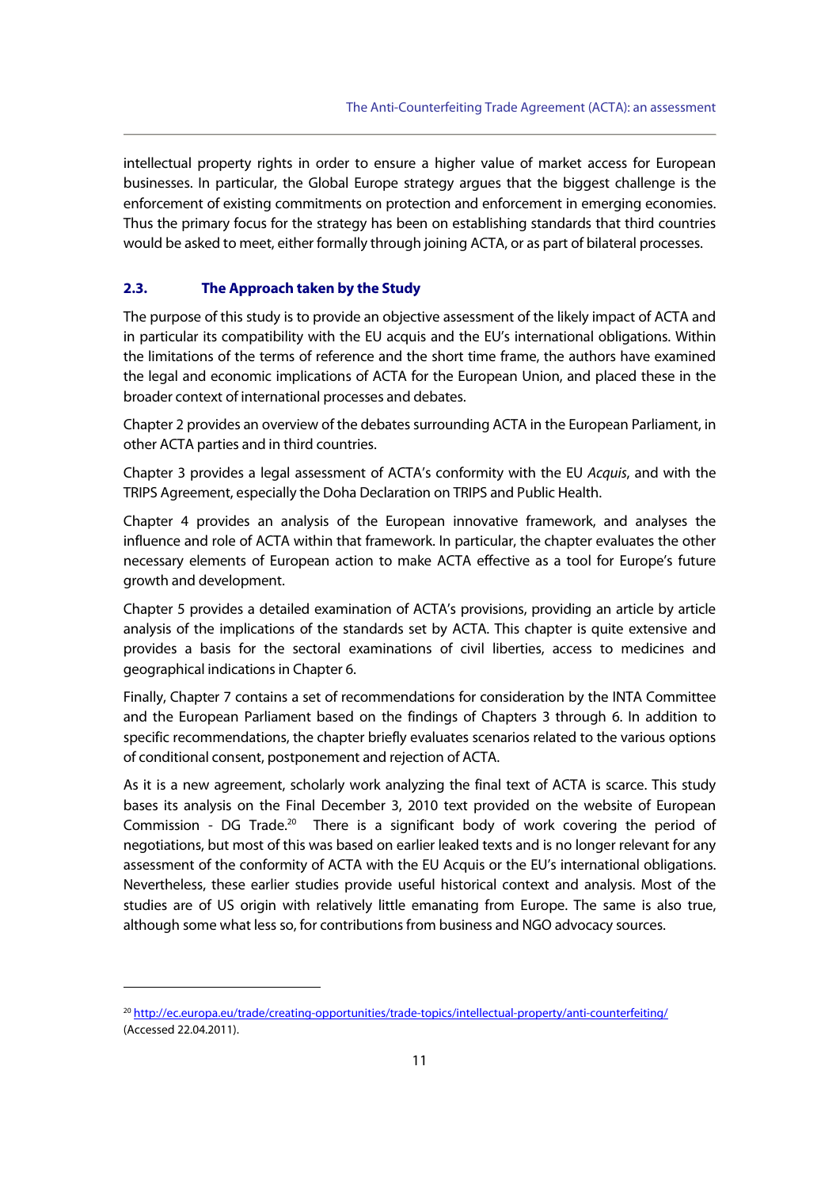intellectual property rights in order to ensure a higher value of market access for European businesses. In particular, the Global Europe strategy argues that the biggest challenge is the enforcement of existing commitments on protection and enforcement in emerging economies. Thus the primary focus for the strategy has been on establishing standards that third countries would be asked to meet, either formally through joining ACTA, or as part of bilateral processes.

### 2.3. The Approach taken by the Study

The purpose of this study is to provide an objective assessment of the likely impact of ACTA and in particular its compatibility with the EU acquis and the EU's international obligations. Within the limitations of the terms of reference and the short time frame, the authors have examined the legal and economic implications of ACTA for the European Union, and placed these in the broader context of international processes and debates.

Chapter 2 provides an overview of the debates surrounding ACTA in the European Parliament, in other ACTA parties and in third countries.

Chapter 3 provides a legal assessment of ACTA's conformity with the EU *Acquis*, and with the TRIPS Agreement, especially the Doha Declaration on TRIPS and Public Health.

Chapter 4 provides an analysis of the European innovative framework, and analyses the influence and role of ACTA within that framework. In particular, the chapter evaluates the other necessary elements of European action to make ACTA effective as a tool for Europe's future growth and development.

Chapter 5 provides a detailed examination of ACTA's provisions, providing an article by article analysis of the implications of the standards set by ACTA. This chapter is quite extensive and provides a basis for the sectoral examinations of civil liberties, access to medicines and geographical indications in Chapter 6.

Finally, Chapter 7 contains a set of recommendations for consideration by the INTA Committee and the European Parliament based on the findings of Chapters 3 through 6. In addition to specific recommendations, the chapter briefly evaluates scenarios related to the various options of conditional consent, postponement and rejection of ACTA.

As it is a new agreement, scholarly work analyzing the final text of ACTA is scarce. This study bases its analysis on the Final December 3, 2010 text provided on the website of European Commission - DG Trade.[20] There is a significant body of work covering the period of negotiations, but most of this was based on earlier leaked texts and is no longer relevant for any assessment of the conformity of ACTA with the EU Acquis or the EU's international obligations. Nevertheless, these earlier studies provide useful historical context and analysis. Most of the studies are of US origin with relatively little emanating from Europe. The same is also true, although some what less so, for contributions from business and NGO advocacy sources.

---

[20] http://ec.europa.eu/trade/creating-opportunities/trade-topics/intellectual-property/anti-counterfeiting/ (Accessed 22.04.2011).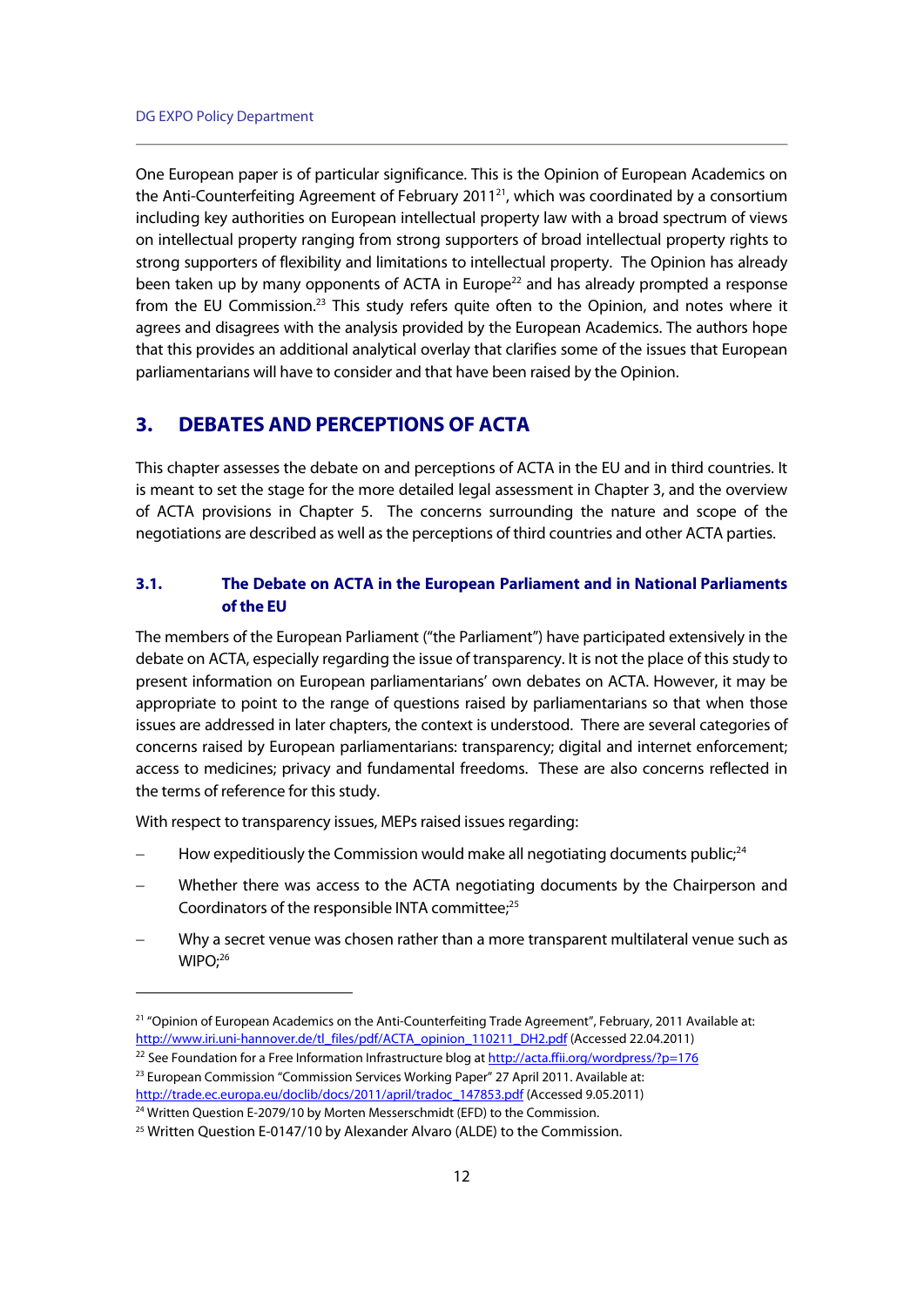One European paper is of particular significance. This is the Opinion of European Academics on the Anti-Counterfeiting Agreement of February 2011[21], which was coordinated by a consortium including key authorities on European intellectual property law with a broad spectrum of views on intellectual property ranging from strong supporters of broad intellectual property rights to strong supporters of flexibility and limitations to intellectual property. The Opinion has already been taken up by many opponents of ACTA in Europe[22] and has already prompted a response from the EU Commission.[23] This study refers quite often to the Opinion, and notes where it agrees and disagrees with the analysis provided by the European Academics. The authors hope that this provides an additional analytical overlay that clarifies some of the issues that European parliamentarians will have to consider and that have been raised by the Opinion.

## 3. DEBATES AND PERCEPTIONS OF ACTA

This chapter assesses the debate on and perceptions of ACTA in the EU and in third countries. It is meant to set the stage for the more detailed legal assessment in Chapter 3, and the overview of ACTA provisions in Chapter 5. The concerns surrounding the nature and scope of the negotiations are described as well as the perceptions of third countries and other ACTA parties.

### 3.1. The Debate on ACTA in the European Parliament and in National Parliaments of the EU

The members of the European Parliament ("the Parliament") have participated extensively in the debate on ACTA, especially regarding the issue of transparency. It is not the place of this study to present information on European parliamentarians' own debates on ACTA. However, it may be appropriate to point to the range of questions raised by parliamentarians so that when those issues are addressed in later chapters, the context is understood. There are several categories of concerns raised by European parliamentarians: transparency; digital and internet enforcement; access to medicines; privacy and fundamental freedoms. These are also concerns reflected in the terms of reference for this study.

With respect to transparency issues, MEPs raised issues regarding:

- How expeditiously the Commission would make all negotiating documents public;[24]
- Whether there was access to the ACTA negotiating documents by the Chairperson and Coordinators of the responsible INTA committee;[25]
- Why a secret venue was chosen rather than a more transparent multilateral venue such as WIPO;[26]

---

[21] "Opinion of European Academics on the Anti-Counterfeiting Trade Agreement", February, 2011 Available at: http://www.iri.uni-hannover.de/tl_files/pdf/ACTA_opinion_110211_DH2.pdf (Accessed 22.04.2011)

[22] See Foundation for a Free Information Infrastructure blog at http://acta.ffii.org/wordpress/?p=176

[23] European Commission "Commission Services Working Paper" 27 April 2011. Available at: http://trade.ec.europa.eu/doclib/docs/2011/april/tradoc_147853.pdf (Accessed 9.05.2011)

[24] Written Question E-2079/10 by Morten Messerschmidt (EFD) to the Commission.

[25] Written Question E-0147/10 by Alexander Alvaro (ALDE) to the Commission.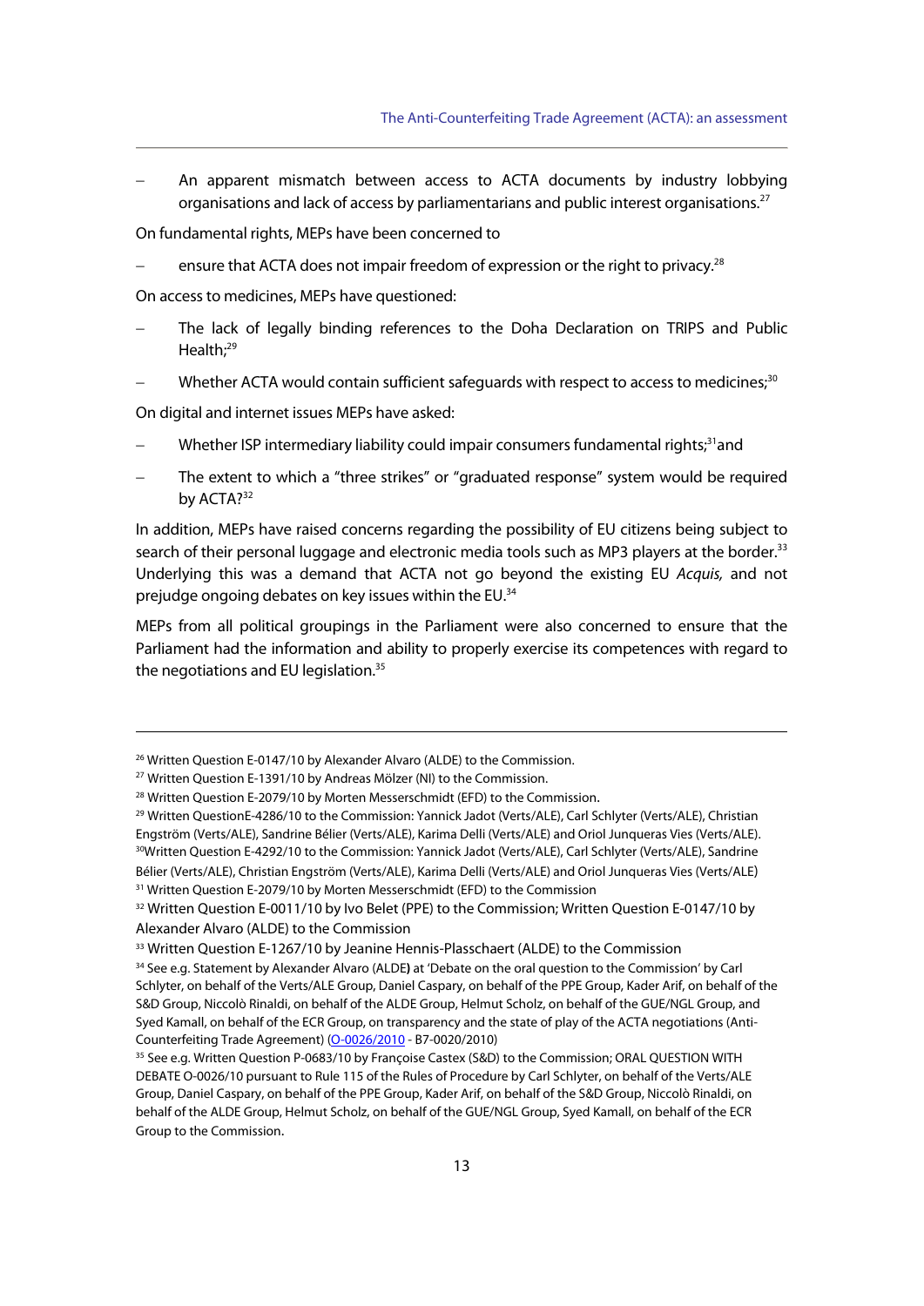– An apparent mismatch between access to ACTA documents by industry lobbying organisations and lack of access by parliamentarians and public interest organisations.[27]

On fundamental rights, MEPs have been concerned to

– ensure that ACTA does not impair freedom of expression or the right to privacy.[28]

On access to medicines, MEPs have questioned:

– The lack of legally binding references to the Doha Declaration on TRIPS and Public Health;[29]

– Whether ACTA would contain sufficient safeguards with respect to access to medicines;[30]

On digital and internet issues MEPs have asked:

– Whether ISP intermediary liability could impair consumers fundamental rights;[31] and

– The extent to which a "three strikes" or "graduated response" system would be required by ACTA?[32]

In addition, MEPs have raised concerns regarding the possibility of EU citizens being subject to search of their personal luggage and electronic media tools such as MP3 players at the border.[33] Underlying this was a demand that ACTA not go beyond the existing EU *Acquis,* and not prejudge ongoing debates on key issues within the EU.[34]

MEPs from all political groupings in the Parliament were also concerned to ensure that the Parliament had the information and ability to properly exercise its competences with regard to the negotiations and EU legislation.[35]

---

[26] Written Question E-0147/10 by Alexander Alvaro (ALDE) to the Commission.

[27] Written Question E-1391/10 by Andreas Mölzer (NI) to the Commission.

[28] Written Question E-2079/10 by Morten Messerschmidt (EFD) to the Commission.

[29] Written QuestionE-4286/10 to the Commission: Yannick Jadot (Verts/ALE), Carl Schlyter (Verts/ALE), Christian Engström (Verts/ALE), Sandrine Bélier (Verts/ALE), Karima Delli (Verts/ALE) and Oriol Junqueras Vies (Verts/ALE).

[30] Written Question E-4292/10 to the Commission: Yannick Jadot (Verts/ALE), Carl Schlyter (Verts/ALE), Sandrine Bélier (Verts/ALE), Christian Engström (Verts/ALE), Karima Delli (Verts/ALE) and Oriol Junqueras Vies (Verts/ALE)

[31] Written Question E-2079/10 by Morten Messerschmidt (EFD) to the Commission

[32] Written Question E-0011/10 by Ivo Belet (PPE) to the Commission; Written Question E-0147/10 by Alexander Alvaro (ALDE) to the Commission

[33] Written Question E-1267/10 by Jeanine Hennis-Plasschaert (ALDE) to the Commission

[34] See e.g. Statement by Alexander Alvaro (ALDE**)** at 'Debate on the oral question to the Commission' by Carl Schlyter, on behalf of the Verts/ALE Group, Daniel Caspary, on behalf of the PPE Group, Kader Arif, on behalf of the S&D Group, Niccolò Rinaldi, on behalf of the ALDE Group, Helmut Scholz, on behalf of the GUE/NGL Group, and Syed Kamall, on behalf of the ECR Group, on transparency and the state of play of the ACTA negotiations (Anti-Counterfeiting Trade Agreement) (O-0026/2010 - B7-0020/2010)

[35] See e.g. Written Question P-0683/10 by Françoise Castex (S&D) to the Commission; ORAL QUESTION WITH DEBATE O-0026/10 pursuant to Rule 115 of the Rules of Procedure by Carl Schlyter, on behalf of the Verts/ALE Group, Daniel Caspary, on behalf of the PPE Group, Kader Arif, on behalf of the S&D Group, Niccolò Rinaldi, on behalf of the ALDE Group, Helmut Scholz, on behalf of the GUE/NGL Group, Syed Kamall, on behalf of the ECR Group to the Commission.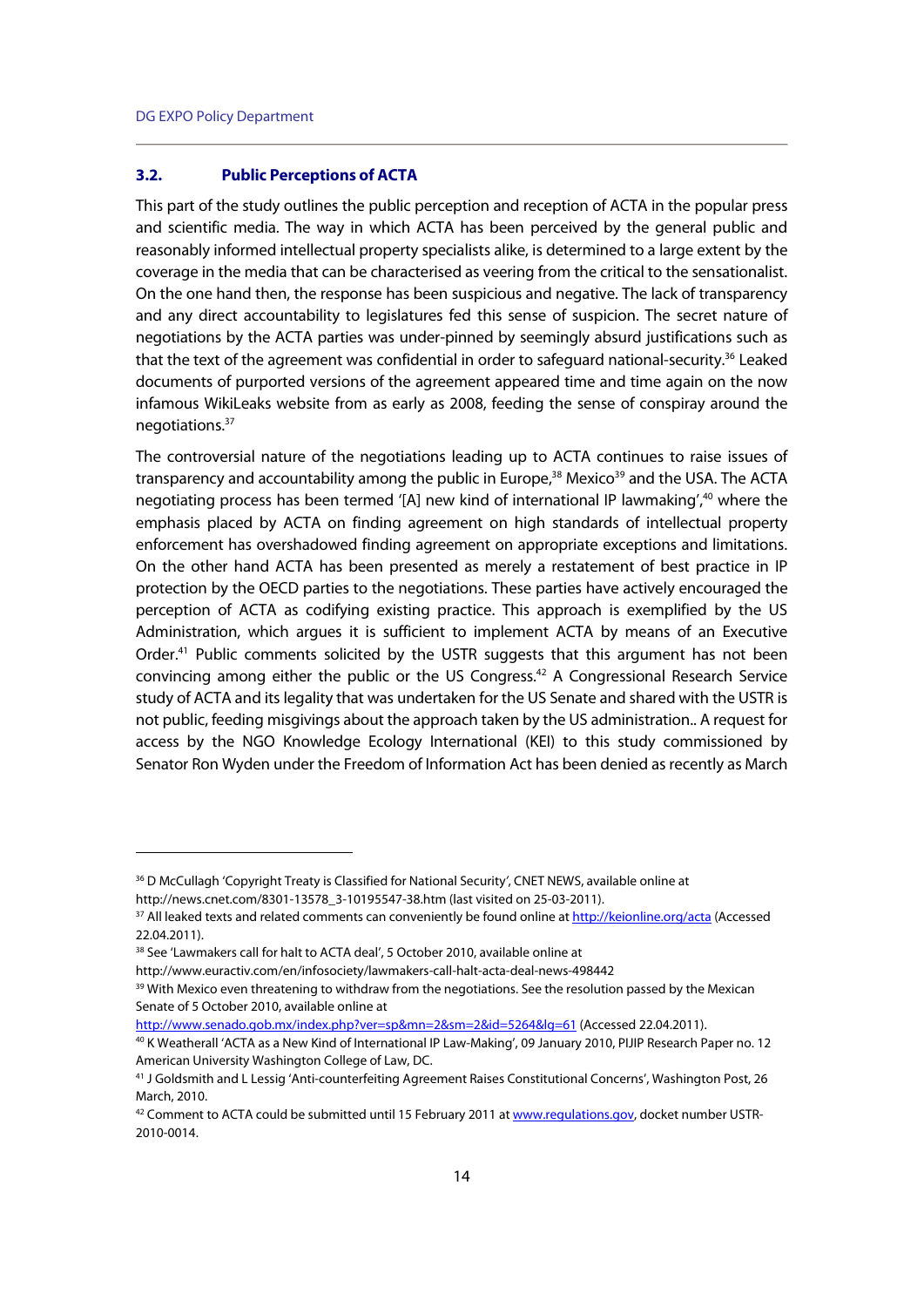### 3.2. Public Perceptions of ACTA

This part of the study outlines the public perception and reception of ACTA in the popular press and scientific media. The way in which ACTA has been perceived by the general public and reasonably informed intellectual property specialists alike, is determined to a large extent by the coverage in the media that can be characterised as veering from the critical to the sensationalist. On the one hand then, the response has been suspicious and negative. The lack of transparency and any direct accountability to legislatures fed this sense of suspicion. The secret nature of negotiations by the ACTA parties was under-pinned by seemingly absurd justifications such as that the text of the agreement was confidential in order to safeguard national-security.[36] Leaked documents of purported versions of the agreement appeared time and time again on the now infamous WikiLeaks website from as early as 2008, feeding the sense of conspiray around the negotiations.[37]

The controversial nature of the negotiations leading up to ACTA continues to raise issues of transparency and accountability among the public in Europe,[38] Mexico[39] and the USA. The ACTA negotiating process has been termed '[A] new kind of international IP lawmaking',[40] where the emphasis placed by ACTA on finding agreement on high standards of intellectual property enforcement has overshadowed finding agreement on appropriate exceptions and limitations. On the other hand ACTA has been presented as merely a restatement of best practice in IP protection by the OECD parties to the negotiations. These parties have actively encouraged the perception of ACTA as codifying existing practice. This approach is exemplified by the US Administration, which argues it is sufficient to implement ACTA by means of an Executive Order.[41] Public comments solicited by the USTR suggests that this argument has not been convincing among either the public or the US Congress.[42] A Congressional Research Service study of ACTA and its legality that was undertaken for the US Senate and shared with the USTR is not public, feeding misgivings about the approach taken by the US administration.. A request for access by the NGO Knowledge Ecology International (KEI) to this study commissioned by Senator Ron Wyden under the Freedom of Information Act has been denied as recently as March

---

[36] D McCullagh 'Copyright Treaty is Classified for National Security', CNET NEWS, available online at http://news.cnet.com/8301-13578_3-10195547-38.htm (last visited on 25-03-2011).

[37] All leaked texts and related comments can conveniently be found online at http://keionline.org/acta (Accessed 22.04.2011).

[38] See 'Lawmakers call for halt to ACTA deal', 5 October 2010, available online at http://www.euractiv.com/en/infosociety/lawmakers-call-halt-acta-deal-news-498442

[39] With Mexico even threatening to withdraw from the negotiations. See the resolution passed by the Mexican Senate of 5 October 2010, available online at http://www.senado.gob.mx/index.php?ver=sp&mn=2&sm=2&id=5264&lg=61 (Accessed 22.04.2011).

[40] K Weatherall 'ACTA as a New Kind of International IP Law-Making', 09 January 2010, PIJIP Research Paper no. 12 American University Washington College of Law, DC.

[41] J Goldsmith and L Lessig 'Anti-counterfeiting Agreement Raises Constitutional Concerns', Washington Post, 26 March, 2010.

[42] Comment to ACTA could be submitted until 15 February 2011 at www.regulations.gov, docket number USTR-2010-0014.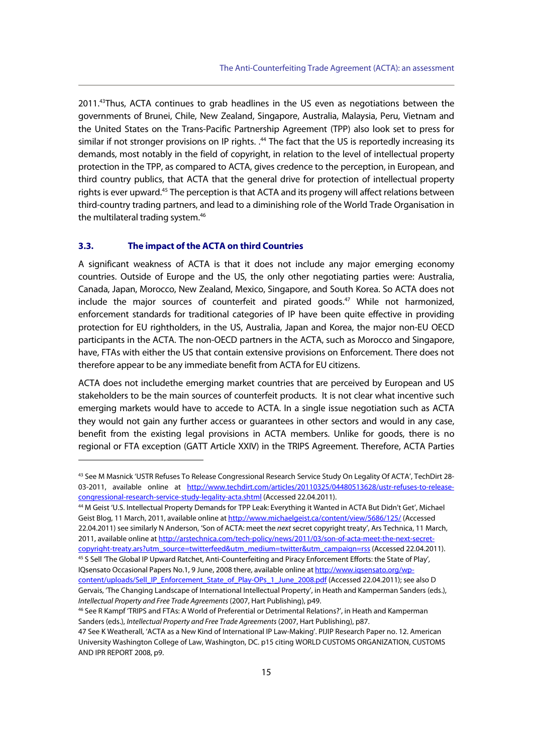2011.[43]Thus, ACTA continues to grab headlines in the US even as negotiations between the governments of Brunei, Chile, New Zealand, Singapore, Australia, Malaysia, Peru, Vietnam and the United States on the Trans-Pacific Partnership Agreement (TPP) also look set to press for similar if not stronger provisions on IP rights. .[44] The fact that the US is reportedly increasing its demands, most notably in the field of copyright, in relation to the level of intellectual property protection in the TPP, as compared to ACTA, gives credence to the perception, in European, and third country publics, that ACTA that the general drive for protection of intellectual property rights is ever upward.[45] The perception is that ACTA and its progeny will affect relations between third-country trading partners, and lead to a diminishing role of the World Trade Organisation in the multilateral trading system.[46]

### 3.3. The impact of the ACTA on third Countries

A significant weakness of ACTA is that it does not include any major emerging economy countries. Outside of Europe and the US, the only other negotiating parties were: Australia, Canada, Japan, Morocco, New Zealand, Mexico, Singapore, and South Korea. So ACTA does not include the major sources of counterfeit and pirated goods.[47] While not harmonized, enforcement standards for traditional categories of IP have been quite effective in providing protection for EU rightholders, in the US, Australia, Japan and Korea, the major non-EU OECD participants in the ACTA. The non-OECD partners in the ACTA, such as Morocco and Singapore, have, FTAs with either the US that contain extensive provisions on Enforcement. There does not therefore appear to be any immediate benefit from ACTA for EU citizens.

ACTA does not includethe emerging market countries that are perceived by European and US stakeholders to be the main sources of counterfeit products. It is not clear what incentive such emerging markets would have to accede to ACTA. In a single issue negotiation such as ACTA they would not gain any further access or guarantees in other sectors and would in any case, benefit from the existing legal provisions in ACTA members. Unlike for goods, there is no regional or FTA exception (GATT Article XXIV) in the TRIPS Agreement. Therefore, ACTA Parties

---

[43] See M Masnick 'USTR Refuses To Release Congressional Research Service Study On Legality Of ACTA', TechDirt 28-03-2011, available online at http://www.techdirt.com/articles/20110325/04480513628/ustr-refuses-to-release-congressional-research-service-study-legality-acta.shtml (Accessed 22.04.2011).

[44] M Geist 'U.S. Intellectual Property Demands for TPP Leak: Everything it Wanted in ACTA But Didn't Get', Michael Geist Blog, 11 March, 2011, available online at http://www.michaelgeist.ca/content/view/5686/125/ (Accessed 22.04.2011) see similarly N Anderson, 'Son of ACTA: meet the *next* secret copyright treaty', Ars Technica, 11 March, 2011, available online at http://arstechnica.com/tech-policy/news/2011/03/son-of-acta-meet-the-next-secret-copyright-treaty.ars?utm_source=twitterfeed&utm_medium=twitter&utm_campaign=rss (Accessed 22.04.2011).

[45] S Sell 'The Global IP Upward Ratchet, Anti-Counterfeiting and Piracy Enforcement Efforts: the State of Play', IQsensato Occasional Papers No.1, 9 June, 2008 there, available online at http://www.iqsensato.org/wp-content/uploads/Sell_IP_Enforcement_State_of_Play-OPs_1_June_2008.pdf (Accessed 22.04.2011); see also D Gervais, 'The Changing Landscape of International Intellectual Property', in Heath and Kamperman Sanders (eds.), *Intellectual Property and Free Trade Agreements* (2007, Hart Publishing), p49.

[46] See R Kampf 'TRIPS and FTAs: A World of Preferential or Detrimental Relations?', in Heath and Kamperman Sanders (eds.), *Intellectual Property and Free Trade Agreements* (2007, Hart Publishing), p87.

47 See K Weatherall, 'ACTA as a New Kind of International IP Law-Making'. PIJIP Research Paper no. 12. American University Washington College of Law, Washington, DC. p15 citing WORLD CUSTOMS ORGANIZATION, CUSTOMS AND IPR REPORT 2008, p9.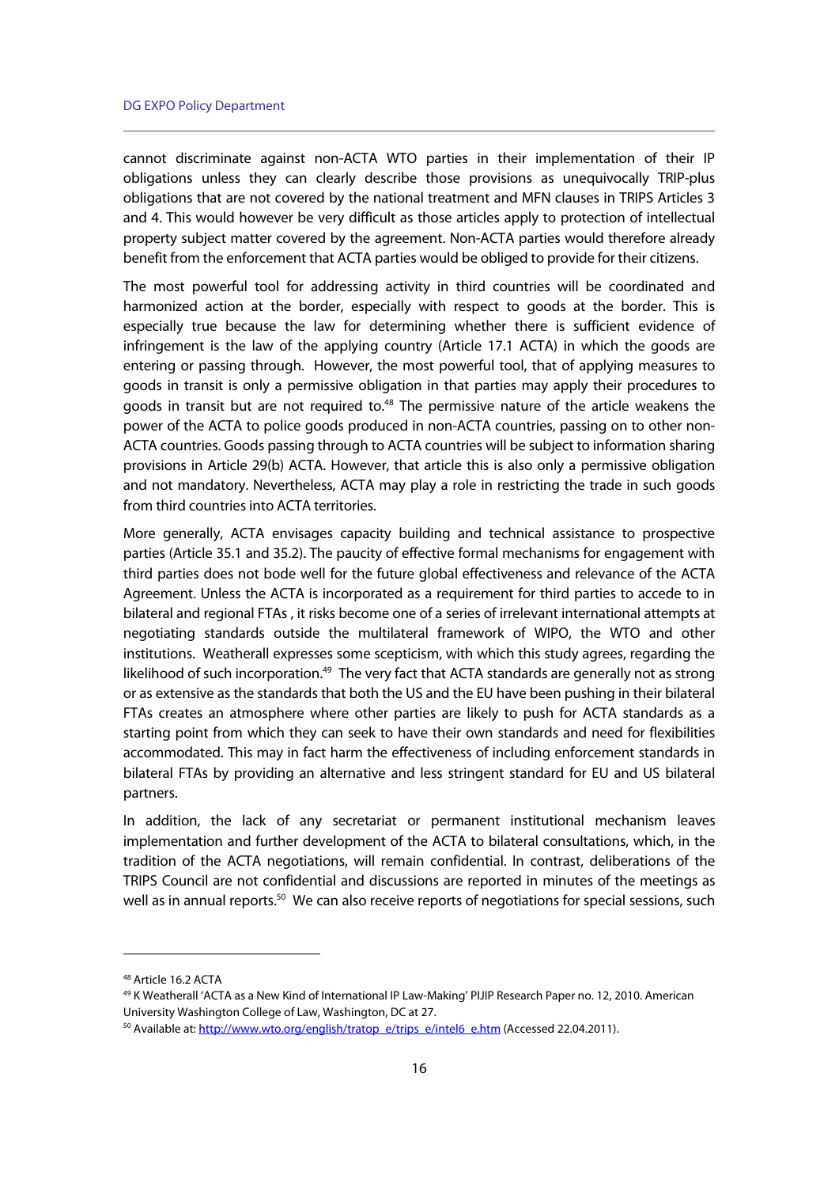cannot discriminate against non-ACTA WTO parties in their implementation of their IP obligations unless they can clearly describe those provisions as unequivocally TRIP-plus obligations that are not covered by the national treatment and MFN clauses in TRIPS Articles 3 and 4. This would however be very difficult as those articles apply to protection of intellectual property subject matter covered by the agreement. Non-ACTA parties would therefore already benefit from the enforcement that ACTA parties would be obliged to provide for their citizens.

The most powerful tool for addressing activity in third countries will be coordinated and harmonized action at the border, especially with respect to goods at the border. This is especially true because the law for determining whether there is sufficient evidence of infringement is the law of the applying country (Article 17.1 ACTA) in which the goods are entering or passing through. However, the most powerful tool, that of applying measures to goods in transit is only a permissive obligation in that parties may apply their procedures to goods in transit but are not required to.[48] The permissive nature of the article weakens the power of the ACTA to police goods produced in non-ACTA countries, passing on to other non-ACTA countries. Goods passing through to ACTA countries will be subject to information sharing provisions in Article 29(b) ACTA. However, that article this is also only a permissive obligation and not mandatory. Nevertheless, ACTA may play a role in restricting the trade in such goods from third countries into ACTA territories.

More generally, ACTA envisages capacity building and technical assistance to prospective parties (Article 35.1 and 35.2). The paucity of effective formal mechanisms for engagement with third parties does not bode well for the future global effectiveness and relevance of the ACTA Agreement. Unless the ACTA is incorporated as a requirement for third parties to accede to in bilateral and regional FTAs , it risks become one of a series of irrelevant international attempts at negotiating standards outside the multilateral framework of WIPO, the WTO and other institutions. Weatherall expresses some scepticism, with which this study agrees, regarding the likelihood of such incorporation.[49] The very fact that ACTA standards are generally not as strong or as extensive as the standards that both the US and the EU have been pushing in their bilateral FTAs creates an atmosphere where other parties are likely to push for ACTA standards as a starting point from which they can seek to have their own standards and need for flexibilities accommodated. This may in fact harm the effectiveness of including enforcement standards in bilateral FTAs by providing an alternative and less stringent standard for EU and US bilateral partners.

In addition, the lack of any secretariat or permanent institutional mechanism leaves implementation and further development of the ACTA to bilateral consultations, which, in the tradition of the ACTA negotiations, will remain confidential. In contrast, deliberations of the TRIPS Council are not confidential and discussions are reported in minutes of the meetings as well as in annual reports.[50] We can also receive reports of negotiations for special sessions, such

---

[48] Article 16.2 ACTA

[49] K Weatherall 'ACTA as a New Kind of International IP Law-Making' PIJIP Research Paper no. 12, 2010. American University Washington College of Law, Washington, DC at 27.

[50] Available at: http://www.wto.org/english/tratop_e/trips_e/intel6_e.htm (Accessed 22.04.2011).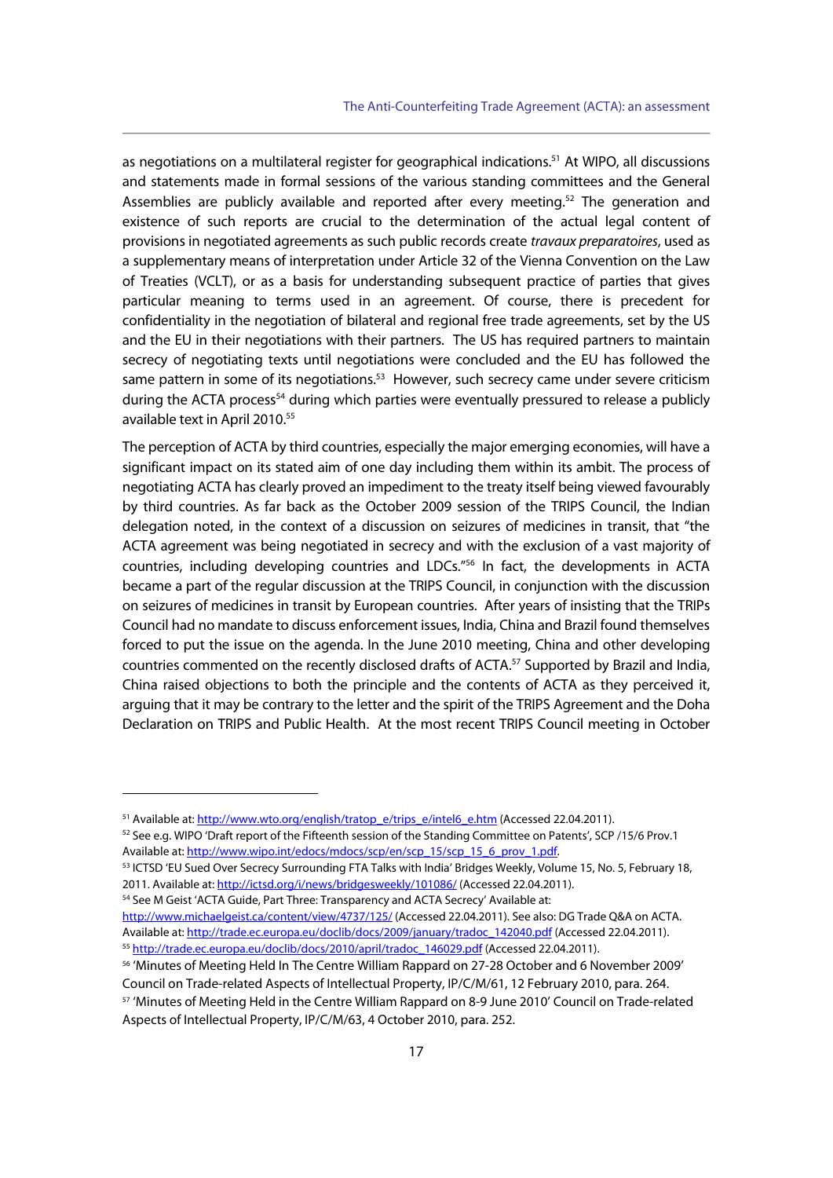as negotiations on a multilateral register for geographical indications.[51] At WIPO, all discussions and statements made in formal sessions of the various standing committees and the General Assemblies are publicly available and reported after every meeting.[52] The generation and existence of such reports are crucial to the determination of the actual legal content of provisions in negotiated agreements as such public records create *travaux preparatoires*, used as a supplementary means of interpretation under Article 32 of the Vienna Convention on the Law of Treaties (VCLT), or as a basis for understanding subsequent practice of parties that gives particular meaning to terms used in an agreement. Of course, there is precedent for confidentiality in the negotiation of bilateral and regional free trade agreements, set by the US and the EU in their negotiations with their partners. The US has required partners to maintain secrecy of negotiating texts until negotiations were concluded and the EU has followed the same pattern in some of its negotiations.[53] However, such secrecy came under severe criticism during the ACTA process[54] during which parties were eventually pressured to release a publicly available text in April 2010.[55]

The perception of ACTA by third countries, especially the major emerging economies, will have a significant impact on its stated aim of one day including them within its ambit. The process of negotiating ACTA has clearly proved an impediment to the treaty itself being viewed favourably by third countries. As far back as the October 2009 session of the TRIPS Council, the Indian delegation noted, in the context of a discussion on seizures of medicines in transit, that "the ACTA agreement was being negotiated in secrecy and with the exclusion of a vast majority of countries, including developing countries and LDCs."[56] In fact, the developments in ACTA became a part of the regular discussion at the TRIPS Council, in conjunction with the discussion on seizures of medicines in transit by European countries. After years of insisting that the TRIPs Council had no mandate to discuss enforcement issues, India, China and Brazil found themselves forced to put the issue on the agenda. In the June 2010 meeting, China and other developing countries commented on the recently disclosed drafts of ACTA.[57] Supported by Brazil and India, China raised objections to both the principle and the contents of ACTA as they perceived it, arguing that it may be contrary to the letter and the spirit of the TRIPS Agreement and the Doha Declaration on TRIPS and Public Health. At the most recent TRIPS Council meeting in October

---

[51] Available at: http://www.wto.org/english/tratop_e/trips_e/intel6_e.htm (Accessed 22.04.2011).

[52] See e.g. WIPO 'Draft report of the Fifteenth session of the Standing Committee on Patents', SCP /15/6 Prov.1 Available at: http://www.wipo.int/edocs/mdocs/scp/en/scp_15/scp_15_6_prov_1.pdf.

[53] ICTSD 'EU Sued Over Secrecy Surrounding FTA Talks with India' Bridges Weekly, Volume 15, No. 5, February 18, 2011. Available at: http://ictsd.org/i/news/bridgesweekly/101086/ (Accessed 22.04.2011).

[54] See M Geist 'ACTA Guide, Part Three: Transparency and ACTA Secrecy' Available at: http://www.michaelgeist.ca/content/view/4737/125/ (Accessed 22.04.2011). See also: DG Trade Q&A on ACTA. Available at: http://trade.ec.europa.eu/doclib/docs/2009/january/tradoc_142040.pdf (Accessed 22.04.2011).

[55] http://trade.ec.europa.eu/doclib/docs/2010/april/tradoc_146029.pdf (Accessed 22.04.2011).

[56] 'Minutes of Meeting Held In The Centre William Rappard on 27-28 October and 6 November 2009' Council on Trade-related Aspects of Intellectual Property, IP/C/M/61, 12 February 2010, para. 264.

[57] 'Minutes of Meeting Held in the Centre William Rappard on 8-9 June 2010' Council on Trade-related Aspects of Intellectual Property, IP/C/M/63, 4 October 2010, para. 252.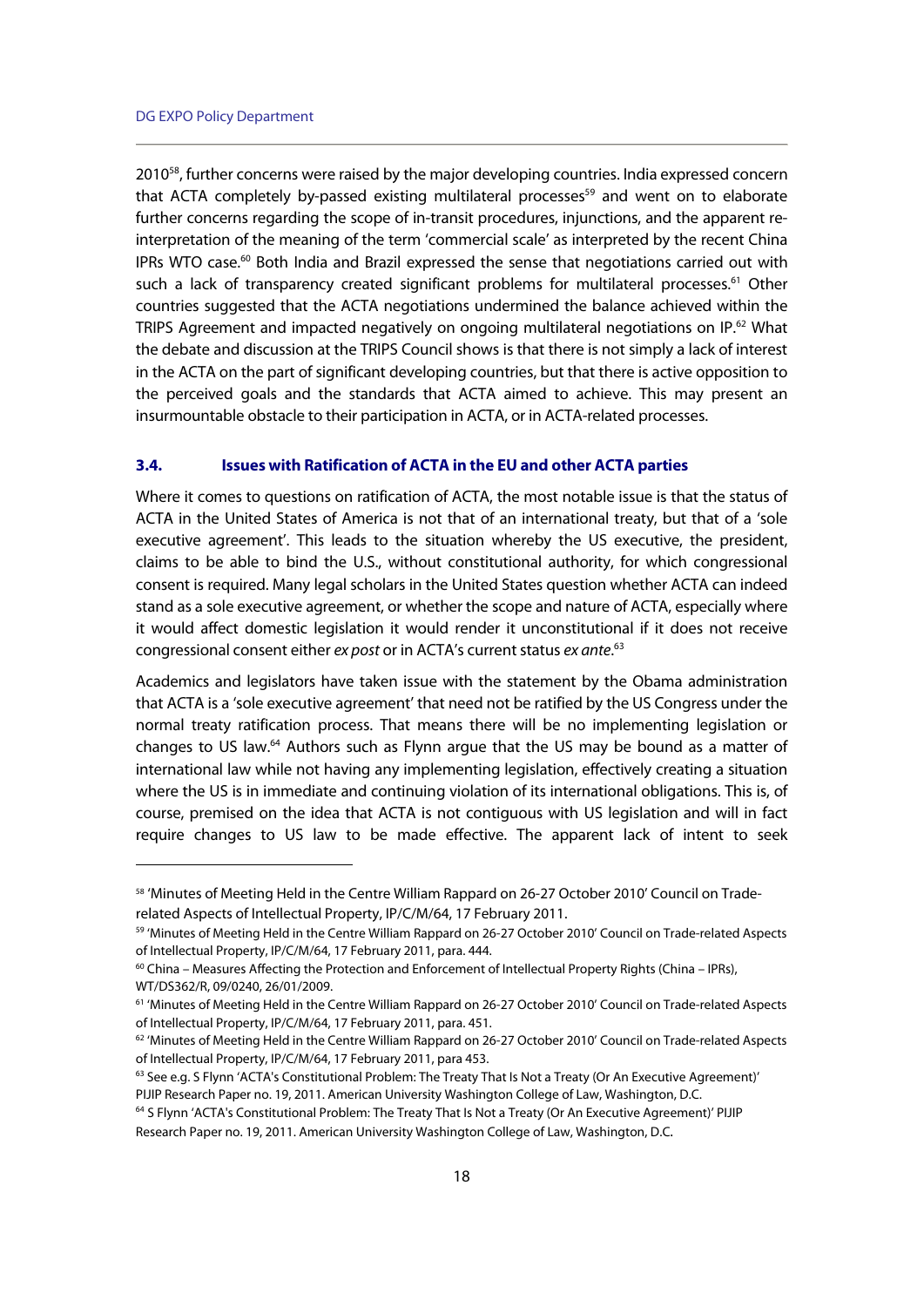2010[58], further concerns were raised by the major developing countries. India expressed concern that ACTA completely by-passed existing multilateral processes[59] and went on to elaborate further concerns regarding the scope of in-transit procedures, injunctions, and the apparent re-interpretation of the meaning of the term 'commercial scale' as interpreted by the recent China IPRs WTO case.[60] Both India and Brazil expressed the sense that negotiations carried out with such a lack of transparency created significant problems for multilateral processes.[61] Other countries suggested that the ACTA negotiations undermined the balance achieved within the TRIPS Agreement and impacted negatively on ongoing multilateral negotiations on IP.[62] What the debate and discussion at the TRIPS Council shows is that there is not simply a lack of interest in the ACTA on the part of significant developing countries, but that there is active opposition to the perceived goals and the standards that ACTA aimed to achieve. This may present an insurmountable obstacle to their participation in ACTA, or in ACTA-related processes.

### 3.4. Issues with Ratification of ACTA in the EU and other ACTA parties

Where it comes to questions on ratification of ACTA, the most notable issue is that the status of ACTA in the United States of America is not that of an international treaty, but that of a 'sole executive agreement'. This leads to the situation whereby the US executive, the president, claims to be able to bind the U.S., without constitutional authority, for which congressional consent is required. Many legal scholars in the United States question whether ACTA can indeed stand as a sole executive agreement, or whether the scope and nature of ACTA, especially where it would affect domestic legislation it would render it unconstitutional if it does not receive congressional consent either *ex post* or in ACTA's current status *ex ante*.[63]

Academics and legislators have taken issue with the statement by the Obama administration that ACTA is a 'sole executive agreement' that need not be ratified by the US Congress under the normal treaty ratification process. That means there will be no implementing legislation or changes to US law.[64] Authors such as Flynn argue that the US may be bound as a matter of international law while not having any implementing legislation, effectively creating a situation where the US is in immediate and continuing violation of its international obligations. This is, of course, premised on the idea that ACTA is not contiguous with US legislation and will in fact require changes to US law to be made effective. The apparent lack of intent to seek

---

[58] 'Minutes of Meeting Held in the Centre William Rappard on 26-27 October 2010' Council on Trade-related Aspects of Intellectual Property, IP/C/M/64, 17 February 2011.

[59] 'Minutes of Meeting Held in the Centre William Rappard on 26-27 October 2010' Council on Trade-related Aspects of Intellectual Property, IP/C/M/64, 17 February 2011, para. 444.

[60] China – Measures Affecting the Protection and Enforcement of Intellectual Property Rights (China – IPRs), WT/DS362/R, 09/0240, 26/01/2009.

[61] 'Minutes of Meeting Held in the Centre William Rappard on 26-27 October 2010' Council on Trade-related Aspects of Intellectual Property, IP/C/M/64, 17 February 2011, para. 451.

[62] 'Minutes of Meeting Held in the Centre William Rappard on 26-27 October 2010' Council on Trade-related Aspects of Intellectual Property, IP/C/M/64, 17 February 2011, para 453.

[63] See e.g. S Flynn 'ACTA's Constitutional Problem: The Treaty That Is Not a Treaty (Or An Executive Agreement)' PIJIP Research Paper no. 19, 2011. American University Washington College of Law, Washington, D.C.

[64] S Flynn 'ACTA's Constitutional Problem: The Treaty That Is Not a Treaty (Or An Executive Agreement)' PIJIP Research Paper no. 19, 2011. American University Washington College of Law, Washington, D.C.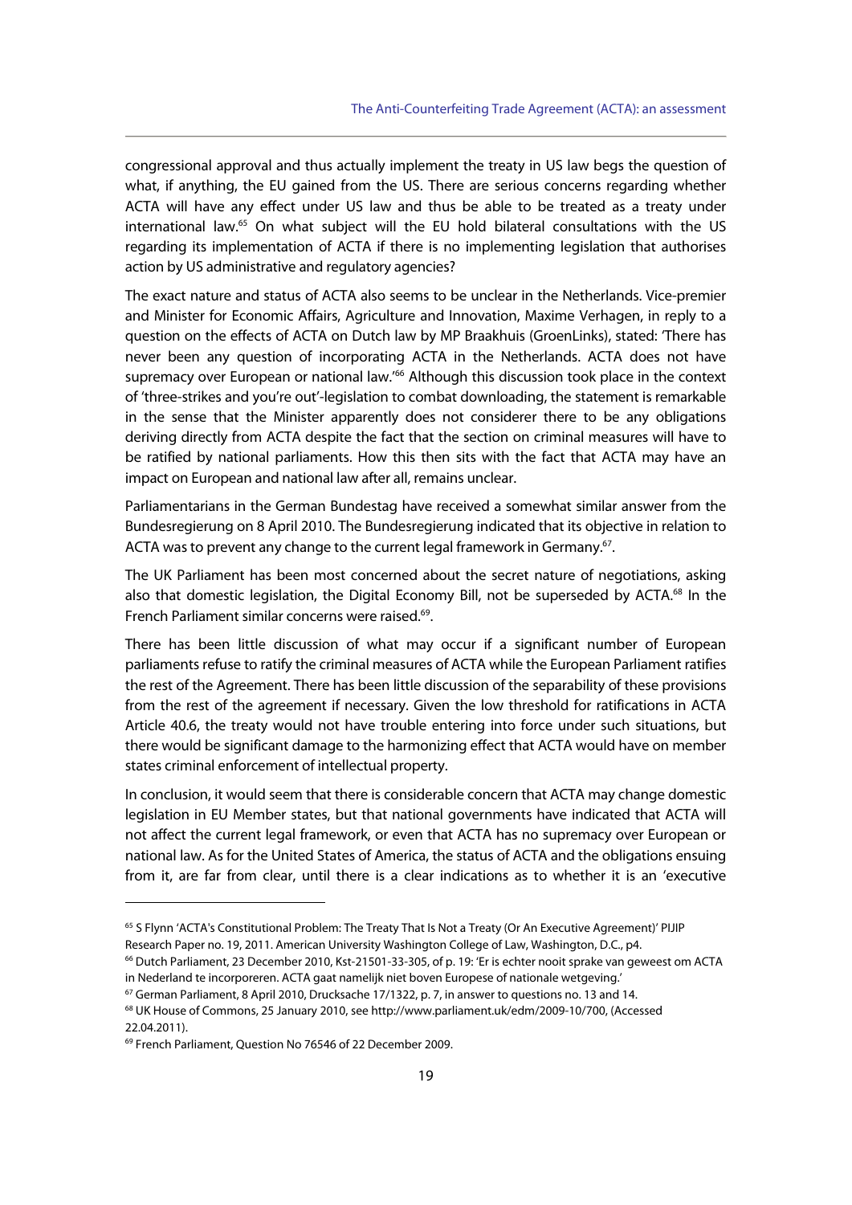congressional approval and thus actually implement the treaty in US law begs the question of what, if anything, the EU gained from the US. There are serious concerns regarding whether ACTA will have any effect under US law and thus be able to be treated as a treaty under international law.[65] On what subject will the EU hold bilateral consultations with the US regarding its implementation of ACTA if there is no implementing legislation that authorises action by US administrative and regulatory agencies?

The exact nature and status of ACTA also seems to be unclear in the Netherlands. Vice-premier and Minister for Economic Affairs, Agriculture and Innovation, Maxime Verhagen, in reply to a question on the effects of ACTA on Dutch law by MP Braakhuis (GroenLinks), stated: 'There has never been any question of incorporating ACTA in the Netherlands. ACTA does not have supremacy over European or national law.'[66] Although this discussion took place in the context of 'three-strikes and you're out'-legislation to combat downloading, the statement is remarkable in the sense that the Minister apparently does not considerer there to be any obligations deriving directly from ACTA despite the fact that the section on criminal measures will have to be ratified by national parliaments. How this then sits with the fact that ACTA may have an impact on European and national law after all, remains unclear.

Parliamentarians in the German Bundestag have received a somewhat similar answer from the Bundesregierung on 8 April 2010. The Bundesregierung indicated that its objective in relation to ACTA was to prevent any change to the current legal framework in Germany.[67].

The UK Parliament has been most concerned about the secret nature of negotiations, asking also that domestic legislation, the Digital Economy Bill, not be superseded by ACTA.[68] In the French Parliament similar concerns were raised.[69].

There has been little discussion of what may occur if a significant number of European parliaments refuse to ratify the criminal measures of ACTA while the European Parliament ratifies the rest of the Agreement. There has been little discussion of the separability of these provisions from the rest of the agreement if necessary. Given the low threshold for ratifications in ACTA Article 40.6, the treaty would not have trouble entering into force under such situations, but there would be significant damage to the harmonizing effect that ACTA would have on member states criminal enforcement of intellectual property.

In conclusion, it would seem that there is considerable concern that ACTA may change domestic legislation in EU Member states, but that national governments have indicated that ACTA will not affect the current legal framework, or even that ACTA has no supremacy over European or national law. As for the United States of America, the status of ACTA and the obligations ensuing from it, are far from clear, until there is a clear indications as to whether it is an 'executive

---

[65] S Flynn 'ACTA's Constitutional Problem: The Treaty That Is Not a Treaty (Or An Executive Agreement)' PIJIP Research Paper no. 19, 2011. American University Washington College of Law, Washington, D.C., p4.

[66] Dutch Parliament, 23 December 2010, Kst-21501-33-305, of p. 19: 'Er is echter nooit sprake van geweest om ACTA in Nederland te incorporeren. ACTA gaat namelijk niet boven Europese of nationale wetgeving.'

[67] German Parliament, 8 April 2010, Drucksache 17/1322, p. 7, in answer to questions no. 13 and 14.

[68] UK House of Commons, 25 January 2010, see http://www.parliament.uk/edm/2009-10/700, (Accessed 22.04.2011).

[69] French Parliament, Question No 76546 of 22 December 2009.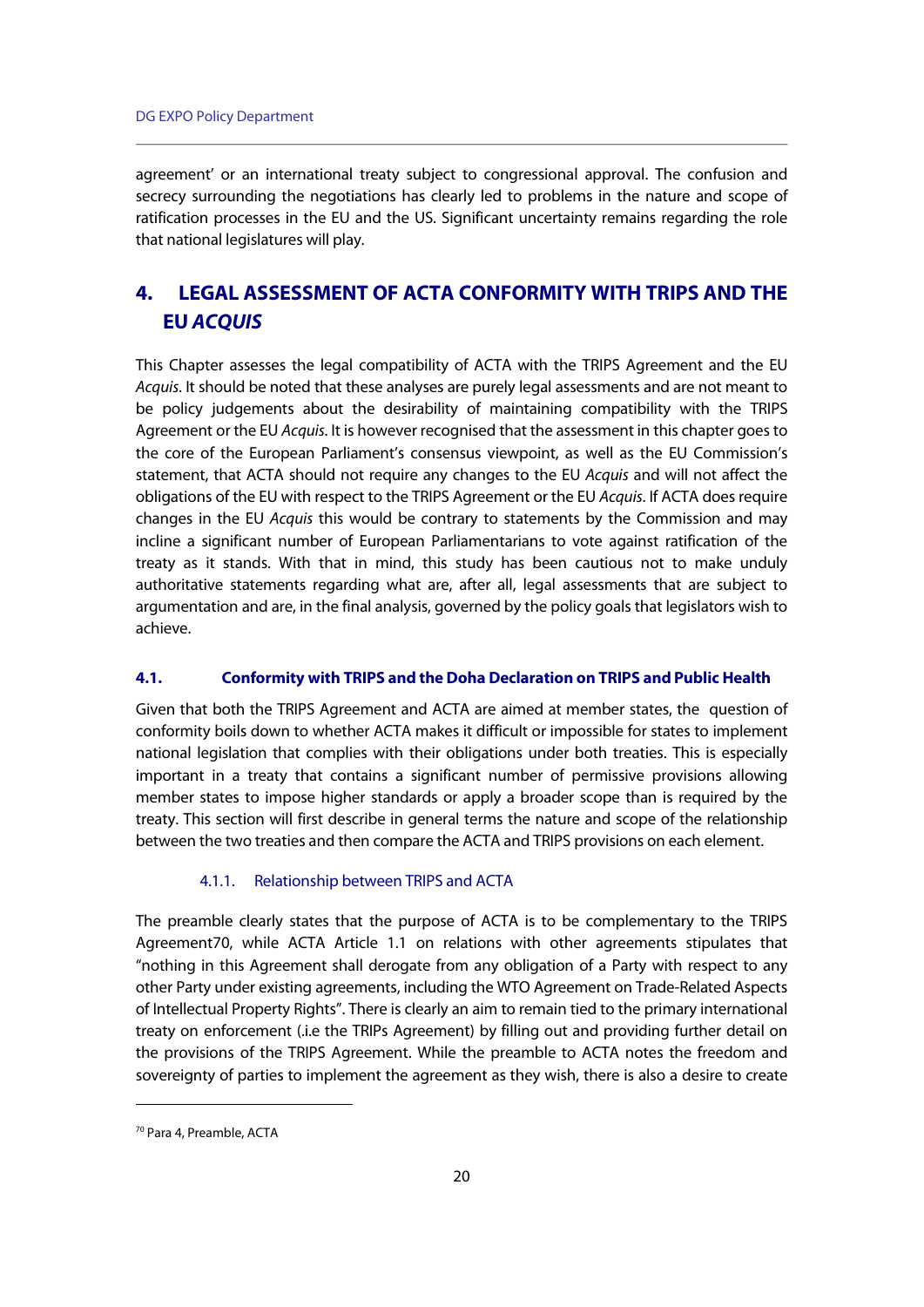agreement' or an international treaty subject to congressional approval. The confusion and secrecy surrounding the negotiations has clearly led to problems in the nature and scope of ratification processes in the EU and the US. Significant uncertainty remains regarding the role that national legislatures will play.

# 4. LEGAL ASSESSMENT OF ACTA CONFORMITY WITH TRIPS AND THE EU *ACQUIS*

This Chapter assesses the legal compatibility of ACTA with the TRIPS Agreement and the EU *Acquis*. It should be noted that these analyses are purely legal assessments and are not meant to be policy judgements about the desirability of maintaining compatibility with the TRIPS Agreement or the EU *Acquis*. It is however recognised that the assessment in this chapter goes to the core of the European Parliament's consensus viewpoint, as well as the EU Commission's statement, that ACTA should not require any changes to the EU *Acquis* and will not affect the obligations of the EU with respect to the TRIPS Agreement or the EU *Acquis*. If ACTA does require changes in the EU *Acquis* this would be contrary to statements by the Commission and may incline a significant number of European Parliamentarians to vote against ratification of the treaty as it stands. With that in mind, this study has been cautious not to make unduly authoritative statements regarding what are, after all, legal assessments that are subject to argumentation and are, in the final analysis, governed by the policy goals that legislators wish to achieve.

## 4.1. Conformity with TRIPS and the Doha Declaration on TRIPS and Public Health

Given that both the TRIPS Agreement and ACTA are aimed at member states, the question of conformity boils down to whether ACTA makes it difficult or impossible for states to implement national legislation that complies with their obligations under both treaties. This is especially important in a treaty that contains a significant number of permissive provisions allowing member states to impose higher standards or apply a broader scope than is required by the treaty. This section will first describe in general terms the nature and scope of the relationship between the two treaties and then compare the ACTA and TRIPS provisions on each element.

### 4.1.1. Relationship between TRIPS and ACTA

The preamble clearly states that the purpose of ACTA is to be complementary to the TRIPS Agreement[70], while ACTA Article 1.1 on relations with other agreements stipulates that "nothing in this Agreement shall derogate from any obligation of a Party with respect to any other Party under existing agreements, including the WTO Agreement on Trade-Related Aspects of Intellectual Property Rights". There is clearly an aim to remain tied to the primary international treaty on enforcement (.i.e the TRIPs Agreement) by filling out and providing further detail on the provisions of the TRIPS Agreement. While the preamble to ACTA notes the freedom and sovereignty of parties to implement the agreement as they wish, there is also a desire to create

---

[70] Para 4, Preamble, ACTA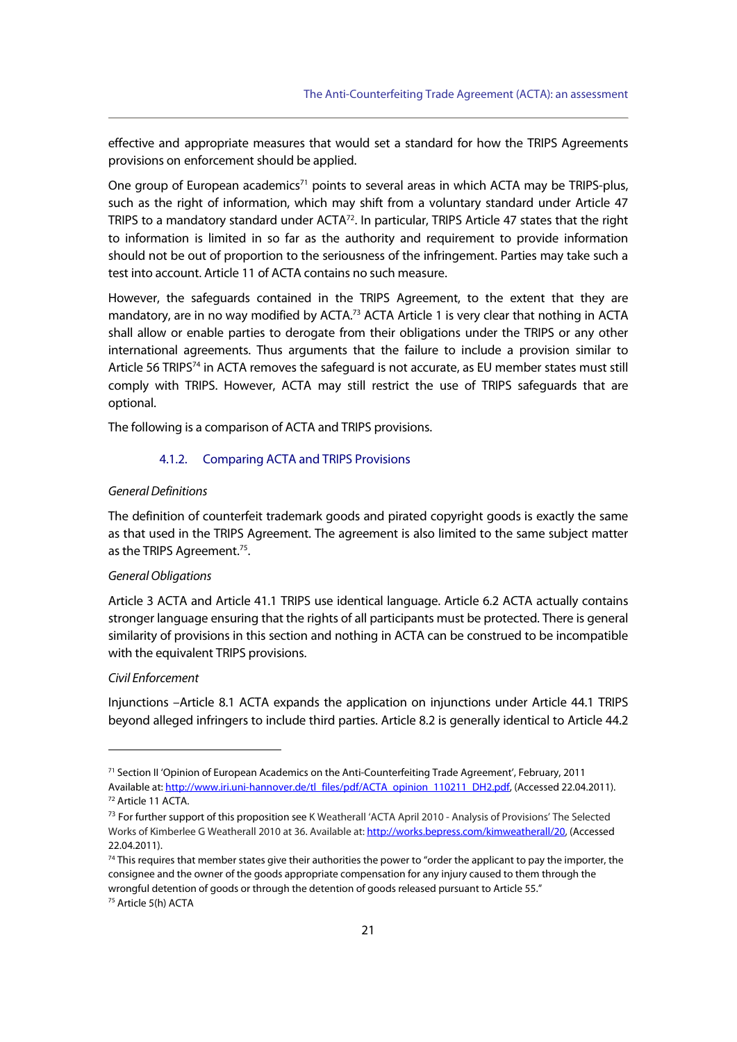effective and appropriate measures that would set a standard for how the TRIPS Agreements provisions on enforcement should be applied.

One group of European academics[71] points to several areas in which ACTA may be TRIPS-plus, such as the right of information, which may shift from a voluntary standard under Article 47 TRIPS to a mandatory standard under ACTA[72]. In particular, TRIPS Article 47 states that the right to information is limited in so far as the authority and requirement to provide information should not be out of proportion to the seriousness of the infringement. Parties may take such a test into account. Article 11 of ACTA contains no such measure.

However, the safeguards contained in the TRIPS Agreement, to the extent that they are mandatory, are in no way modified by ACTA.[73] ACTA Article 1 is very clear that nothing in ACTA shall allow or enable parties to derogate from their obligations under the TRIPS or any other international agreements. Thus arguments that the failure to include a provision similar to Article 56 TRIPS[74] in ACTA removes the safeguard is not accurate, as EU member states must still comply with TRIPS. However, ACTA may still restrict the use of TRIPS safeguards that are optional.

The following is a comparison of ACTA and TRIPS provisions.

### 4.1.2. Comparing ACTA and TRIPS Provisions

*General Definitions*

The definition of counterfeit trademark goods and pirated copyright goods is exactly the same as that used in the TRIPS Agreement. The agreement is also limited to the same subject matter as the TRIPS Agreement.[75].

*General Obligations*

Article 3 ACTA and Article 41.1 TRIPS use identical language. Article 6.2 ACTA actually contains stronger language ensuring that the rights of all participants must be protected. There is general similarity of provisions in this section and nothing in ACTA can be construed to be incompatible with the equivalent TRIPS provisions.

*Civil Enforcement*

Injunctions –Article 8.1 ACTA expands the application on injunctions under Article 44.1 TRIPS beyond alleged infringers to include third parties. Article 8.2 is generally identical to Article 44.2

---

[71] Section II 'Opinion of European Academics on the Anti-Counterfeiting Trade Agreement', February, 2011 Available at: http://www.iri.uni-hannover.de/tl_files/pdf/ACTA_opinion_110211_DH2.pdf, (Accessed 22.04.2011).

[72] Article 11 ACTA.

[73] For further support of this proposition see K Weatherall 'ACTA April 2010 - Analysis of Provisions' The Selected Works of Kimberlee G Weatherall 2010 at 36. Available at: http://works.bepress.com/kimweatherall/20, (Accessed 22.04.2011).

[74] This requires that member states give their authorities the power to "order the applicant to pay the importer, the consignee and the owner of the goods appropriate compensation for any injury caused to them through the wrongful detention of goods or through the detention of goods released pursuant to Article 55."

[75] Article 5(h) ACTA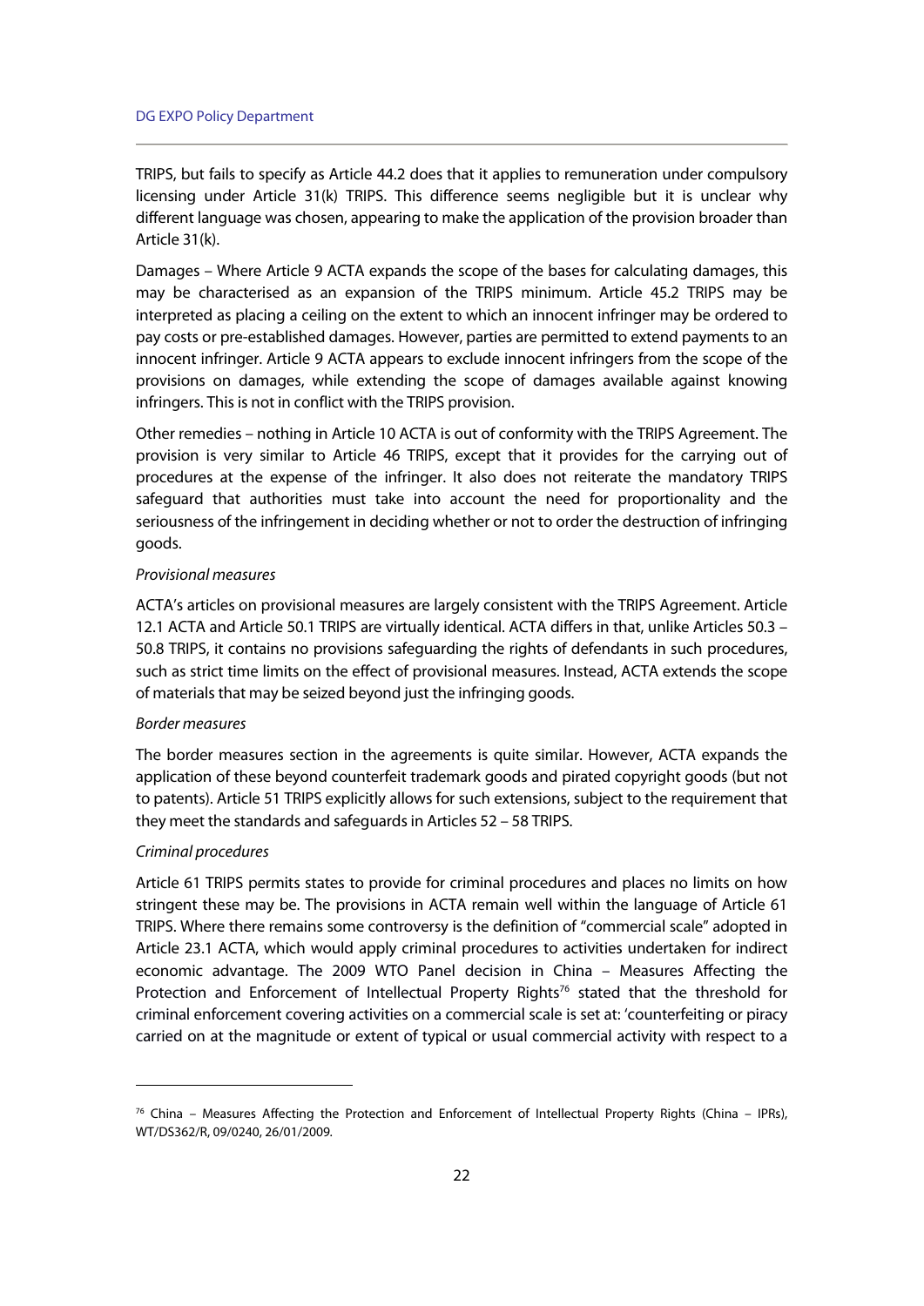TRIPS, but fails to specify as Article 44.2 does that it applies to remuneration under compulsory licensing under Article 31(k) TRIPS. This difference seems negligible but it is unclear why different language was chosen, appearing to make the application of the provision broader than Article 31(k).

Damages – Where Article 9 ACTA expands the scope of the bases for calculating damages, this may be characterised as an expansion of the TRIPS minimum. Article 45.2 TRIPS may be interpreted as placing a ceiling on the extent to which an innocent infringer may be ordered to pay costs or pre-established damages. However, parties are permitted to extend payments to an innocent infringer. Article 9 ACTA appears to exclude innocent infringers from the scope of the provisions on damages, while extending the scope of damages available against knowing infringers. This is not in conflict with the TRIPS provision.

Other remedies – nothing in Article 10 ACTA is out of conformity with the TRIPS Agreement. The provision is very similar to Article 46 TRIPS, except that it provides for the carrying out of procedures at the expense of the infringer. It also does not reiterate the mandatory TRIPS safeguard that authorities must take into account the need for proportionality and the seriousness of the infringement in deciding whether or not to order the destruction of infringing goods.

*Provisional measures*

ACTA's articles on provisional measures are largely consistent with the TRIPS Agreement. Article 12.1 ACTA and Article 50.1 TRIPS are virtually identical. ACTA differs in that, unlike Articles 50.3 – 50.8 TRIPS, it contains no provisions safeguarding the rights of defendants in such procedures, such as strict time limits on the effect of provisional measures. Instead, ACTA extends the scope of materials that may be seized beyond just the infringing goods.

*Border measures*

The border measures section in the agreements is quite similar. However, ACTA expands the application of these beyond counterfeit trademark goods and pirated copyright goods (but not to patents). Article 51 TRIPS explicitly allows for such extensions, subject to the requirement that they meet the standards and safeguards in Articles 52 – 58 TRIPS.

*Criminal procedures*

Article 61 TRIPS permits states to provide for criminal procedures and places no limits on how stringent these may be. The provisions in ACTA remain well within the language of Article 61 TRIPS. Where there remains some controversy is the definition of "commercial scale" adopted in Article 23.1 ACTA, which would apply criminal procedures to activities undertaken for indirect economic advantage. The 2009 WTO Panel decision in China – Measures Affecting the Protection and Enforcement of Intellectual Property Rights[76] stated that the threshold for criminal enforcement covering activities on a commercial scale is set at: 'counterfeiting or piracy carried on at the magnitude or extent of typical or usual commercial activity with respect to a

---

[76] China – Measures Affecting the Protection and Enforcement of Intellectual Property Rights (China – IPRs), WT/DS362/R, 09/0240, 26/01/2009.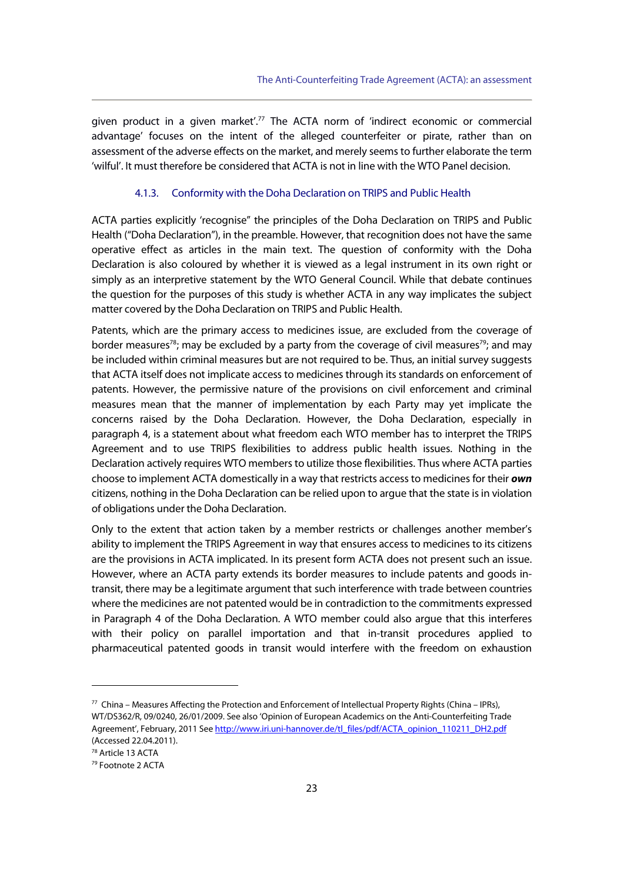given product in a given market'.[77] The ACTA norm of 'indirect economic or commercial advantage' focuses on the intent of the alleged counterfeiter or pirate, rather than on assessment of the adverse effects on the market, and merely seems to further elaborate the term 'wilful'. It must therefore be considered that ACTA is not in line with the WTO Panel decision.

#### 4.1.3. Conformity with the Doha Declaration on TRIPS and Public Health

ACTA parties explicitly 'recognise" the principles of the Doha Declaration on TRIPS and Public Health ("Doha Declaration"), in the preamble. However, that recognition does not have the same operative effect as articles in the main text. The question of conformity with the Doha Declaration is also coloured by whether it is viewed as a legal instrument in its own right or simply as an interpretive statement by the WTO General Council. While that debate continues the question for the purposes of this study is whether ACTA in any way implicates the subject matter covered by the Doha Declaration on TRIPS and Public Health.

Patents, which are the primary access to medicines issue, are excluded from the coverage of border measures[78]; may be excluded by a party from the coverage of civil measures[79]; and may be included within criminal measures but are not required to be. Thus, an initial survey suggests that ACTA itself does not implicate access to medicines through its standards on enforcement of patents. However, the permissive nature of the provisions on civil enforcement and criminal measures mean that the manner of implementation by each Party may yet implicate the concerns raised by the Doha Declaration. However, the Doha Declaration, especially in paragraph 4, is a statement about what freedom each WTO member has to interpret the TRIPS Agreement and to use TRIPS flexibilities to address public health issues. Nothing in the Declaration actively requires WTO members to utilize those flexibilities. Thus where ACTA parties choose to implement ACTA domestically in a way that restricts access to medicines for their ***own*** citizens, nothing in the Doha Declaration can be relied upon to argue that the state is in violation of obligations under the Doha Declaration.

Only to the extent that action taken by a member restricts or challenges another member's ability to implement the TRIPS Agreement in way that ensures access to medicines to its citizens are the provisions in ACTA implicated. In its present form ACTA does not present such an issue. However, where an ACTA party extends its border measures to include patents and goods in-transit, there may be a legitimate argument that such interference with trade between countries where the medicines are not patented would be in contradiction to the commitments expressed in Paragraph 4 of the Doha Declaration. A WTO member could also argue that this interferes with their policy on parallel importation and that in-transit procedures applied to pharmaceutical patented goods in transit would interfere with the freedom on exhaustion

---

[77] China – Measures Affecting the Protection and Enforcement of Intellectual Property Rights (China – IPRs), WT/DS362/R, 09/0240, 26/01/2009. See also 'Opinion of European Academics on the Anti-Counterfeiting Trade Agreement', February, 2011 See http://www.iri.uni-hannover.de/tl_files/pdf/ACTA_opinion_110211_DH2.pdf (Accessed 22.04.2011).

[78] Article 13 ACTA

[79] Footnote 2 ACTA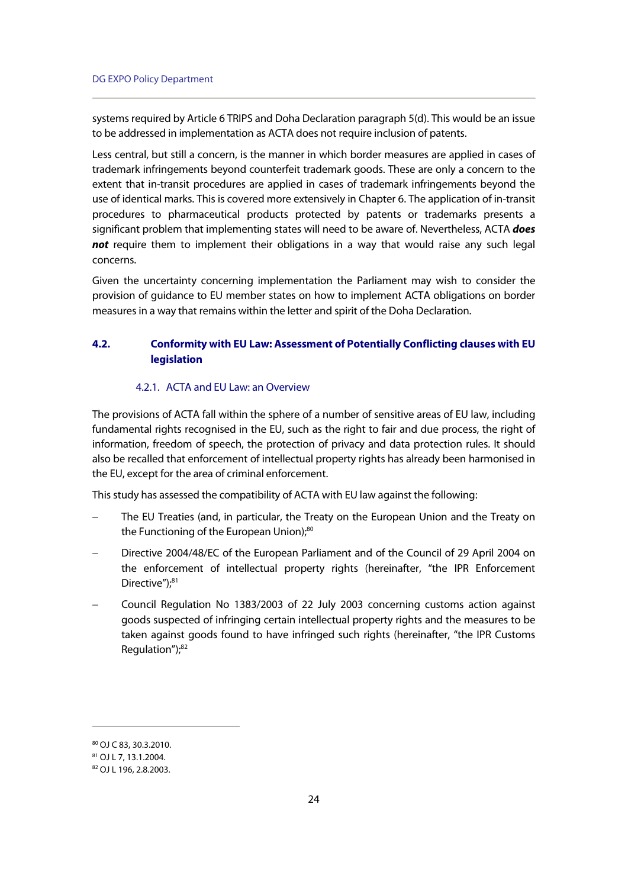systems required by Article 6 TRIPS and Doha Declaration paragraph 5(d). This would be an issue to be addressed in implementation as ACTA does not require inclusion of patents.

Less central, but still a concern, is the manner in which border measures are applied in cases of trademark infringements beyond counterfeit trademark goods. These are only a concern to the extent that in-transit procedures are applied in cases of trademark infringements beyond the use of identical marks. This is covered more extensively in Chapter 6. The application of in-transit procedures to pharmaceutical products protected by patents or trademarks presents a significant problem that implementing states will need to be aware of. Nevertheless, ACTA ***does not*** require them to implement their obligations in a way that would raise any such legal concerns.

Given the uncertainty concerning implementation the Parliament may wish to consider the provision of guidance to EU member states on how to implement ACTA obligations on border measures in a way that remains within the letter and spirit of the Doha Declaration.

## 4.2. Conformity with EU Law: Assessment of Potentially Conflicting clauses with EU legislation

### 4.2.1. ACTA and EU Law: an Overview

The provisions of ACTA fall within the sphere of a number of sensitive areas of EU law, including fundamental rights recognised in the EU, such as the right to fair and due process, the right of information, freedom of speech, the protection of privacy and data protection rules. It should also be recalled that enforcement of intellectual property rights has already been harmonised in the EU, except for the area of criminal enforcement.

This study has assessed the compatibility of ACTA with EU law against the following:

- The EU Treaties (and, in particular, the Treaty on the European Union and the Treaty on the Functioning of the European Union);[80]
- Directive 2004/48/EC of the European Parliament and of the Council of 29 April 2004 on the enforcement of intellectual property rights (hereinafter, "the IPR Enforcement Directive");[81]
- Council Regulation No 1383/2003 of 22 July 2003 concerning customs action against goods suspected of infringing certain intellectual property rights and the measures to be taken against goods found to have infringed such rights (hereinafter, "the IPR Customs Regulation");[82]

---

[80] OJ C 83, 30.3.2010.
[81] OJ L 7, 13.1.2004.
[82] OJ L 196, 2.8.2003.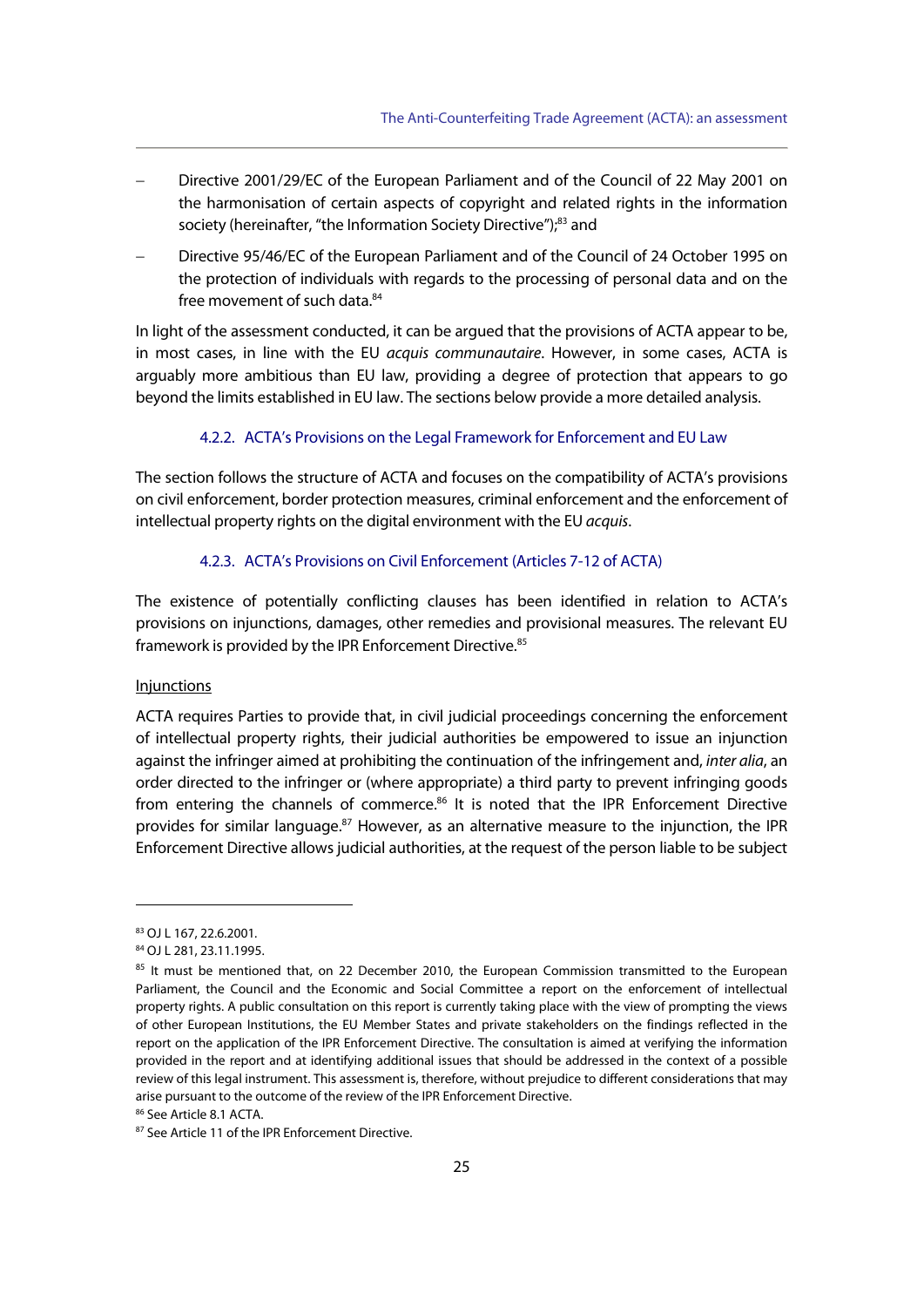- Directive 2001/29/EC of the European Parliament and of the Council of 22 May 2001 on the harmonisation of certain aspects of copyright and related rights in the information society (hereinafter, "the Information Society Directive");[83] and
- Directive 95/46/EC of the European Parliament and of the Council of 24 October 1995 on the protection of individuals with regards to the processing of personal data and on the free movement of such data.[84]

In light of the assessment conducted, it can be argued that the provisions of ACTA appear to be, in most cases, in line with the EU *acquis communautaire*. However, in some cases, ACTA is arguably more ambitious than EU law, providing a degree of protection that appears to go beyond the limits established in EU law. The sections below provide a more detailed analysis.

#### 4.2.2. ACTA's Provisions on the Legal Framework for Enforcement and EU Law

The section follows the structure of ACTA and focuses on the compatibility of ACTA's provisions on civil enforcement, border protection measures, criminal enforcement and the enforcement of intellectual property rights on the digital environment with the EU *acquis*.

#### 4.2.3. ACTA's Provisions on Civil Enforcement (Articles 7-12 of ACTA)

The existence of potentially conflicting clauses has been identified in relation to ACTA's provisions on injunctions, damages, other remedies and provisional measures. The relevant EU framework is provided by the IPR Enforcement Directive.[85]

Injunctions

ACTA requires Parties to provide that, in civil judicial proceedings concerning the enforcement of intellectual property rights, their judicial authorities be empowered to issue an injunction against the infringer aimed at prohibiting the continuation of the infringement and, *inter alia*, an order directed to the infringer or (where appropriate) a third party to prevent infringing goods from entering the channels of commerce.[86] It is noted that the IPR Enforcement Directive provides for similar language.[87] However, as an alternative measure to the injunction, the IPR Enforcement Directive allows judicial authorities, at the request of the person liable to be subject

---

[83] OJ L 167, 22.6.2001.

[84] OJ L 281, 23.11.1995.

[85] It must be mentioned that, on 22 December 2010, the European Commission transmitted to the European Parliament, the Council and the Economic and Social Committee a report on the enforcement of intellectual property rights. A public consultation on this report is currently taking place with the view of prompting the views of other European Institutions, the EU Member States and private stakeholders on the findings reflected in the report on the application of the IPR Enforcement Directive. The consultation is aimed at verifying the information provided in the report and at identifying additional issues that should be addressed in the context of a possible review of this legal instrument. This assessment is, therefore, without prejudice to different considerations that may arise pursuant to the outcome of the review of the IPR Enforcement Directive.

[86] See Article 8.1 ACTA.

[87] See Article 11 of the IPR Enforcement Directive.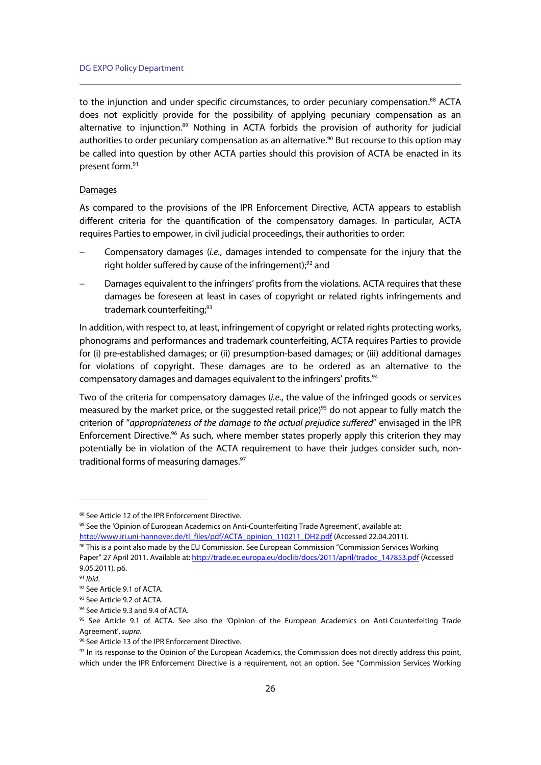to the injunction and under specific circumstances, to order pecuniary compensation.[88] ACTA does not explicitly provide for the possibility of applying pecuniary compensation as an alternative to injunction.[89] Nothing in ACTA forbids the provision of authority for judicial authorities to order pecuniary compensation as an alternative.[90] But recourse to this option may be called into question by other ACTA parties should this provision of ACTA be enacted in its present form.[91]

<u>Damages</u>

As compared to the provisions of the IPR Enforcement Directive, ACTA appears to establish different criteria for the quantification of the compensatory damages. In particular, ACTA requires Parties to empower, in civil judicial proceedings, their authorities to order:

- Compensatory damages (*i.e.*, damages intended to compensate for the injury that the right holder suffered by cause of the infringement);[92] and
- Damages equivalent to the infringers' profits from the violations. ACTA requires that these damages be foreseen at least in cases of copyright or related rights infringements and trademark counterfeiting;[93]

In addition, with respect to, at least, infringement of copyright or related rights protecting works, phonograms and performances and trademark counterfeiting, ACTA requires Parties to provide for (i) pre-established damages; or (ii) presumption-based damages; or (iii) additional damages for violations of copyright. These damages are to be ordered as an alternative to the compensatory damages and damages equivalent to the infringers' profits.[94]

Two of the criteria for compensatory damages (*i.e.*, the value of the infringed goods or services measured by the market price, or the suggested retail price)[95] do not appear to fully match the criterion of "*appropriateness of the damage to the actual prejudice suffered*" envisaged in the IPR Enforcement Directive.[96] As such, where member states properly apply this criterion they may potentially be in violation of the ACTA requirement to have their judges consider such, non-traditional forms of measuring damages.[97]

---

[88] See Article 12 of the IPR Enforcement Directive.

[89] See the 'Opinion of European Academics on Anti-Counterfeiting Trade Agreement', available at: http://www.iri.uni-hannover.de/tl_files/pdf/ACTA_opinion_110211_DH2.pdf (Accessed 22.04.2011).

[90] This is a point also made by the EU Commission. See European Commission "Commission Services Working Paper" 27 April 2011. Available at: http://trade.ec.europa.eu/doclib/docs/2011/april/tradoc_147853.pdf (Accessed 9.05.2011), p6.

[91] *Ibid*.

[92] See Article 9.1 of ACTA.

[93] See Article 9.2 of ACTA.

[94] See Article 9.3 and 9.4 of ACTA.

[95] See Article 9.1 of ACTA. See also the 'Opinion of the European Academics on Anti-Counterfeiting Trade Agreement', *supra*.

[96] See Article 13 of the IPR Enforcement Directive.

[97] In its response to the Opinion of the European Academics, the Commission does not directly address this point, which under the IPR Enforcement Directive is a requirement, not an option. See "Commission Services Working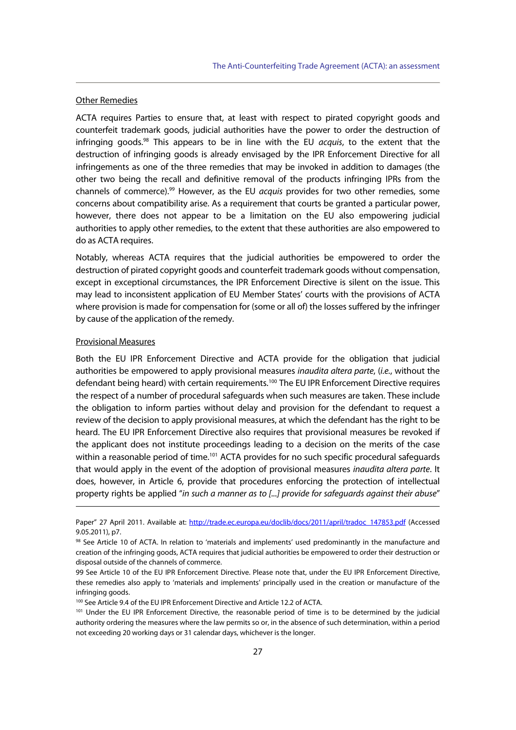Other Remedies

ACTA requires Parties to ensure that, at least with respect to pirated copyright goods and counterfeit trademark goods, judicial authorities have the power to order the destruction of infringing goods.[98] This appears to be in line with the EU *acquis*, to the extent that the destruction of infringing goods is already envisaged by the IPR Enforcement Directive for all infringements as one of the three remedies that may be invoked in addition to damages (the other two being the recall and definitive removal of the products infringing IPRs from the channels of commerce).[99] However, as the EU *acquis* provides for two other remedies, some concerns about compatibility arise. As a requirement that courts be granted a particular power, however, there does not appear to be a limitation on the EU also empowering judicial authorities to apply other remedies, to the extent that these authorities are also empowered to do as ACTA requires.

Notably, whereas ACTA requires that the judicial authorities be empowered to order the destruction of pirated copyright goods and counterfeit trademark goods without compensation, except in exceptional circumstances, the IPR Enforcement Directive is silent on the issue. This may lead to inconsistent application of EU Member States' courts with the provisions of ACTA where provision is made for compensation for (some or all of) the losses suffered by the infringer by cause of the application of the remedy.

Provisional Measures

Both the EU IPR Enforcement Directive and ACTA provide for the obligation that judicial authorities be empowered to apply provisional measures *inaudita altera parte*, (*i.e.*, without the defendant being heard) with certain requirements.[100] The EU IPR Enforcement Directive requires the respect of a number of procedural safeguards when such measures are taken. These include the obligation to inform parties without delay and provision for the defendant to request a review of the decision to apply provisional measures, at which the defendant has the right to be heard. The EU IPR Enforcement Directive also requires that provisional measures be revoked if the applicant does not institute proceedings leading to a decision on the merits of the case within a reasonable period of time.[101] ACTA provides for no such specific procedural safeguards that would apply in the event of the adoption of provisional measures *inaudita altera parte*. It does, however, in Article 6, provide that procedures enforcing the protection of intellectual property rights be applied "*in such a manner as to [...] provide for safeguards against their abuse*"

---

Paper" 27 April 2011. Available at: http://trade.ec.europa.eu/doclib/docs/2011/april/tradoc_147853.pdf (Accessed 9.05.2011), p7.

[98] See Article 10 of ACTA. In relation to 'materials and implements' used predominantly in the manufacture and creation of the infringing goods, ACTA requires that judicial authorities be empowered to order their destruction or disposal outside of the channels of commerce.

[99] See Article 10 of the EU IPR Enforcement Directive. Please note that, under the EU IPR Enforcement Directive, these remedies also apply to 'materials and implements' principally used in the creation or manufacture of the infringing goods.

[100] See Article 9.4 of the EU IPR Enforcement Directive and Article 12.2 of ACTA.

[101] Under the EU IPR Enforcement Directive, the reasonable period of time is to be determined by the judicial authority ordering the measures where the law permits so or, in the absence of such determination, within a period not exceeding 20 working days or 31 calendar days, whichever is the longer.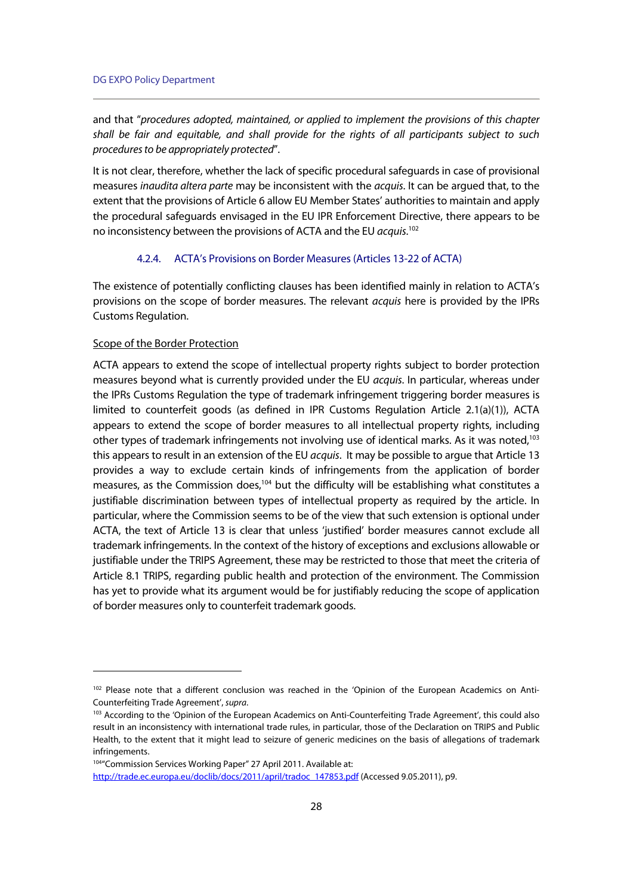and that "*procedures adopted, maintained, or applied to implement the provisions of this chapter shall be fair and equitable, and shall provide for the rights of all participants subject to such procedures to be appropriately protected*".

It is not clear, therefore, whether the lack of specific procedural safeguards in case of provisional measures *inaudita altera parte* may be inconsistent with the *acquis*. It can be argued that, to the extent that the provisions of Article 6 allow EU Member States' authorities to maintain and apply the procedural safeguards envisaged in the EU IPR Enforcement Directive, there appears to be no inconsistency between the provisions of ACTA and the EU *acquis*.[102]

#### 4.2.4. ACTA's Provisions on Border Measures (Articles 13-22 of ACTA)

The existence of potentially conflicting clauses has been identified mainly in relation to ACTA's provisions on the scope of border measures. The relevant *acquis* here is provided by the IPRs Customs Regulation.

Scope of the Border Protection

ACTA appears to extend the scope of intellectual property rights subject to border protection measures beyond what is currently provided under the EU *acquis*. In particular, whereas under the IPRs Customs Regulation the type of trademark infringement triggering border measures is limited to counterfeit goods (as defined in IPR Customs Regulation Article 2.1(a)(1)), ACTA appears to extend the scope of border measures to all intellectual property rights, including other types of trademark infringements not involving use of identical marks. As it was noted,[103] this appears to result in an extension of the EU *acquis*. It may be possible to argue that Article 13 provides a way to exclude certain kinds of infringements from the application of border measures, as the Commission does,[104] but the difficulty will be establishing what constitutes a justifiable discrimination between types of intellectual property as required by the article. In particular, where the Commission seems to be of the view that such extension is optional under ACTA, the text of Article 13 is clear that unless 'justified' border measures cannot exclude all trademark infringements. In the context of the history of exceptions and exclusions allowable or justifiable under the TRIPS Agreement, these may be restricted to those that meet the criteria of Article 8.1 TRIPS, regarding public health and protection of the environment. The Commission has yet to provide what its argument would be for justifiably reducing the scope of application of border measures only to counterfeit trademark goods.

---

[102] Please note that a different conclusion was reached in the 'Opinion of the European Academics on Anti-Counterfeiting Trade Agreement', *supra*.

[103] According to the 'Opinion of the European Academics on Anti-Counterfeiting Trade Agreement', this could also result in an inconsistency with international trade rules, in particular, those of the Declaration on TRIPS and Public Health, to the extent that it might lead to seizure of generic medicines on the basis of allegations of trademark infringements.

[104] "Commission Services Working Paper" 27 April 2011. Available at: http://trade.ec.europa.eu/doclib/docs/2011/april/tradoc_147853.pdf (Accessed 9.05.2011), p9.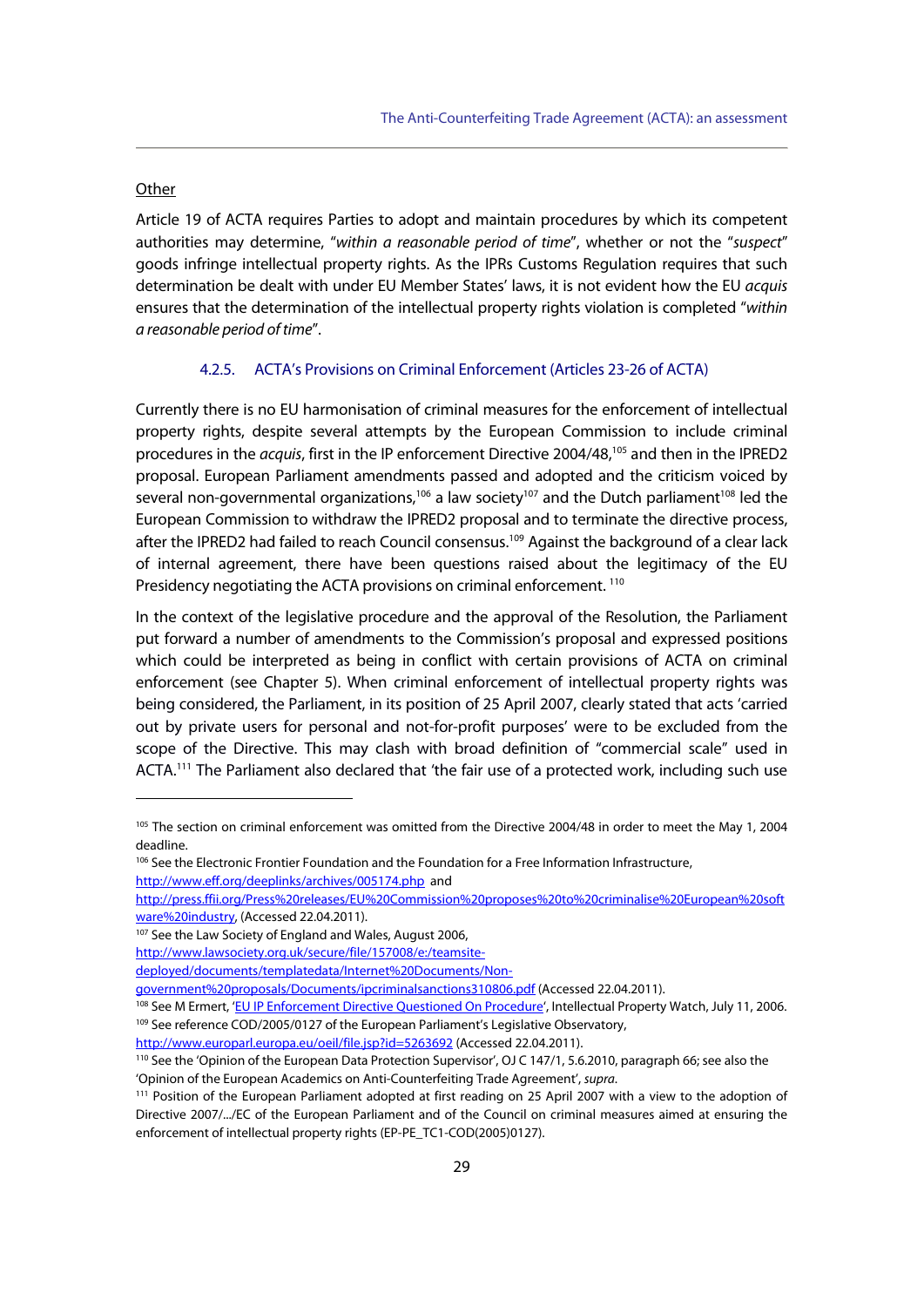Other

Article 19 of ACTA requires Parties to adopt and maintain procedures by which its competent authorities may determine, "*within a reasonable period of time*", whether or not the "*suspect*" goods infringe intellectual property rights. As the IPRs Customs Regulation requires that such determination be dealt with under EU Member States' laws, it is not evident how the EU *acquis* ensures that the determination of the intellectual property rights violation is completed "*within a reasonable period of time*".

#### 4.2.5. ACTA's Provisions on Criminal Enforcement (Articles 23-26 of ACTA)

Currently there is no EU harmonisation of criminal measures for the enforcement of intellectual property rights, despite several attempts by the European Commission to include criminal procedures in the *acquis*, first in the IP enforcement Directive 2004/48,[105] and then in the IPRED2 proposal. European Parliament amendments passed and adopted and the criticism voiced by several non-governmental organizations,[106] a law society[107] and the Dutch parliament[108] led the European Commission to withdraw the IPRED2 proposal and to terminate the directive process, after the IPRED2 had failed to reach Council consensus.[109] Against the background of a clear lack of internal agreement, there have been questions raised about the legitimacy of the EU Presidency negotiating the ACTA provisions on criminal enforcement. [110]

In the context of the legislative procedure and the approval of the Resolution, the Parliament put forward a number of amendments to the Commission's proposal and expressed positions which could be interpreted as being in conflict with certain provisions of ACTA on criminal enforcement (see Chapter 5). When criminal enforcement of intellectual property rights was being considered, the Parliament, in its position of 25 April 2007, clearly stated that acts 'carried out by private users for personal and not-for-profit purposes' were to be excluded from the scope of the Directive. This may clash with broad definition of "commercial scale" used in ACTA.[111] The Parliament also declared that 'the fair use of a protected work, including such use

---

[105] The section on criminal enforcement was omitted from the Directive 2004/48 in order to meet the May 1, 2004 deadline.

[106] See the Electronic Frontier Foundation and the Foundation for a Free Information Infrastructure, http://www.eff.org/deeplinks/archives/005174.php and http://press.ffii.org/Press%20releases/EU%20Commission%20proposes%20to%20criminalise%20European%20software%20industry, (Accessed 22.04.2011).

[107] See the Law Society of England and Wales, August 2006, http://www.lawsociety.org.uk/secure/file/157008/e:/teamsite-deployed/documents/templatedata/Internet%20Documents/Non-government%20proposals/Documents/ipcriminalsanctions310806.pdf (Accessed 22.04.2011).

[108] See M Ermert, 'EU IP Enforcement Directive Questioned On Procedure', Intellectual Property Watch, July 11, 2006.

[109] See reference COD/2005/0127 of the European Parliament's Legislative Observatory, http://www.europarl.europa.eu/oeil/file.jsp?id=5263692 (Accessed 22.04.2011).

[110] See the 'Opinion of the European Data Protection Supervisor', OJ C 147/1, 5.6.2010, paragraph 66; see also the 'Opinion of the European Academics on Anti-Counterfeiting Trade Agreement', *supra*.

[111] Position of the European Parliament adopted at first reading on 25 April 2007 with a view to the adoption of Directive 2007/.../EC of the European Parliament and of the Council on criminal measures aimed at ensuring the enforcement of intellectual property rights (EP-PE_TC1-COD(2005)0127).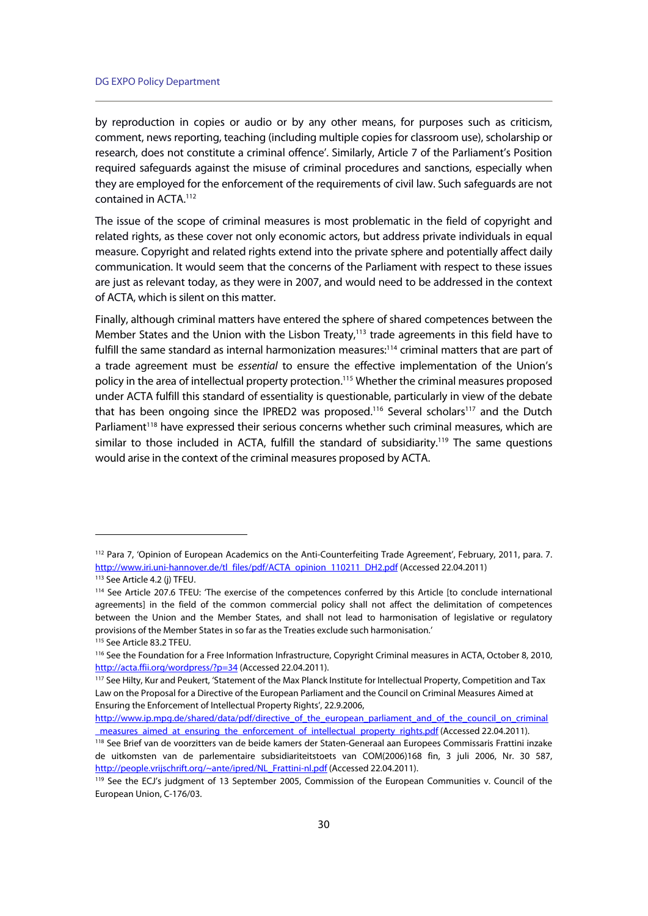by reproduction in copies or audio or by any other means, for purposes such as criticism, comment, news reporting, teaching (including multiple copies for classroom use), scholarship or research, does not constitute a criminal offence'. Similarly, Article 7 of the Parliament's Position required safeguards against the misuse of criminal procedures and sanctions, especially when they are employed for the enforcement of the requirements of civil law. Such safeguards are not contained in ACTA.[112]

The issue of the scope of criminal measures is most problematic in the field of copyright and related rights, as these cover not only economic actors, but address private individuals in equal measure. Copyright and related rights extend into the private sphere and potentially affect daily communication. It would seem that the concerns of the Parliament with respect to these issues are just as relevant today, as they were in 2007, and would need to be addressed in the context of ACTA, which is silent on this matter.

Finally, although criminal matters have entered the sphere of shared competences between the Member States and the Union with the Lisbon Treaty,[113] trade agreements in this field have to fulfill the same standard as internal harmonization measures:[114] criminal matters that are part of a trade agreement must be *essential* to ensure the effective implementation of the Union's policy in the area of intellectual property protection.[115] Whether the criminal measures proposed under ACTA fulfill this standard of essentiality is questionable, particularly in view of the debate that has been ongoing since the IPRED2 was proposed.[116] Several scholars[117] and the Dutch Parliament[118] have expressed their serious concerns whether such criminal measures, which are similar to those included in ACTA, fulfill the standard of subsidiarity.[119] The same questions would arise in the context of the criminal measures proposed by ACTA.

---

[112] Para 7, 'Opinion of European Academics on the Anti-Counterfeiting Trade Agreement', February, 2011, para. 7. http://www.iri.uni-hannover.de/tl_files/pdf/ACTA_opinion_110211_DH2.pdf (Accessed 22.04.2011)

[113] See Article 4.2 (j) TFEU.

[114] See Article 207.6 TFEU: 'The exercise of the competences conferred by this Article [to conclude international agreements] in the field of the common commercial policy shall not affect the delimitation of competences between the Union and the Member States, and shall not lead to harmonisation of legislative or regulatory provisions of the Member States in so far as the Treaties exclude such harmonisation.'

[115] See Article 83.2 TFEU.

[116] See the Foundation for a Free Information Infrastructure, Copyright Criminal measures in ACTA, October 8, 2010, http://acta.ffii.org/wordpress/?p=34 (Accessed 22.04.2011).

[117] See Hilty, Kur and Peukert, 'Statement of the Max Planck Institute for Intellectual Property, Competition and Tax Law on the Proposal for a Directive of the European Parliament and the Council on Criminal Measures Aimed at Ensuring the Enforcement of Intellectual Property Rights', 22.9.2006, http://www.ip.mpg.de/shared/data/pdf/directive_of_the_european_parliament_and_of_the_council_on_criminal_measures_aimed_at_ensuring_the_enforcement_of_intellectual_property_rights.pdf (Accessed 22.04.2011).

[118] See Brief van de voorzitters van de beide kamers der Staten-Generaal aan Europees Commissaris Frattini inzake de uitkomsten van de parlementaire subsidiariteitstoets van COM(2006)168 fin, 3 juli 2006, Nr. 30 587, http://people.vrijschrift.org/~ante/ipred/NL_Frattini-nl.pdf (Accessed 22.04.2011).

[119] See the ECJ's judgment of 13 September 2005, Commission of the European Communities v. Council of the European Union, C-176/03.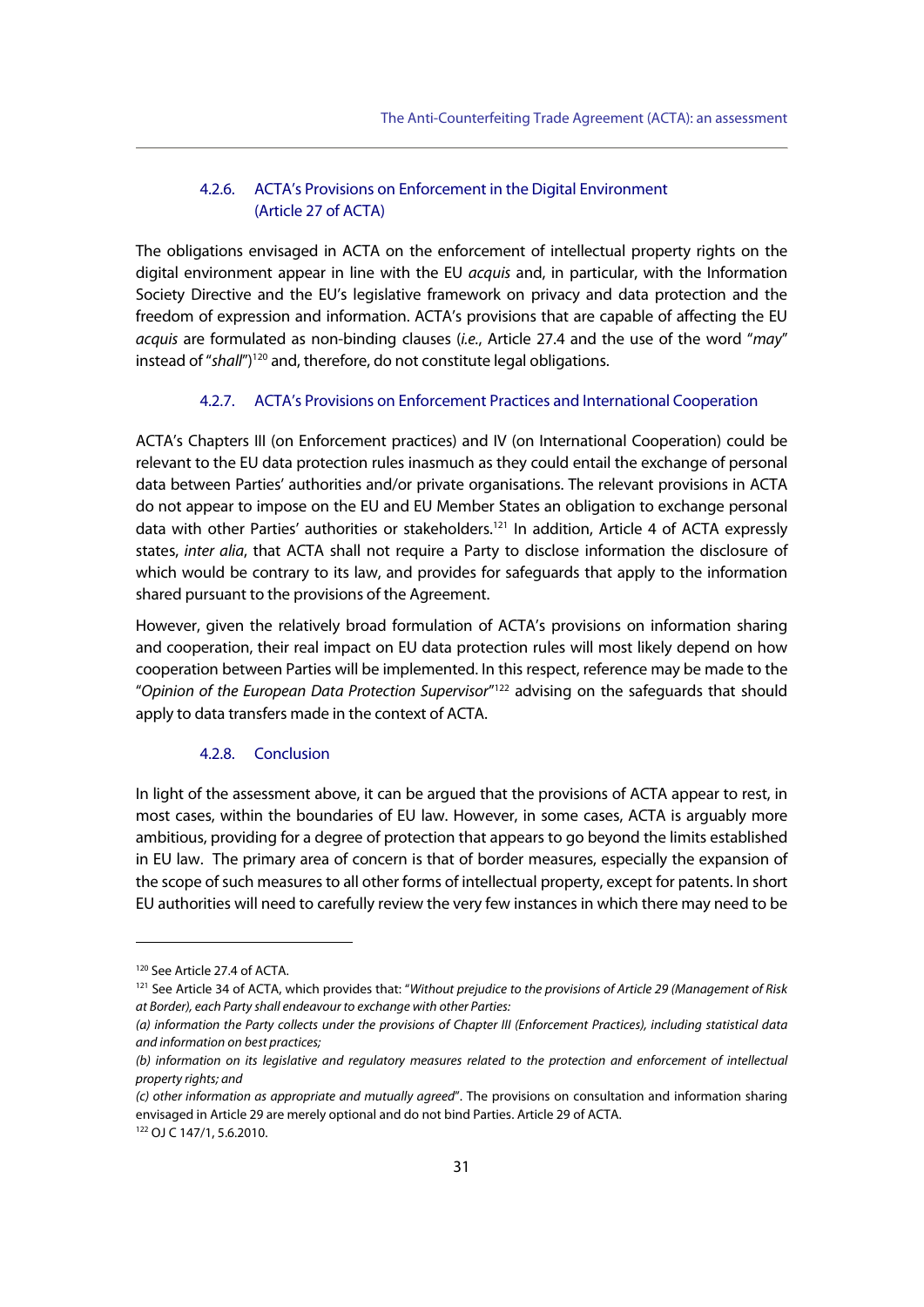#### 4.2.6. ACTA's Provisions on Enforcement in the Digital Environment (Article 27 of ACTA)

The obligations envisaged in ACTA on the enforcement of intellectual property rights on the digital environment appear in line with the EU *acquis* and, in particular, with the Information Society Directive and the EU's legislative framework on privacy and data protection and the freedom of expression and information. ACTA's provisions that are capable of affecting the EU *acquis* are formulated as non-binding clauses (*i.e.*, Article 27.4 and the use of the word "*may*" instead of "*shall*")[120] and, therefore, do not constitute legal obligations.

#### 4.2.7. ACTA's Provisions on Enforcement Practices and International Cooperation

ACTA's Chapters III (on Enforcement practices) and IV (on International Cooperation) could be relevant to the EU data protection rules inasmuch as they could entail the exchange of personal data between Parties' authorities and/or private organisations. The relevant provisions in ACTA do not appear to impose on the EU and EU Member States an obligation to exchange personal data with other Parties' authorities or stakeholders.[121] In addition, Article 4 of ACTA expressly states, *inter alia*, that ACTA shall not require a Party to disclose information the disclosure of which would be contrary to its law, and provides for safeguards that apply to the information shared pursuant to the provisions of the Agreement.

However, given the relatively broad formulation of ACTA's provisions on information sharing and cooperation, their real impact on EU data protection rules will most likely depend on how cooperation between Parties will be implemented. In this respect, reference may be made to the "*Opinion of the European Data Protection Supervisor*"[122] advising on the safeguards that should apply to data transfers made in the context of ACTA.

#### 4.2.8. Conclusion

In light of the assessment above, it can be argued that the provisions of ACTA appear to rest, in most cases, within the boundaries of EU law. However, in some cases, ACTA is arguably more ambitious, providing for a degree of protection that appears to go beyond the limits established in EU law. The primary area of concern is that of border measures, especially the expansion of the scope of such measures to all other forms of intellectual property, except for patents. In short EU authorities will need to carefully review the very few instances in which there may need to be

---

[120] See Article 27.4 of ACTA.

[121] See Article 34 of ACTA, which provides that: "*Without prejudice to the provisions of Article 29 (Management of Risk at Border), each Party shall endeavour to exchange with other Parties:*
*(a) information the Party collects under the provisions of Chapter III (Enforcement Practices), including statistical data and information on best practices;*
*(b) information on its legislative and regulatory measures related to the protection and enforcement of intellectual property rights; and*
*(c) other information as appropriate and mutually agreed*". The provisions on consultation and information sharing envisaged in Article 29 are merely optional and do not bind Parties. Article 29 of ACTA.

[122] OJ C 147/1, 5.6.2010.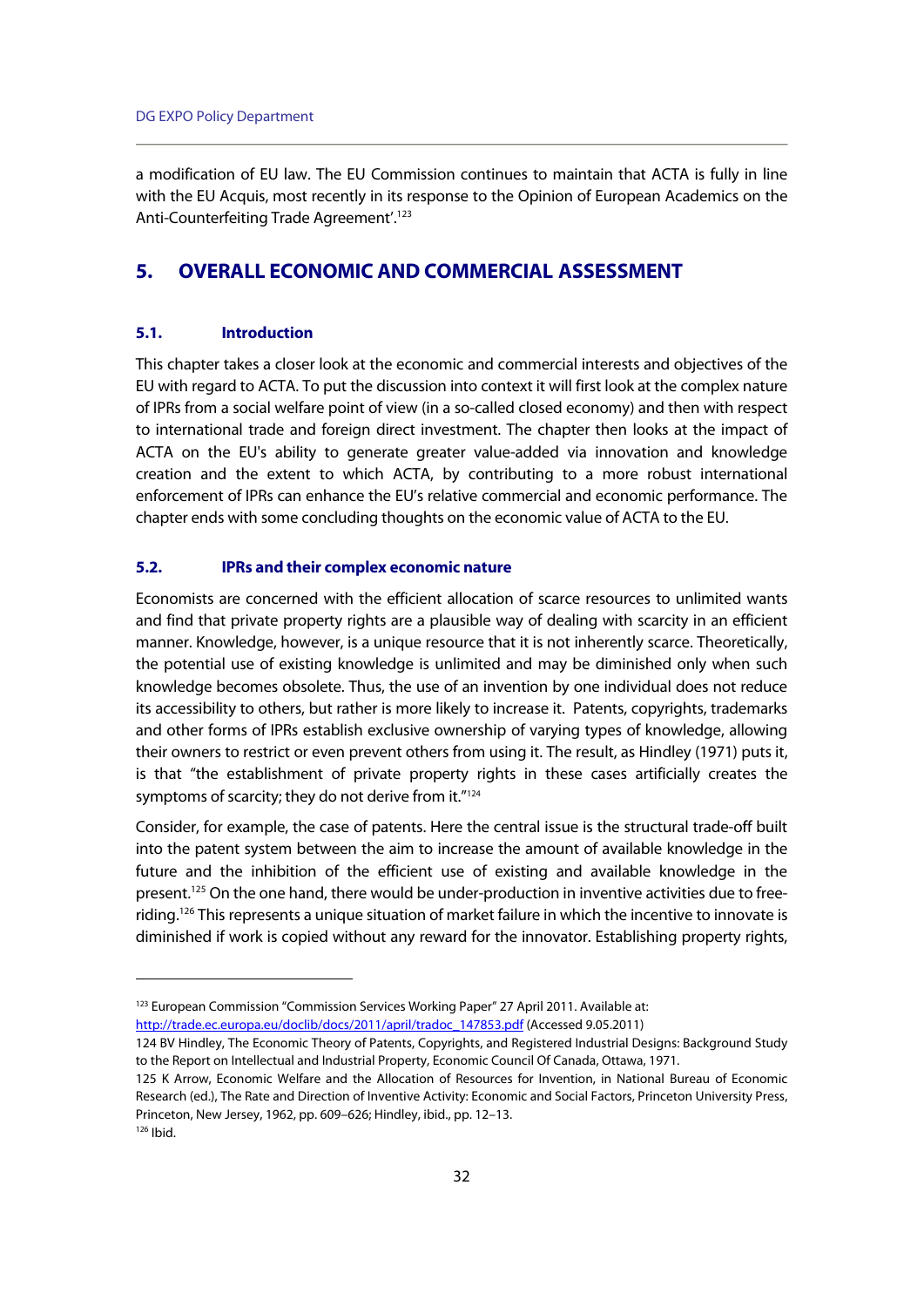a modification of EU law. The EU Commission continues to maintain that ACTA is fully in line with the EU Acquis, most recently in its response to the Opinion of European Academics on the Anti-Counterfeiting Trade Agreement'.[123]

# 5. OVERALL ECONOMIC AND COMMERCIAL ASSESSMENT

## 5.1. Introduction

This chapter takes a closer look at the economic and commercial interests and objectives of the EU with regard to ACTA. To put the discussion into context it will first look at the complex nature of IPRs from a social welfare point of view (in a so-called closed economy) and then with respect to international trade and foreign direct investment. The chapter then looks at the impact of ACTA on the EU's ability to generate greater value-added via innovation and knowledge creation and the extent to which ACTA, by contributing to a more robust international enforcement of IPRs can enhance the EU's relative commercial and economic performance. The chapter ends with some concluding thoughts on the economic value of ACTA to the EU.

## 5.2. IPRs and their complex economic nature

Economists are concerned with the efficient allocation of scarce resources to unlimited wants and find that private property rights are a plausible way of dealing with scarcity in an efficient manner. Knowledge, however, is a unique resource that it is not inherently scarce. Theoretically, the potential use of existing knowledge is unlimited and may be diminished only when such knowledge becomes obsolete. Thus, the use of an invention by one individual does not reduce its accessibility to others, but rather is more likely to increase it. Patents, copyrights, trademarks and other forms of IPRs establish exclusive ownership of varying types of knowledge, allowing their owners to restrict or even prevent others from using it. The result, as Hindley (1971) puts it, is that "the establishment of private property rights in these cases artificially creates the symptoms of scarcity; they do not derive from it."[124]

Consider, for example, the case of patents. Here the central issue is the structural trade-off built into the patent system between the aim to increase the amount of available knowledge in the future and the inhibition of the efficient use of existing and available knowledge in the present.[125] On the one hand, there would be under-production in inventive activities due to free-riding.[126] This represents a unique situation of market failure in which the incentive to innovate is diminished if work is copied without any reward for the innovator. Establishing property rights,

---

[123] European Commission "Commission Services Working Paper" 27 April 2011. Available at: http://trade.ec.europa.eu/doclib/docs/2011/april/tradoc_147853.pdf (Accessed 9.05.2011)

124 BV Hindley, The Economic Theory of Patents, Copyrights, and Registered Industrial Designs: Background Study to the Report on Intellectual and Industrial Property, Economic Council Of Canada, Ottawa, 1971.

125 K Arrow, Economic Welfare and the Allocation of Resources for Invention, in National Bureau of Economic Research (ed.), The Rate and Direction of Inventive Activity: Economic and Social Factors, Princeton University Press, Princeton, New Jersey, 1962, pp. 609–626; Hindley, ibid., pp. 12–13.

[126] Ibid.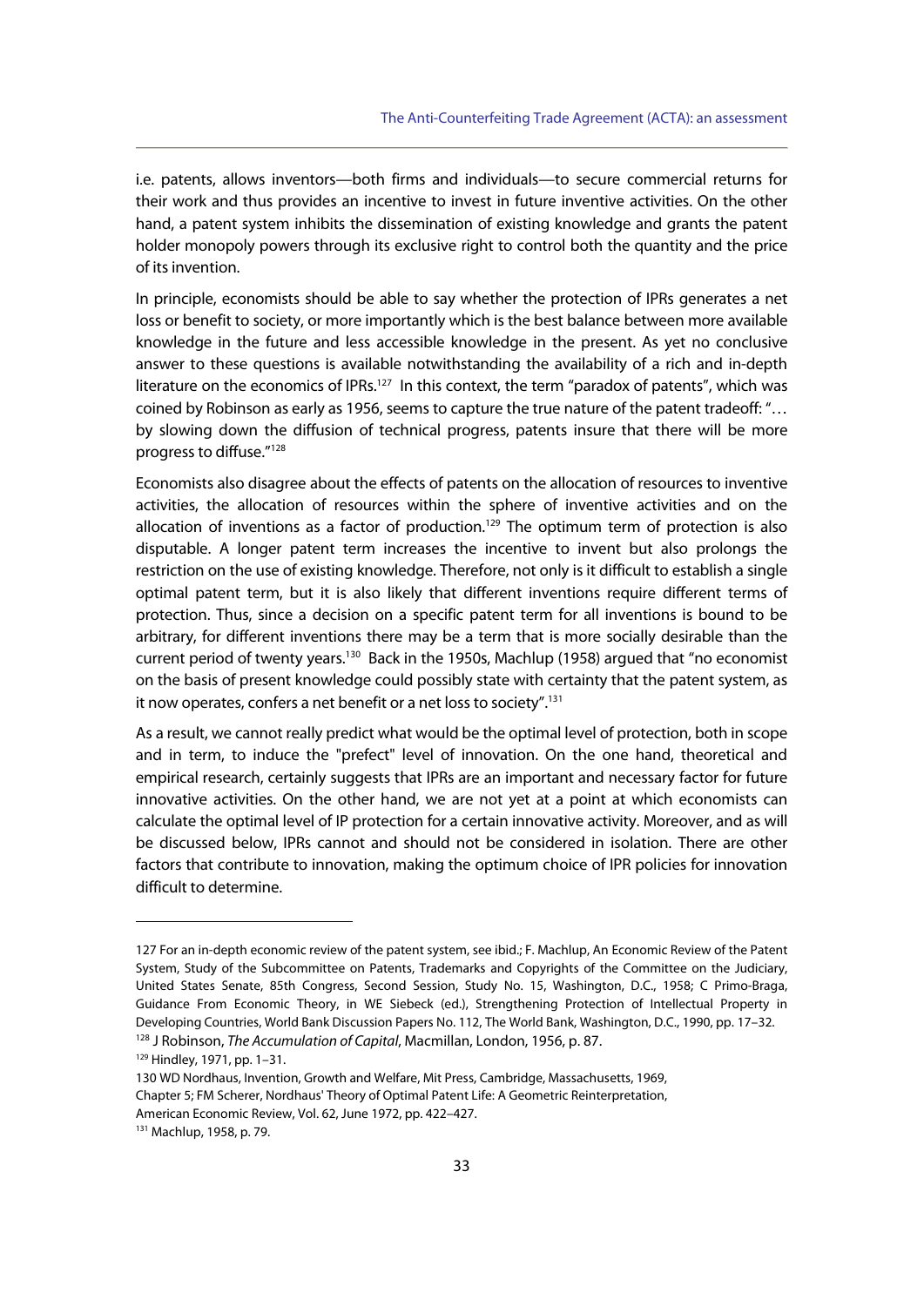i.e. patents, allows inventors—both firms and individuals—to secure commercial returns for their work and thus provides an incentive to invest in future inventive activities. On the other hand, a patent system inhibits the dissemination of existing knowledge and grants the patent holder monopoly powers through its exclusive right to control both the quantity and the price of its invention.

In principle, economists should be able to say whether the protection of IPRs generates a net loss or benefit to society, or more importantly which is the best balance between more available knowledge in the future and less accessible knowledge in the present. As yet no conclusive answer to these questions is available notwithstanding the availability of a rich and in-depth literature on the economics of IPRs.[127] In this context, the term "paradox of patents", which was coined by Robinson as early as 1956, seems to capture the true nature of the patent tradeoff: "… by slowing down the diffusion of technical progress, patents insure that there will be more progress to diffuse."[128]

Economists also disagree about the effects of patents on the allocation of resources to inventive activities, the allocation of resources within the sphere of inventive activities and on the allocation of inventions as a factor of production.[129] The optimum term of protection is also disputable. A longer patent term increases the incentive to invent but also prolongs the restriction on the use of existing knowledge. Therefore, not only is it difficult to establish a single optimal patent term, but it is also likely that different inventions require different terms of protection. Thus, since a decision on a specific patent term for all inventions is bound to be arbitrary, for different inventions there may be a term that is more socially desirable than the current period of twenty years.[130] Back in the 1950s, Machlup (1958) argued that "no economist on the basis of present knowledge could possibly state with certainty that the patent system, as it now operates, confers a net benefit or a net loss to society".[131]

As a result, we cannot really predict what would be the optimal level of protection, both in scope and in term, to induce the "prefect" level of innovation. On the one hand, theoretical and empirical research, certainly suggests that IPRs are an important and necessary factor for future innovative activities. On the other hand, we are not yet at a point at which economists can calculate the optimal level of IP protection for a certain innovative activity. Moreover, and as will be discussed below, IPRs cannot and should not be considered in isolation. There are other factors that contribute to innovation, making the optimum choice of IPR policies for innovation difficult to determine.

---

127 For an in-depth economic review of the patent system, see ibid.; F. Machlup, An Economic Review of the Patent System, Study of the Subcommittee on Patents, Trademarks and Copyrights of the Committee on the Judiciary, United States Senate, 85th Congress, Second Session, Study No. 15, Washington, D.C., 1958; C Primo-Braga, Guidance From Economic Theory, in WE Siebeck (ed.), Strengthening Protection of Intellectual Property in Developing Countries, World Bank Discussion Papers No. 112, The World Bank, Washington, D.C., 1990, pp. 17–32.

128 J Robinson, *The Accumulation of Capital*, Macmillan, London, 1956, p. 87.

129 Hindley, 1971, pp. 1–31.

130 WD Nordhaus, Invention, Growth and Welfare, Mit Press, Cambridge, Massachusetts, 1969, Chapter 5; FM Scherer, Nordhaus' Theory of Optimal Patent Life: A Geometric Reinterpretation, American Economic Review, Vol. 62, June 1972, pp. 422–427.

131 Machlup, 1958, p. 79.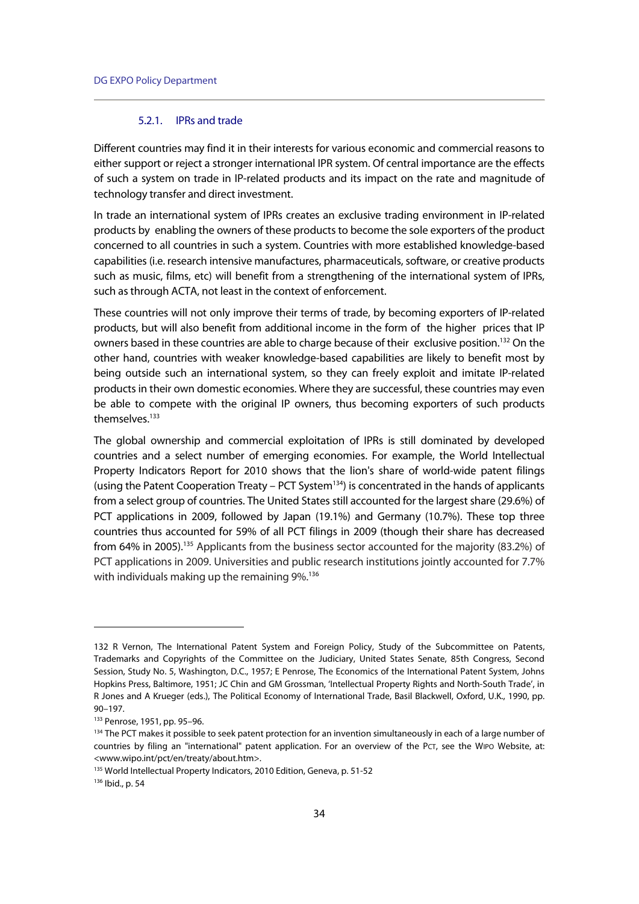### 5.2.1. IPRs and trade

Different countries may find it in their interests for various economic and commercial reasons to either support or reject a stronger international IPR system. Of central importance are the effects of such a system on trade in IP-related products and its impact on the rate and magnitude of technology transfer and direct investment.

In trade an international system of IPRs creates an exclusive trading environment in IP-related products by enabling the owners of these products to become the sole exporters of the product concerned to all countries in such a system. Countries with more established knowledge-based capabilities (i.e. research intensive manufactures, pharmaceuticals, software, or creative products such as music, films, etc) will benefit from a strengthening of the international system of IPRs, such as through ACTA, not least in the context of enforcement.

These countries will not only improve their terms of trade, by becoming exporters of IP-related products, but will also benefit from additional income in the form of the higher prices that IP owners based in these countries are able to charge because of their exclusive position.[132] On the other hand, countries with weaker knowledge-based capabilities are likely to benefit most by being outside such an international system, so they can freely exploit and imitate IP-related products in their own domestic economies. Where they are successful, these countries may even be able to compete with the original IP owners, thus becoming exporters of such products themselves.[133]

The global ownership and commercial exploitation of IPRs is still dominated by developed countries and a select number of emerging economies. For example, the World Intellectual Property Indicators Report for 2010 shows that the lion's share of world-wide patent filings (using the Patent Cooperation Treaty – PCT System[134]) is concentrated in the hands of applicants from a select group of countries. The United States still accounted for the largest share (29.6%) of PCT applications in 2009, followed by Japan (19.1%) and Germany (10.7%). These top three countries thus accounted for 59% of all PCT filings in 2009 (though their share has decreased from 64% in 2005).[135] Applicants from the business sector accounted for the majority (83.2%) of PCT applications in 2009. Universities and public research institutions jointly accounted for 7.7% with individuals making up the remaining 9%.[136]

---

132 R Vernon, The International Patent System and Foreign Policy, Study of the Subcommittee on Patents, Trademarks and Copyrights of the Committee on the Judiciary, United States Senate, 85th Congress, Second Session, Study No. 5, Washington, D.C., 1957; E Penrose, The Economics of the International Patent System, Johns Hopkins Press, Baltimore, 1951; JC Chin and GM Grossman, 'Intellectual Property Rights and North-South Trade', in R Jones and A Krueger (eds.), The Political Economy of International Trade, Basil Blackwell, Oxford, U.K., 1990, pp. 90–197.

133 Penrose, 1951, pp. 95–96.

134 The PCT makes it possible to seek patent protection for an invention simultaneously in each of a large number of countries by filing an "international" patent application. For an overview of the PCT, see the WIPO Website, at: <www.wipo.int/pct/en/treaty/about.htm>.

135 World Intellectual Property Indicators, 2010 Edition, Geneva, p. 51-52

136 Ibid., p. 54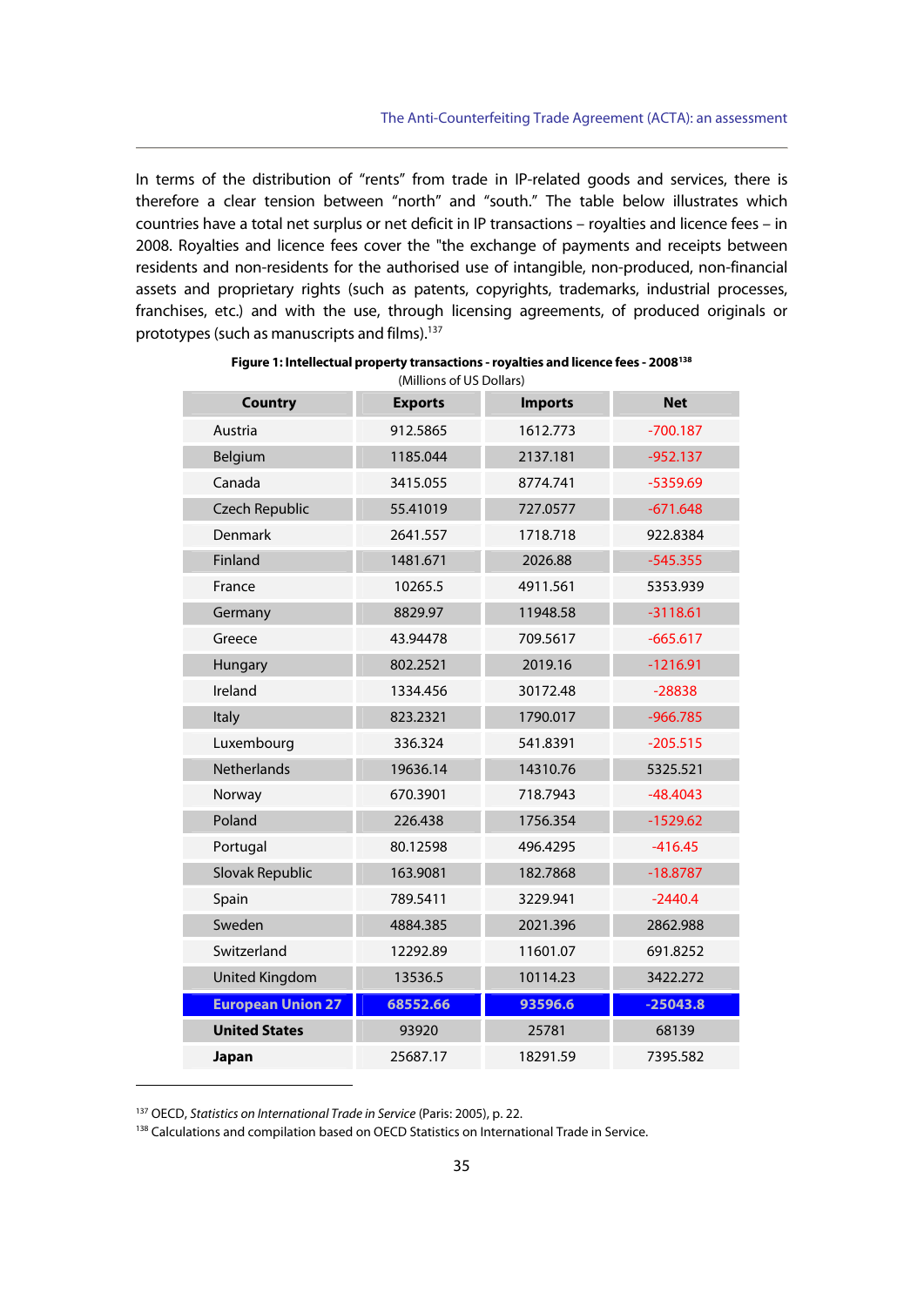In terms of the distribution of "rents" from trade in IP-related goods and services, there is therefore a clear tension between "north" and "south." The table below illustrates which countries have a total net surplus or net deficit in IP transactions – royalties and licence fees – in 2008. Royalties and licence fees cover the "the exchange of payments and receipts between residents and non-residents for the authorised use of intangible, non-produced, non-financial assets and proprietary rights (such as patents, copyrights, trademarks, industrial processes, franchises, etc.) and with the use, through licensing agreements, of produced originals or prototypes (such as manuscripts and films).[137]

**Figure 1: Intellectual property transactions - royalties and licence fees - 2008[138]**

(Millions of US Dollars)

| Country | Exports | Imports | Net |
|---|---|---|---|
| Austria | 912.5865 | 1612.773 | -700.187 |
| Belgium | 1185.044 | 2137.181 | -952.137 |
| Canada | 3415.055 | 8774.741 | -5359.69 |
| Czech Republic | 55.41019 | 727.0577 | -671.648 |
| Denmark | 2641.557 | 1718.718 | 922.8384 |
| Finland | 1481.671 | 2026.88 | -545.355 |
| France | 10265.5 | 4911.561 | 5353.939 |
| Germany | 8829.97 | 11948.58 | -3118.61 |
| Greece | 43.94478 | 709.5617 | -665.617 |
| Hungary | 802.2521 | 2019.16 | -1216.91 |
| Ireland | 1334.456 | 30172.48 | -28838 |
| Italy | 823.2321 | 1790.017 | -966.785 |
| Luxembourg | 336.324 | 541.8391 | -205.515 |
| Netherlands | 19636.14 | 14310.76 | 5325.521 |
| Norway | 670.3901 | 718.7943 | -48.4043 |
| Poland | 226.438 | 1756.354 | -1529.62 |
| Portugal | 80.12598 | 496.4295 | -416.45 |
| Slovak Republic | 163.9081 | 182.7868 | -18.8787 |
| Spain | 789.5411 | 3229.941 | -2440.4 |
| Sweden | 4884.385 | 2021.396 | 2862.988 |
| Switzerland | 12292.89 | 11601.07 | 691.8252 |
| United Kingdom | 13536.5 | 10114.23 | 3422.272 |
| **European Union 27** | **68552.66** | **93596.6** | **-25043.8** |
| **United States** | 93920 | 25781 | 68139 |
| **Japan** | 25687.17 | 18291.59 | 7395.582 |

---

[137] OECD, *Statistics on International Trade in Service* (Paris: 2005), p. 22.

[138] Calculations and compilation based on OECD Statistics on International Trade in Service.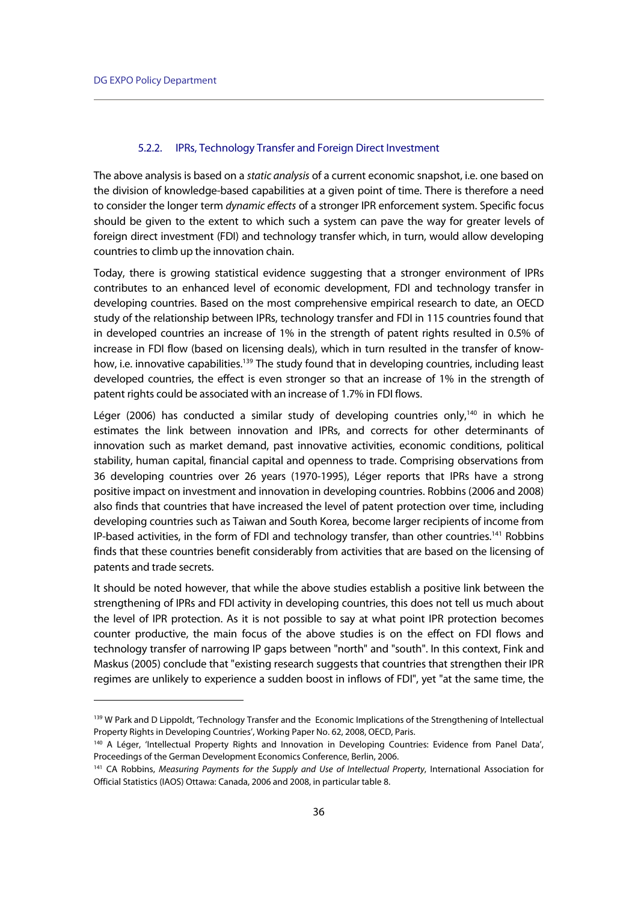#### 5.2.2. IPRs, Technology Transfer and Foreign Direct Investment

The above analysis is based on a *static analysis* of a current economic snapshot, i.e. one based on the division of knowledge-based capabilities at a given point of time. There is therefore a need to consider the longer term *dynamic effects* of a stronger IPR enforcement system. Specific focus should be given to the extent to which such a system can pave the way for greater levels of foreign direct investment (FDI) and technology transfer which, in turn, would allow developing countries to climb up the innovation chain.

Today, there is growing statistical evidence suggesting that a stronger environment of IPRs contributes to an enhanced level of economic development, FDI and technology transfer in developing countries. Based on the most comprehensive empirical research to date, an OECD study of the relationship between IPRs, technology transfer and FDI in 115 countries found that in developed countries an increase of 1% in the strength of patent rights resulted in 0.5% of increase in FDI flow (based on licensing deals), which in turn resulted in the transfer of know-how, i.e. innovative capabilities.[139] The study found that in developing countries, including least developed countries, the effect is even stronger so that an increase of 1% in the strength of patent rights could be associated with an increase of 1.7% in FDI flows.

Léger (2006) has conducted a similar study of developing countries only,[140] in which he estimates the link between innovation and IPRs, and corrects for other determinants of innovation such as market demand, past innovative activities, economic conditions, political stability, human capital, financial capital and openness to trade. Comprising observations from 36 developing countries over 26 years (1970-1995), Léger reports that IPRs have a strong positive impact on investment and innovation in developing countries. Robbins (2006 and 2008) also finds that countries that have increased the level of patent protection over time, including developing countries such as Taiwan and South Korea, become larger recipients of income from IP-based activities, in the form of FDI and technology transfer, than other countries.[141] Robbins finds that these countries benefit considerably from activities that are based on the licensing of patents and trade secrets.

It should be noted however, that while the above studies establish a positive link between the strengthening of IPRs and FDI activity in developing countries, this does not tell us much about the level of IPR protection. As it is not possible to say at what point IPR protection becomes counter productive, the main focus of the above studies is on the effect on FDI flows and technology transfer of narrowing IP gaps between "north" and "south". In this context, Fink and Maskus (2005) conclude that "existing research suggests that countries that strengthen their IPR regimes are unlikely to experience a sudden boost in inflows of FDI", yet "at the same time, the

---

[139] W Park and D Lippoldt, 'Technology Transfer and the Economic Implications of the Strengthening of Intellectual Property Rights in Developing Countries', Working Paper No. 62, 2008, OECD, Paris.

[140] A Léger, 'Intellectual Property Rights and Innovation in Developing Countries: Evidence from Panel Data', Proceedings of the German Development Economics Conference, Berlin, 2006.

[141] CA Robbins, *Measuring Payments for the Supply and Use of Intellectual Property*, International Association for Official Statistics (IAOS) Ottawa: Canada, 2006 and 2008, in particular table 8.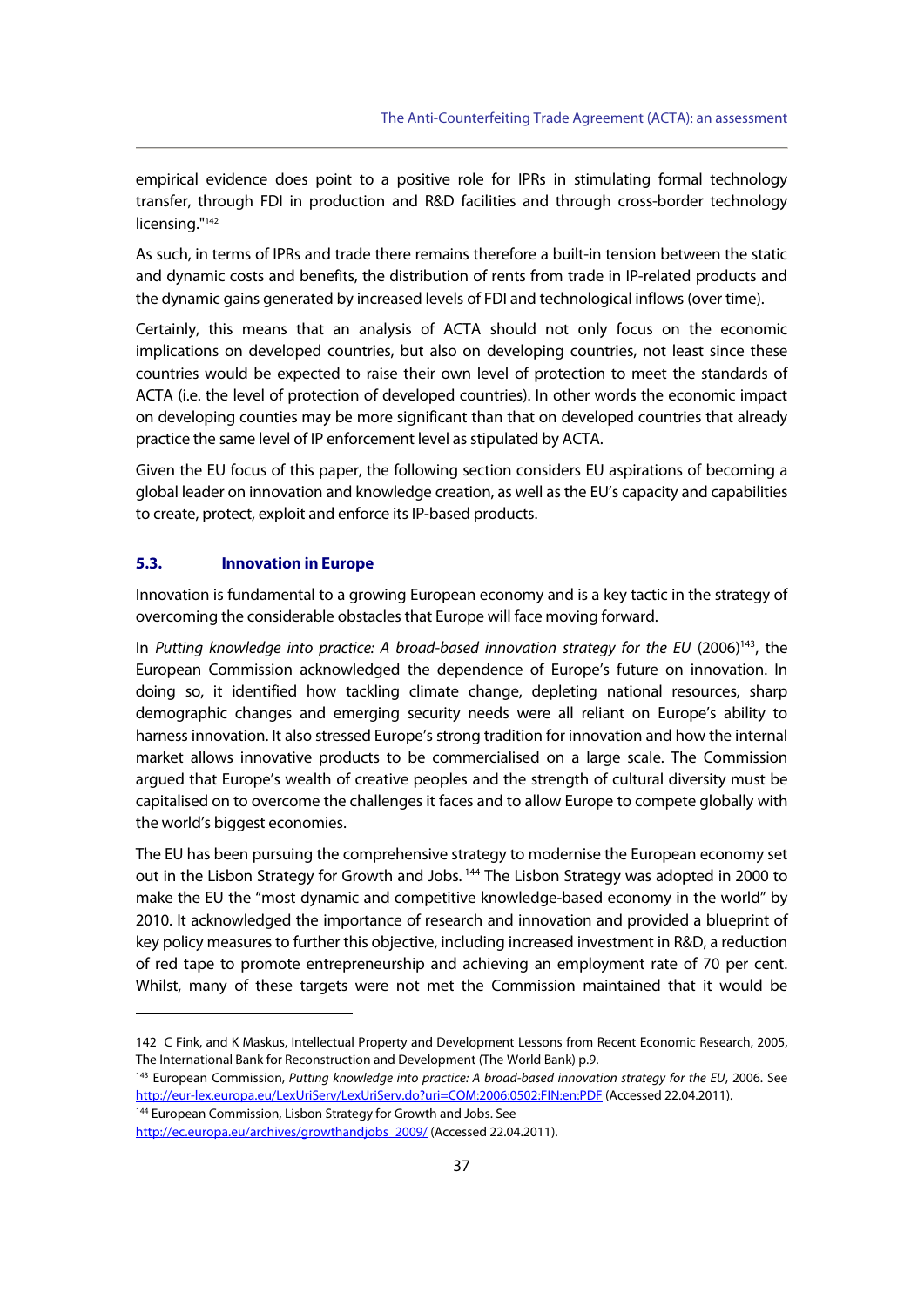empirical evidence does point to a positive role for IPRs in stimulating formal technology transfer, through FDI in production and R&D facilities and through cross-border technology licensing."[142]

As such, in terms of IPRs and trade there remains therefore a built-in tension between the static and dynamic costs and benefits, the distribution of rents from trade in IP-related products and the dynamic gains generated by increased levels of FDI and technological inflows (over time).

Certainly, this means that an analysis of ACTA should not only focus on the economic implications on developed countries, but also on developing countries, not least since these countries would be expected to raise their own level of protection to meet the standards of ACTA (i.e. the level of protection of developed countries). In other words the economic impact on developing counties may be more significant than that on developed countries that already practice the same level of IP enforcement level as stipulated by ACTA.

Given the EU focus of this paper, the following section considers EU aspirations of becoming a global leader on innovation and knowledge creation, as well as the EU's capacity and capabilities to create, protect, exploit and enforce its IP-based products.

### 5.3. Innovation in Europe

Innovation is fundamental to a growing European economy and is a key tactic in the strategy of overcoming the considerable obstacles that Europe will face moving forward.

In *Putting knowledge into practice: A broad-based innovation strategy for the EU* (2006)[143], the European Commission acknowledged the dependence of Europe's future on innovation. In doing so, it identified how tackling climate change, depleting national resources, sharp demographic changes and emerging security needs were all reliant on Europe's ability to harness innovation. It also stressed Europe's strong tradition for innovation and how the internal market allows innovative products to be commercialised on a large scale. The Commission argued that Europe's wealth of creative peoples and the strength of cultural diversity must be capitalised on to overcome the challenges it faces and to allow Europe to compete globally with the world's biggest economies.

The EU has been pursuing the comprehensive strategy to modernise the European economy set out in the Lisbon Strategy for Growth and Jobs. [144] The Lisbon Strategy was adopted in 2000 to make the EU the "most dynamic and competitive knowledge-based economy in the world" by 2010. It acknowledged the importance of research and innovation and provided a blueprint of key policy measures to further this objective, including increased investment in R&D, a reduction of red tape to promote entrepreneurship and achieving an employment rate of 70 per cent. Whilst, many of these targets were not met the Commission maintained that it would be

---

142 C Fink, and K Maskus, Intellectual Property and Development Lessons from Recent Economic Research, 2005, The International Bank for Reconstruction and Development (The World Bank) p.9.

143 European Commission, *Putting knowledge into practice: A broad-based innovation strategy for the EU*, 2006. See http://eur-lex.europa.eu/LexUriServ/LexUriServ.do?uri=COM:2006:0502:FIN:en:PDF (Accessed 22.04.2011).

144 European Commission, Lisbon Strategy for Growth and Jobs. See http://ec.europa.eu/archives/growthandjobs_2009/ (Accessed 22.04.2011).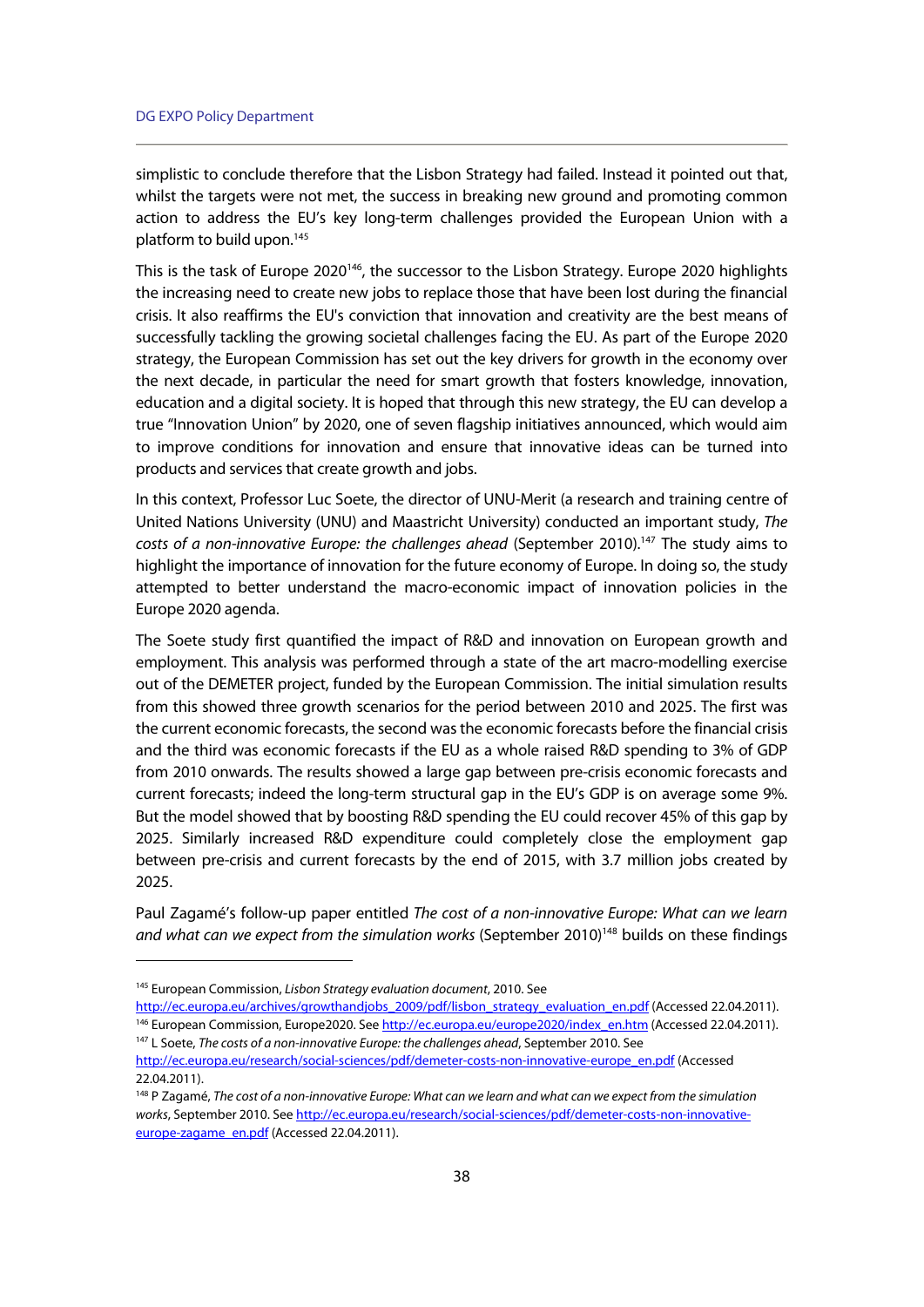simplistic to conclude therefore that the Lisbon Strategy had failed. Instead it pointed out that, whilst the targets were not met, the success in breaking new ground and promoting common action to address the EU's key long-term challenges provided the European Union with a platform to build upon.[145]

This is the task of Europe 2020[146], the successor to the Lisbon Strategy. Europe 2020 highlights the increasing need to create new jobs to replace those that have been lost during the financial crisis. It also reaffirms the EU's conviction that innovation and creativity are the best means of successfully tackling the growing societal challenges facing the EU. As part of the Europe 2020 strategy, the European Commission has set out the key drivers for growth in the economy over the next decade, in particular the need for smart growth that fosters knowledge, innovation, education and a digital society. It is hoped that through this new strategy, the EU can develop a true "Innovation Union" by 2020, one of seven flagship initiatives announced, which would aim to improve conditions for innovation and ensure that innovative ideas can be turned into products and services that create growth and jobs.

In this context, Professor Luc Soete, the director of UNU-Merit (a research and training centre of United Nations University (UNU) and Maastricht University) conducted an important study, *The costs of a non-innovative Europe: the challenges ahead* (September 2010).[147] The study aims to highlight the importance of innovation for the future economy of Europe. In doing so, the study attempted to better understand the macro-economic impact of innovation policies in the Europe 2020 agenda.

The Soete study first quantified the impact of R&D and innovation on European growth and employment. This analysis was performed through a state of the art macro-modelling exercise out of the DEMETER project, funded by the European Commission. The initial simulation results from this showed three growth scenarios for the period between 2010 and 2025. The first was the current economic forecasts, the second was the economic forecasts before the financial crisis and the third was economic forecasts if the EU as a whole raised R&D spending to 3% of GDP from 2010 onwards. The results showed a large gap between pre-crisis economic forecasts and current forecasts; indeed the long-term structural gap in the EU's GDP is on average some 9%. But the model showed that by boosting R&D spending the EU could recover 45% of this gap by 2025. Similarly increased R&D expenditure could completely close the employment gap between pre-crisis and current forecasts by the end of 2015, with 3.7 million jobs created by 2025.

Paul Zagamé's follow-up paper entitled *The cost of a non-innovative Europe: What can we learn and what can we expect from the simulation works* (September 2010)[148] builds on these findings

---

[145] European Commission, *Lisbon Strategy evaluation document*, 2010. See http://ec.europa.eu/archives/growthandjobs_2009/pdf/lisbon_strategy_evaluation_en.pdf (Accessed 22.04.2011).

[146] European Commission, Europe2020. See http://ec.europa.eu/europe2020/index_en.htm (Accessed 22.04.2011).

[147] L Soete, *The costs of a non-innovative Europe: the challenges ahead*, September 2010. See http://ec.europa.eu/research/social-sciences/pdf/demeter-costs-non-innovative-europe_en.pdf (Accessed 22.04.2011).

[148] P Zagamé, *The cost of a non-innovative Europe: What can we learn and what can we expect from the simulation works*, September 2010. See http://ec.europa.eu/research/social-sciences/pdf/demeter-costs-non-innovative-europe-zagame_en.pdf (Accessed 22.04.2011).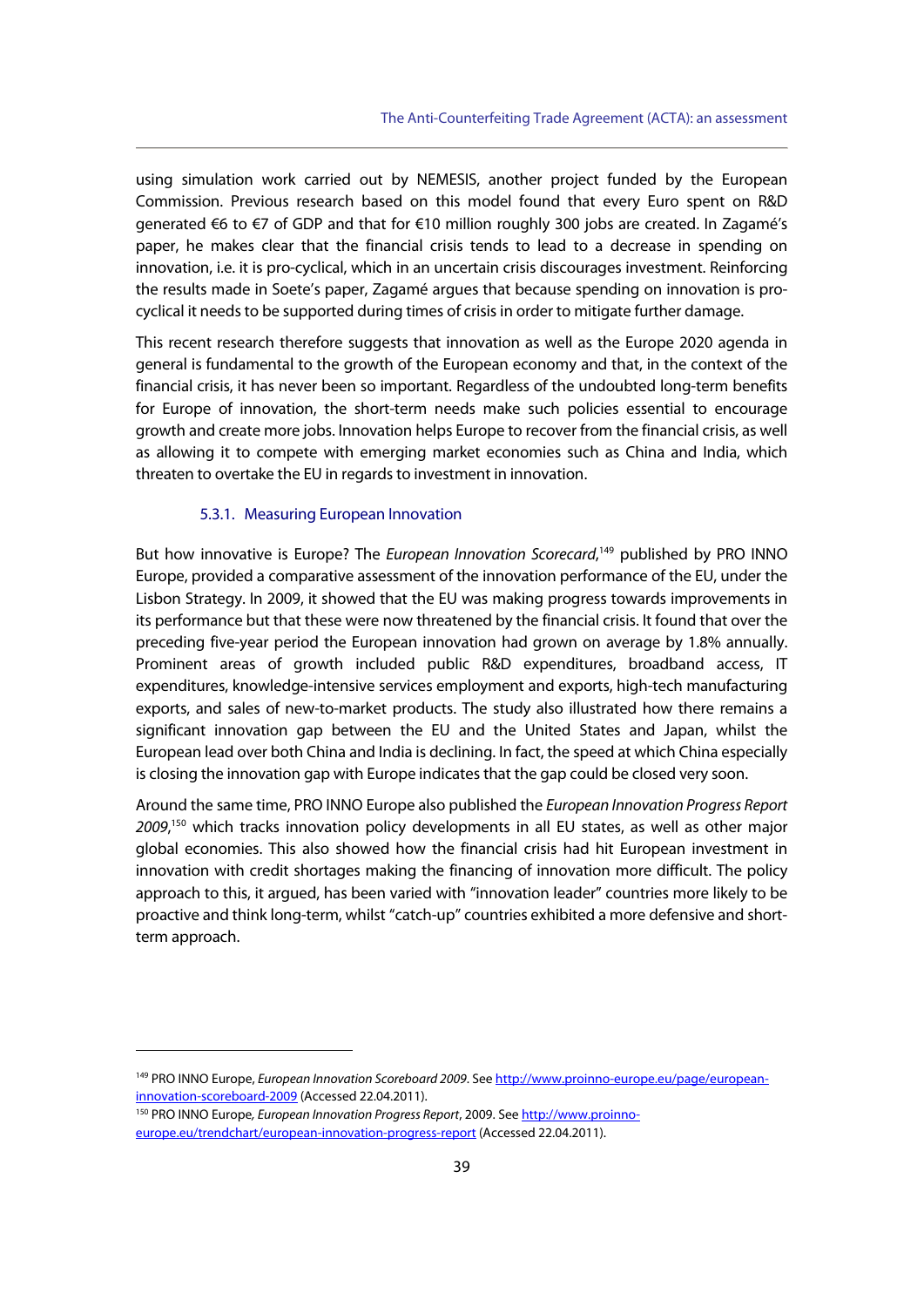using simulation work carried out by NEMESIS, another project funded by the European Commission. Previous research based on this model found that every Euro spent on R&D generated €6 to €7 of GDP and that for €10 million roughly 300 jobs are created. In Zagamé's paper, he makes clear that the financial crisis tends to lead to a decrease in spending on innovation, i.e. it is pro-cyclical, which in an uncertain crisis discourages investment. Reinforcing the results made in Soete's paper, Zagamé argues that because spending on innovation is pro-cyclical it needs to be supported during times of crisis in order to mitigate further damage.

This recent research therefore suggests that innovation as well as the Europe 2020 agenda in general is fundamental to the growth of the European economy and that, in the context of the financial crisis, it has never been so important. Regardless of the undoubted long-term benefits for Europe of innovation, the short-term needs make such policies essential to encourage growth and create more jobs. Innovation helps Europe to recover from the financial crisis, as well as allowing it to compete with emerging market economies such as China and India, which threaten to overtake the EU in regards to investment in innovation.

### 5.3.1. Measuring European Innovation

But how innovative is Europe? The *European Innovation Scorecard*,[149] published by PRO INNO Europe, provided a comparative assessment of the innovation performance of the EU, under the Lisbon Strategy. In 2009, it showed that the EU was making progress towards improvements in its performance but that these were now threatened by the financial crisis. It found that over the preceding five-year period the European innovation had grown on average by 1.8% annually. Prominent areas of growth included public R&D expenditures, broadband access, IT expenditures, knowledge-intensive services employment and exports, high-tech manufacturing exports, and sales of new-to-market products. The study also illustrated how there remains a significant innovation gap between the EU and the United States and Japan, whilst the European lead over both China and India is declining. In fact, the speed at which China especially is closing the innovation gap with Europe indicates that the gap could be closed very soon.

Around the same time, PRO INNO Europe also published the *European Innovation Progress Report 2009*,[150] which tracks innovation policy developments in all EU states, as well as other major global economies. This also showed how the financial crisis had hit European investment in innovation with credit shortages making the financing of innovation more difficult. The policy approach to this, it argued, has been varied with "innovation leader" countries more likely to be proactive and think long-term, whilst "catch-up" countries exhibited a more defensive and short-term approach.

---

[149] PRO INNO Europe, *European Innovation Scoreboard 2009*. See http://www.proinno-europe.eu/page/european-innovation-scoreboard-2009 (Accessed 22.04.2011).

[150] PRO INNO Europe, *European Innovation Progress Report*, 2009. See http://www.proinno-europe.eu/trendchart/european-innovation-progress-report (Accessed 22.04.2011).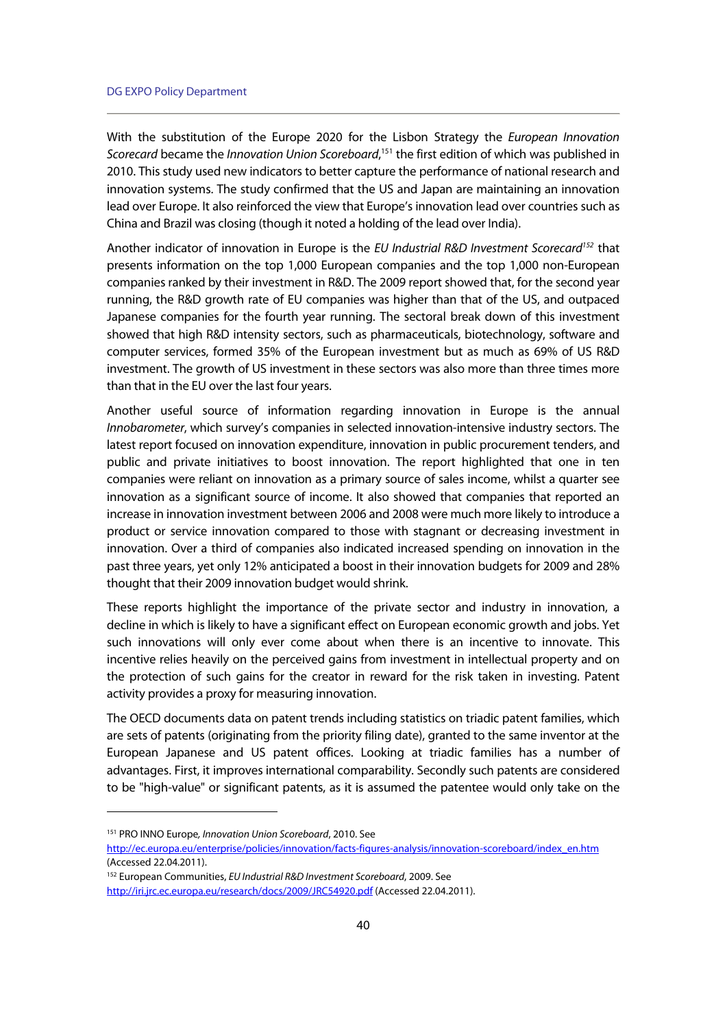With the substitution of the Europe 2020 for the Lisbon Strategy the *European Innovation Scorecard* became the *Innovation Union Scoreboard*,[151] the first edition of which was published in 2010. This study used new indicators to better capture the performance of national research and innovation systems. The study confirmed that the US and Japan are maintaining an innovation lead over Europe. It also reinforced the view that Europe's innovation lead over countries such as China and Brazil was closing (though it noted a holding of the lead over India).

Another indicator of innovation in Europe is the *EU Industrial R&D Investment Scorecard*[152] that presents information on the top 1,000 European companies and the top 1,000 non-European companies ranked by their investment in R&D. The 2009 report showed that, for the second year running, the R&D growth rate of EU companies was higher than that of the US, and outpaced Japanese companies for the fourth year running. The sectoral break down of this investment showed that high R&D intensity sectors, such as pharmaceuticals, biotechnology, software and computer services, formed 35% of the European investment but as much as 69% of US R&D investment. The growth of US investment in these sectors was also more than three times more than that in the EU over the last four years.

Another useful source of information regarding innovation in Europe is the annual *Innobarometer*, which survey's companies in selected innovation-intensive industry sectors. The latest report focused on innovation expenditure, innovation in public procurement tenders, and public and private initiatives to boost innovation. The report highlighted that one in ten companies were reliant on innovation as a primary source of sales income, whilst a quarter see innovation as a significant source of income. It also showed that companies that reported an increase in innovation investment between 2006 and 2008 were much more likely to introduce a product or service innovation compared to those with stagnant or decreasing investment in innovation. Over a third of companies also indicated increased spending on innovation in the past three years, yet only 12% anticipated a boost in their innovation budgets for 2009 and 28% thought that their 2009 innovation budget would shrink.

These reports highlight the importance of the private sector and industry in innovation, a decline in which is likely to have a significant effect on European economic growth and jobs. Yet such innovations will only ever come about when there is an incentive to innovate. This incentive relies heavily on the perceived gains from investment in intellectual property and on the protection of such gains for the creator in reward for the risk taken in investing. Patent activity provides a proxy for measuring innovation.

The OECD documents data on patent trends including statistics on triadic patent families, which are sets of patents (originating from the priority filing date), granted to the same inventor at the European Japanese and US patent offices. Looking at triadic families has a number of advantages. First, it improves international comparability. Secondly such patents are considered to be "high-value" or significant patents, as it is assumed the patentee would only take on the

---

[151] PRO INNO Europe, *Innovation Union Scoreboard*, 2010. See http://ec.europa.eu/enterprise/policies/innovation/facts-figures-analysis/innovation-scoreboard/index_en.htm (Accessed 22.04.2011).

[152] European Communities, *EU Industrial R&D Investment Scoreboard*, 2009. See http://iri.jrc.ec.europa.eu/research/docs/2009/JRC54920.pdf (Accessed 22.04.2011).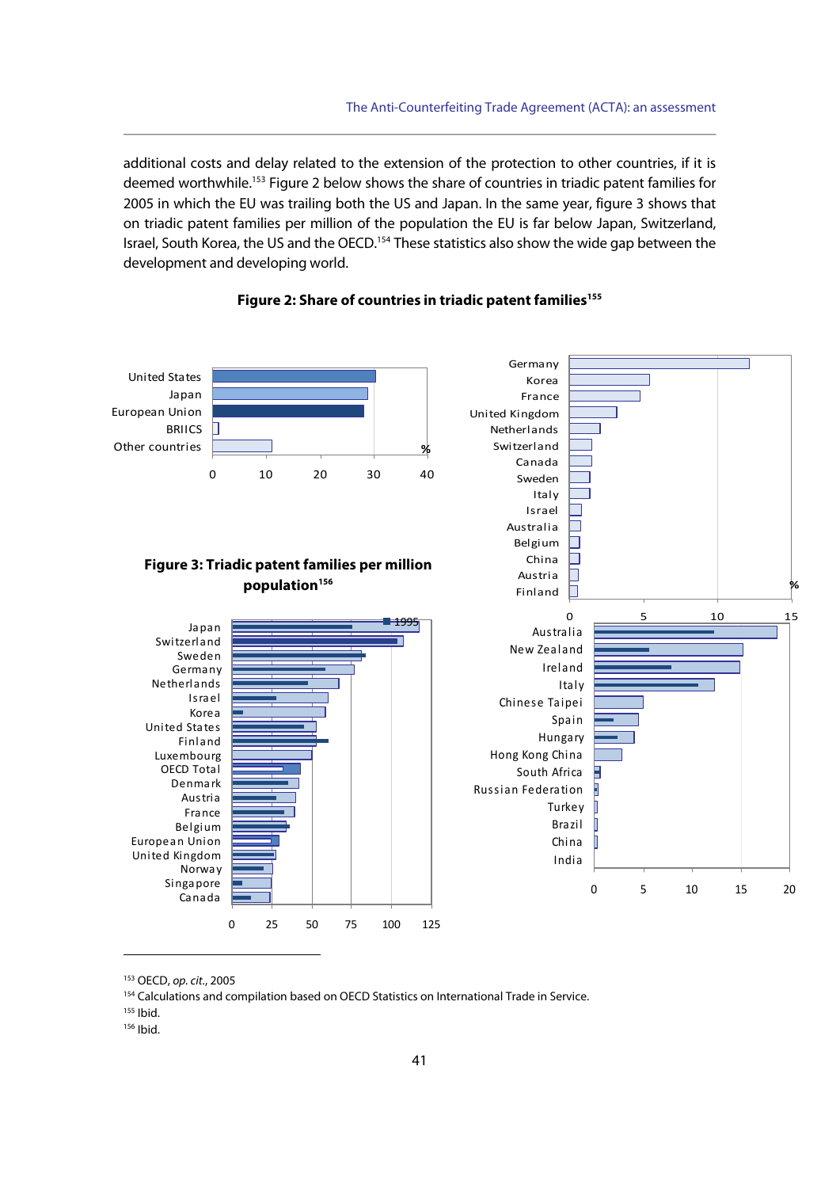additional costs and delay related to the extension of the protection to other countries, if it is deemed worthwhile.[153] Figure 2 below shows the share of countries in triadic patent families for 2005 in which the EU was trailing both the US and Japan. In the same year, figure 3 shows that on triadic patent families per million of the population the EU is far below Japan, Switzerland, Israel, South Korea, the US and the OECD.[154] These statistics also show the wide gap between the development and developing world.

**Figure 2: Share of countries in triadic patent families[155]**

United States, Japan, European Union, BRIICS, Other countries (%: 0, 10, 20, 30, 40)

Germany, Korea, France, United Kingdom, Netherlands, Switzerland, Canada, Sweden, Italy, Israel, Australia, Belgium, China, Austria, Finland (%: 0, 5, 10, 15)

**Figure 3: Triadic patent families per million population[156]**

1995

Japan, Switzerland, Sweden, Germany, Netherlands, Israel, Korea, United States, Finland, Luxembourg, OECD Total, Denmark, Austria, France, Belgium, European Union, United Kingdom, Norway, Singapore, Canada (0, 25, 50, 75, 100, 125)

Australia, New Zealand, Ireland, Italy, Chinese Taipei, Spain, Hungary, Hong Kong China, South Africa, Russian Federation, Turkey, Brazil, China, India (0, 5, 10, 15, 20)

---

[153] OECD, *op. cit.*, 2005

[154] Calculations and compilation based on OECD Statistics on International Trade in Service.

[155] Ibid.

[156] Ibid.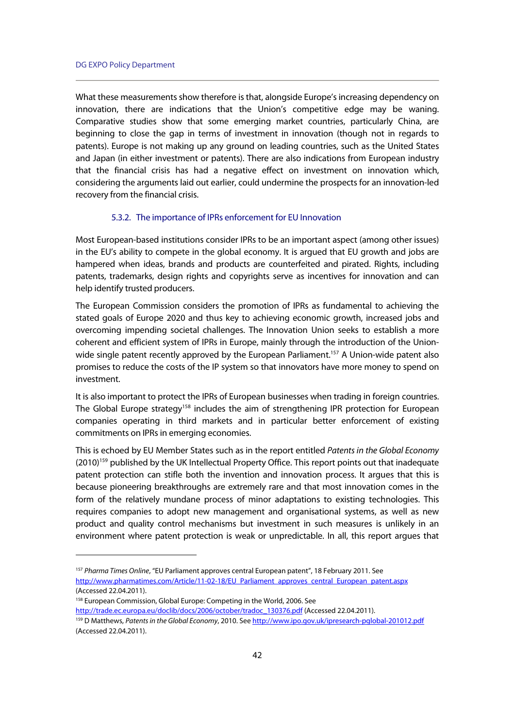What these measurements show therefore is that, alongside Europe's increasing dependency on innovation, there are indications that the Union's competitive edge may be waning. Comparative studies show that some emerging market countries, particularly China, are beginning to close the gap in terms of investment in innovation (though not in regards to patents). Europe is not making up any ground on leading countries, such as the United States and Japan (in either investment or patents). There are also indications from European industry that the financial crisis has had a negative effect on investment on innovation which, considering the arguments laid out earlier, could undermine the prospects for an innovation-led recovery from the financial crisis.

### 5.3.2. The importance of IPRs enforcement for EU Innovation

Most European-based institutions consider IPRs to be an important aspect (among other issues) in the EU's ability to compete in the global economy. It is argued that EU growth and jobs are hampered when ideas, brands and products are counterfeited and pirated. Rights, including patents, trademarks, design rights and copyrights serve as incentives for innovation and can help identify trusted producers.

The European Commission considers the promotion of IPRs as fundamental to achieving the stated goals of Europe 2020 and thus key to achieving economic growth, increased jobs and overcoming impending societal challenges. The Innovation Union seeks to establish a more coherent and efficient system of IPRs in Europe, mainly through the introduction of the Union-wide single patent recently approved by the European Parliament.[157] A Union-wide patent also promises to reduce the costs of the IP system so that innovators have more money to spend on investment.

It is also important to protect the IPRs of European businesses when trading in foreign countries. The Global Europe strategy[158] includes the aim of strengthening IPR protection for European companies operating in third markets and in particular better enforcement of existing commitments on IPRs in emerging economies.

This is echoed by EU Member States such as in the report entitled *Patents in the Global Economy* (2010)[159] published by the UK Intellectual Property Office. This report points out that inadequate patent protection can stifle both the invention and innovation process. It argues that this is because pioneering breakthroughs are extremely rare and that most innovation comes in the form of the relatively mundane process of minor adaptations to existing technologies. This requires companies to adopt new management and organisational systems, as well as new product and quality control mechanisms but investment in such measures is unlikely in an environment where patent protection is weak or unpredictable. In all, this report argues that

---

[157] *Pharma Times Online*, "EU Parliament approves central European patent", 18 February 2011. See http://www.pharmatimes.com/Article/11-02-18/EU_Parliament_approves_central_European_patent.aspx (Accessed 22.04.2011).

[158] European Commission, Global Europe: Competing in the World, 2006. See http://trade.ec.europa.eu/doclib/docs/2006/october/tradoc_130376.pdf (Accessed 22.04.2011).

[159] D Matthews, *Patents in the Global Economy*, 2010. See http://www.ipo.gov.uk/ipresearch-pglobal-201012.pdf (Accessed 22.04.2011).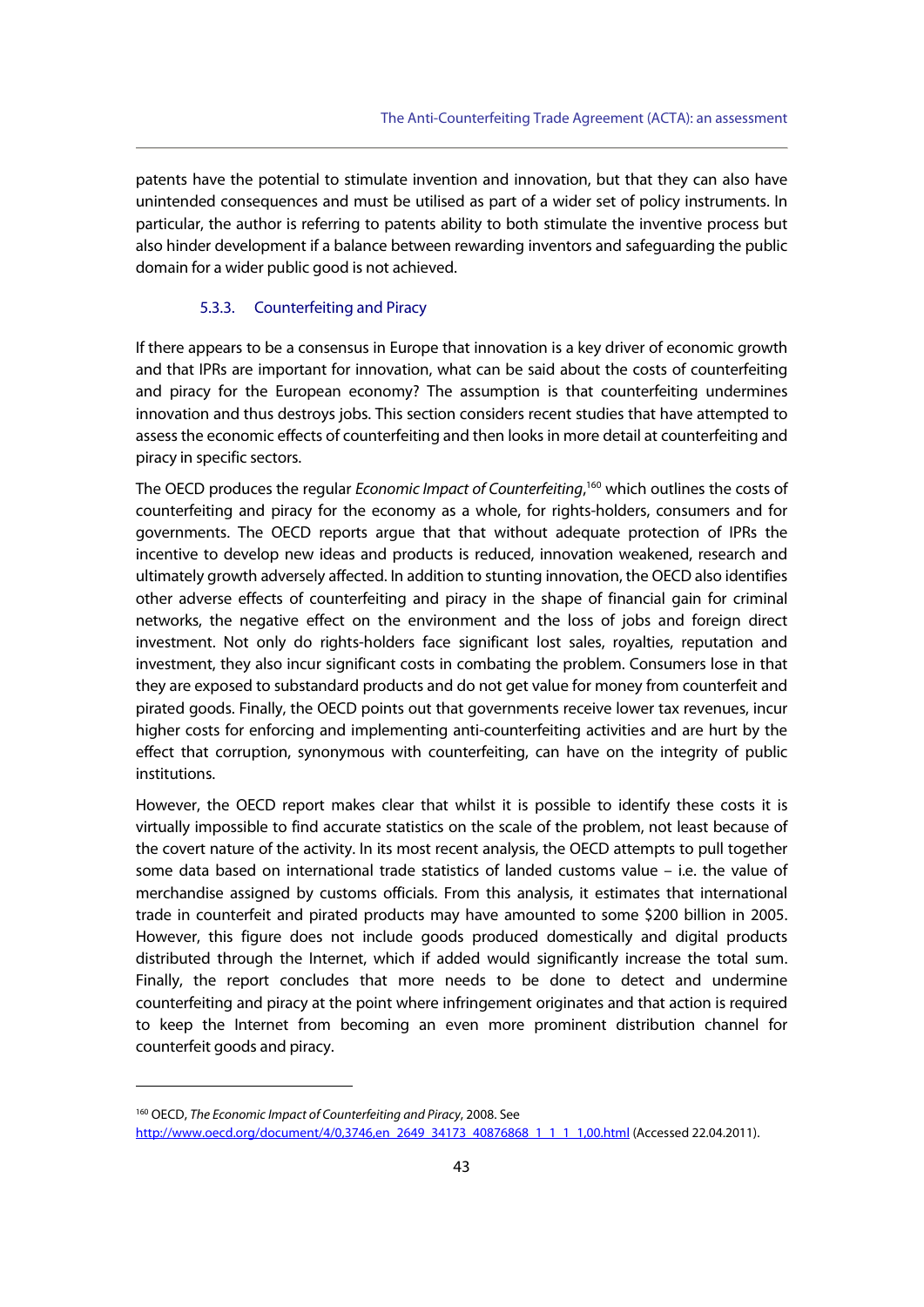patents have the potential to stimulate invention and innovation, but that they can also have unintended consequences and must be utilised as part of a wider set of policy instruments. In particular, the author is referring to patents ability to both stimulate the inventive process but also hinder development if a balance between rewarding inventors and safeguarding the public domain for a wider public good is not achieved.

### 5.3.3. Counterfeiting and Piracy

If there appears to be a consensus in Europe that innovation is a key driver of economic growth and that IPRs are important for innovation, what can be said about the costs of counterfeiting and piracy for the European economy? The assumption is that counterfeiting undermines innovation and thus destroys jobs. This section considers recent studies that have attempted to assess the economic effects of counterfeiting and then looks in more detail at counterfeiting and piracy in specific sectors.

The OECD produces the regular *Economic Impact of Counterfeiting*,[160] which outlines the costs of counterfeiting and piracy for the economy as a whole, for rights-holders, consumers and for governments. The OECD reports argue that that without adequate protection of IPRs the incentive to develop new ideas and products is reduced, innovation weakened, research and ultimately growth adversely affected. In addition to stunting innovation, the OECD also identifies other adverse effects of counterfeiting and piracy in the shape of financial gain for criminal networks, the negative effect on the environment and the loss of jobs and foreign direct investment. Not only do rights-holders face significant lost sales, royalties, reputation and investment, they also incur significant costs in combating the problem. Consumers lose in that they are exposed to substandard products and do not get value for money from counterfeit and pirated goods. Finally, the OECD points out that governments receive lower tax revenues, incur higher costs for enforcing and implementing anti-counterfeiting activities and are hurt by the effect that corruption, synonymous with counterfeiting, can have on the integrity of public institutions.

However, the OECD report makes clear that whilst it is possible to identify these costs it is virtually impossible to find accurate statistics on the scale of the problem, not least because of the covert nature of the activity. In its most recent analysis, the OECD attempts to pull together some data based on international trade statistics of landed customs value – i.e. the value of merchandise assigned by customs officials. From this analysis, it estimates that international trade in counterfeit and pirated products may have amounted to some $200 billion in 2005. However, this figure does not include goods produced domestically and digital products distributed through the Internet, which if added would significantly increase the total sum. Finally, the report concludes that more needs to be done to detect and undermine counterfeiting and piracy at the point where infringement originates and that action is required to keep the Internet from becoming an even more prominent distribution channel for counterfeit goods and piracy.

---

[160] OECD, *The Economic Impact of Counterfeiting and Piracy*, 2008. See http://www.oecd.org/document/4/0,3746,en_2649_34173_40876868_1_1_1_1,00.html (Accessed 22.04.2011).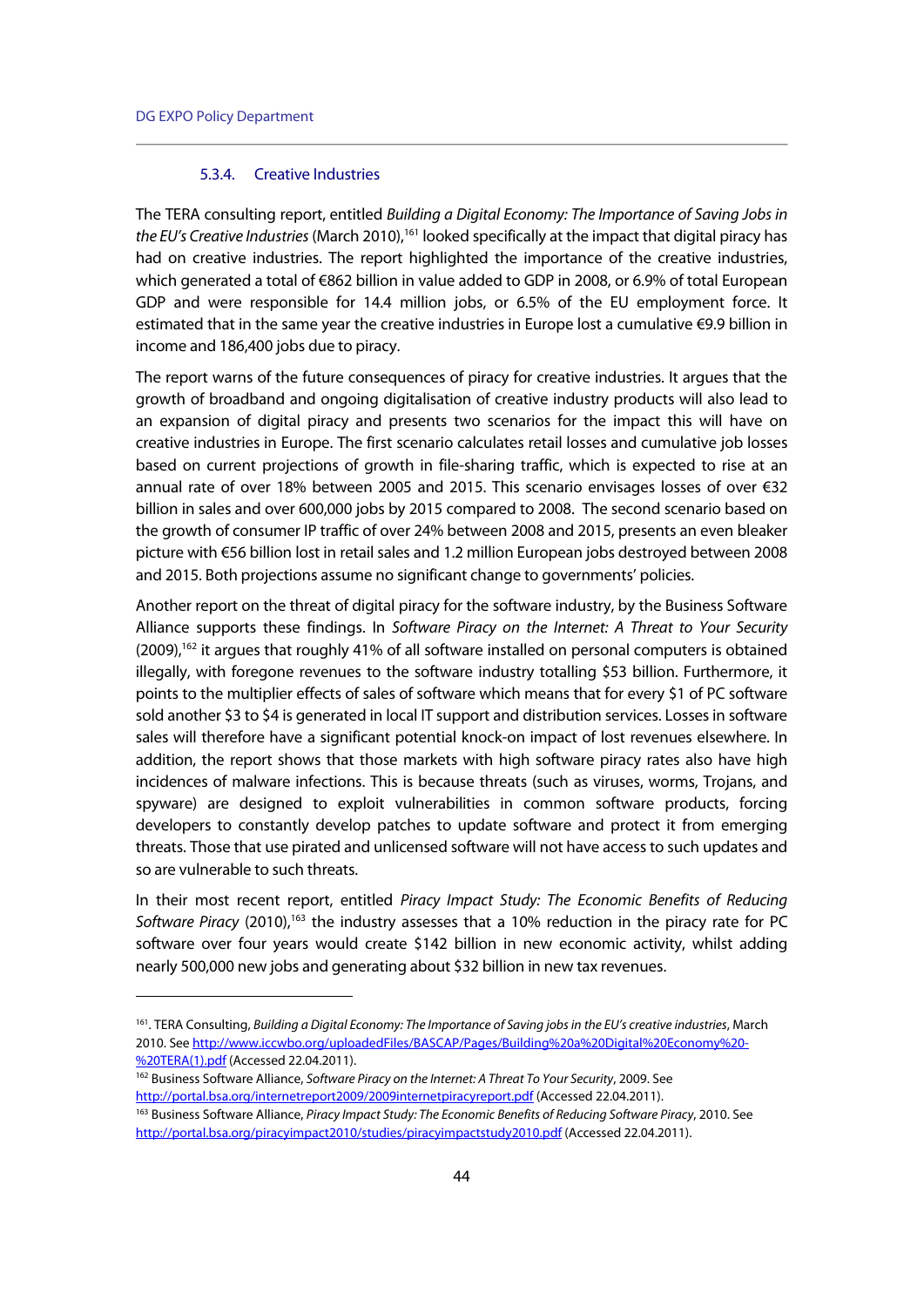#### 5.3.4. Creative Industries

The TERA consulting report, entitled *Building a Digital Economy: The Importance of Saving Jobs in the EU's Creative Industries* (March 2010),[161] looked specifically at the impact that digital piracy has had on creative industries. The report highlighted the importance of the creative industries, which generated a total of €862 billion in value added to GDP in 2008, or 6.9% of total European GDP and were responsible for 14.4 million jobs, or 6.5% of the EU employment force. It estimated that in the same year the creative industries in Europe lost a cumulative €9.9 billion in income and 186,400 jobs due to piracy.

The report warns of the future consequences of piracy for creative industries. It argues that the growth of broadband and ongoing digitalisation of creative industry products will also lead to an expansion of digital piracy and presents two scenarios for the impact this will have on creative industries in Europe. The first scenario calculates retail losses and cumulative job losses based on current projections of growth in file-sharing traffic, which is expected to rise at an annual rate of over 18% between 2005 and 2015. This scenario envisages losses of over €32 billion in sales and over 600,000 jobs by 2015 compared to 2008. The second scenario based on the growth of consumer IP traffic of over 24% between 2008 and 2015, presents an even bleaker picture with €56 billion lost in retail sales and 1.2 million European jobs destroyed between 2008 and 2015. Both projections assume no significant change to governments' policies.

Another report on the threat of digital piracy for the software industry, by the Business Software Alliance supports these findings. In *Software Piracy on the Internet: A Threat to Your Security* (2009),[162] it argues that roughly 41% of all software installed on personal computers is obtained illegally, with foregone revenues to the software industry totalling $53 billion. Furthermore, it points to the multiplier effects of sales of software which means that for every $1 of PC software sold another $3 to $4 is generated in local IT support and distribution services. Losses in software sales will therefore have a significant potential knock-on impact of lost revenues elsewhere. In addition, the report shows that those markets with high software piracy rates also have high incidences of malware infections. This is because threats (such as viruses, worms, Trojans, and spyware) are designed to exploit vulnerabilities in common software products, forcing developers to constantly develop patches to update software and protect it from emerging threats. Those that use pirated and unlicensed software will not have access to such updates and so are vulnerable to such threats.

In their most recent report, entitled *Piracy Impact Study: The Economic Benefits of Reducing Software Piracy* (2010),[163] the industry assesses that a 10% reduction in the piracy rate for PC software over four years would create $142 billion in new economic activity, whilst adding nearly 500,000 new jobs and generating about $32 billion in new tax revenues.

---

[161]. TERA Consulting, *Building a Digital Economy: The Importance of Saving jobs in the EU's creative industries*, March 2010. See http://www.iccwbo.org/uploadedFiles/BASCAP/Pages/Building%20a%20Digital%20Economy%20-%20TERA(1).pdf (Accessed 22.04.2011).

[162] Business Software Alliance, *Software Piracy on the Internet: A Threat To Your Security*, 2009. See http://portal.bsa.org/internetreport2009/2009internetpiracyreport.pdf (Accessed 22.04.2011).

[163] Business Software Alliance, *Piracy Impact Study: The Economic Benefits of Reducing Software Piracy*, 2010. See http://portal.bsa.org/piracyimpact2010/studies/piracyimpactstudy2010.pdf (Accessed 22.04.2011).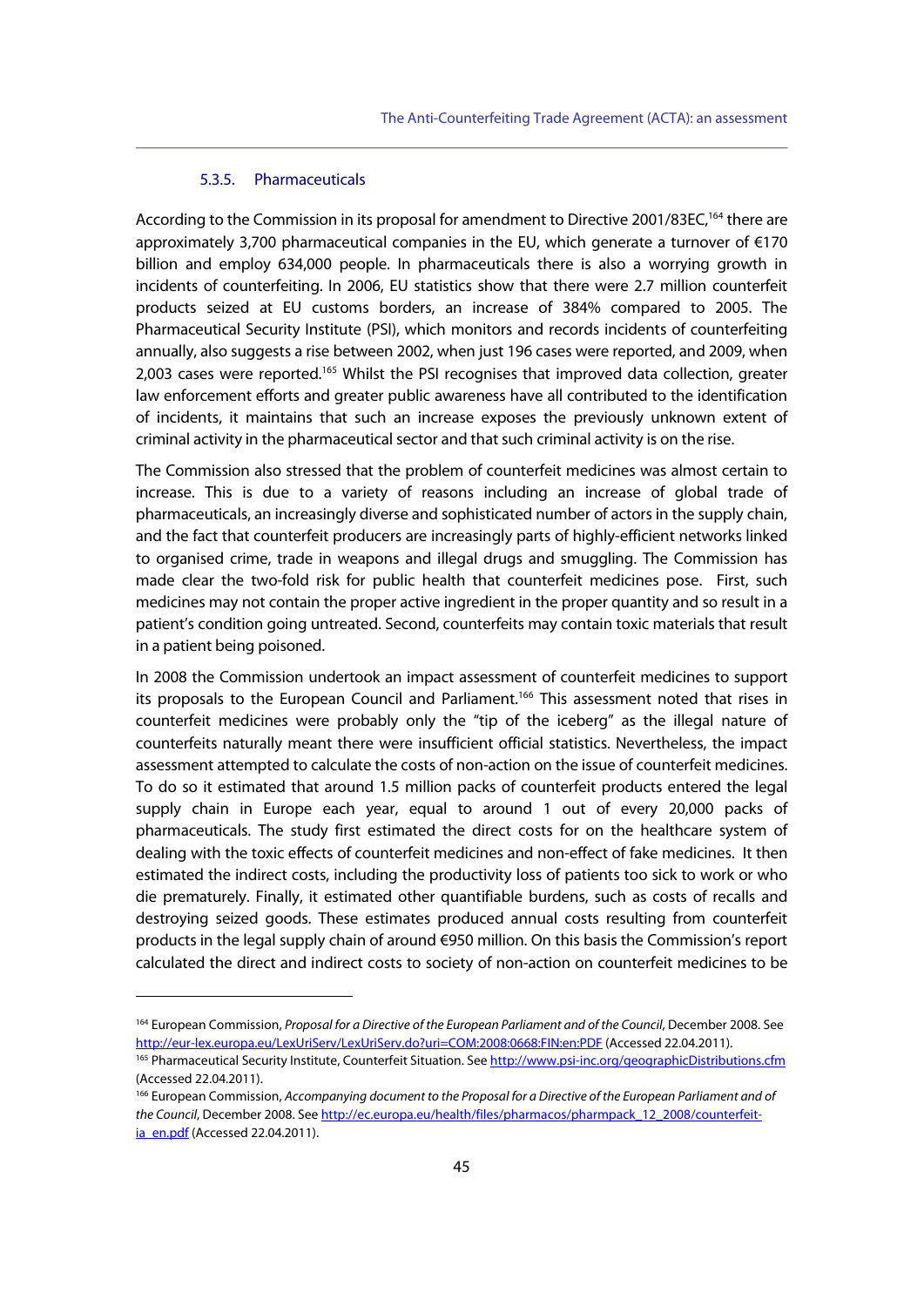#### 5.3.5. Pharmaceuticals

According to the Commission in its proposal for amendment to Directive 2001/83EC,[164] there are approximately 3,700 pharmaceutical companies in the EU, which generate a turnover of €170 billion and employ 634,000 people. In pharmaceuticals there is also a worrying growth in incidents of counterfeiting. In 2006, EU statistics show that there were 2.7 million counterfeit products seized at EU customs borders, an increase of 384% compared to 2005. The Pharmaceutical Security Institute (PSI), which monitors and records incidents of counterfeiting annually, also suggests a rise between 2002, when just 196 cases were reported, and 2009, when 2,003 cases were reported.[165] Whilst the PSI recognises that improved data collection, greater law enforcement efforts and greater public awareness have all contributed to the identification of incidents, it maintains that such an increase exposes the previously unknown extent of criminal activity in the pharmaceutical sector and that such criminal activity is on the rise.

The Commission also stressed that the problem of counterfeit medicines was almost certain to increase. This is due to a variety of reasons including an increase of global trade of pharmaceuticals, an increasingly diverse and sophisticated number of actors in the supply chain, and the fact that counterfeit producers are increasingly parts of highly-efficient networks linked to organised crime, trade in weapons and illegal drugs and smuggling. The Commission has made clear the two-fold risk for public health that counterfeit medicines pose. First, such medicines may not contain the proper active ingredient in the proper quantity and so result in a patient's condition going untreated. Second, counterfeits may contain toxic materials that result in a patient being poisoned.

In 2008 the Commission undertook an impact assessment of counterfeit medicines to support its proposals to the European Council and Parliament.[166] This assessment noted that rises in counterfeit medicines were probably only the "tip of the iceberg" as the illegal nature of counterfeits naturally meant there were insufficient official statistics. Nevertheless, the impact assessment attempted to calculate the costs of non-action on the issue of counterfeit medicines. To do so it estimated that around 1.5 million packs of counterfeit products entered the legal supply chain in Europe each year, equal to around 1 out of every 20,000 packs of pharmaceuticals. The study first estimated the direct costs for on the healthcare system of dealing with the toxic effects of counterfeit medicines and non-effect of fake medicines. It then estimated the indirect costs, including the productivity loss of patients too sick to work or who die prematurely. Finally, it estimated other quantifiable burdens, such as costs of recalls and destroying seized goods. These estimates produced annual costs resulting from counterfeit products in the legal supply chain of around €950 million. On this basis the Commission's report calculated the direct and indirect costs to society of non-action on counterfeit medicines to be

---

[164] European Commission, *Proposal for a Directive of the European Parliament and of the Council*, December 2008. See http://eur-lex.europa.eu/LexUriServ/LexUriServ.do?uri=COM:2008:0668:FIN:en:PDF (Accessed 22.04.2011).

[165] Pharmaceutical Security Institute, Counterfeit Situation. See http://www.psi-inc.org/geographicDistributions.cfm (Accessed 22.04.2011).

[166] European Commission, *Accompanying document to the Proposal for a Directive of the European Parliament and of the Council*, December 2008. See http://ec.europa.eu/health/files/pharmacos/pharmpack_12_2008/counterfeit-ia_en.pdf (Accessed 22.04.2011).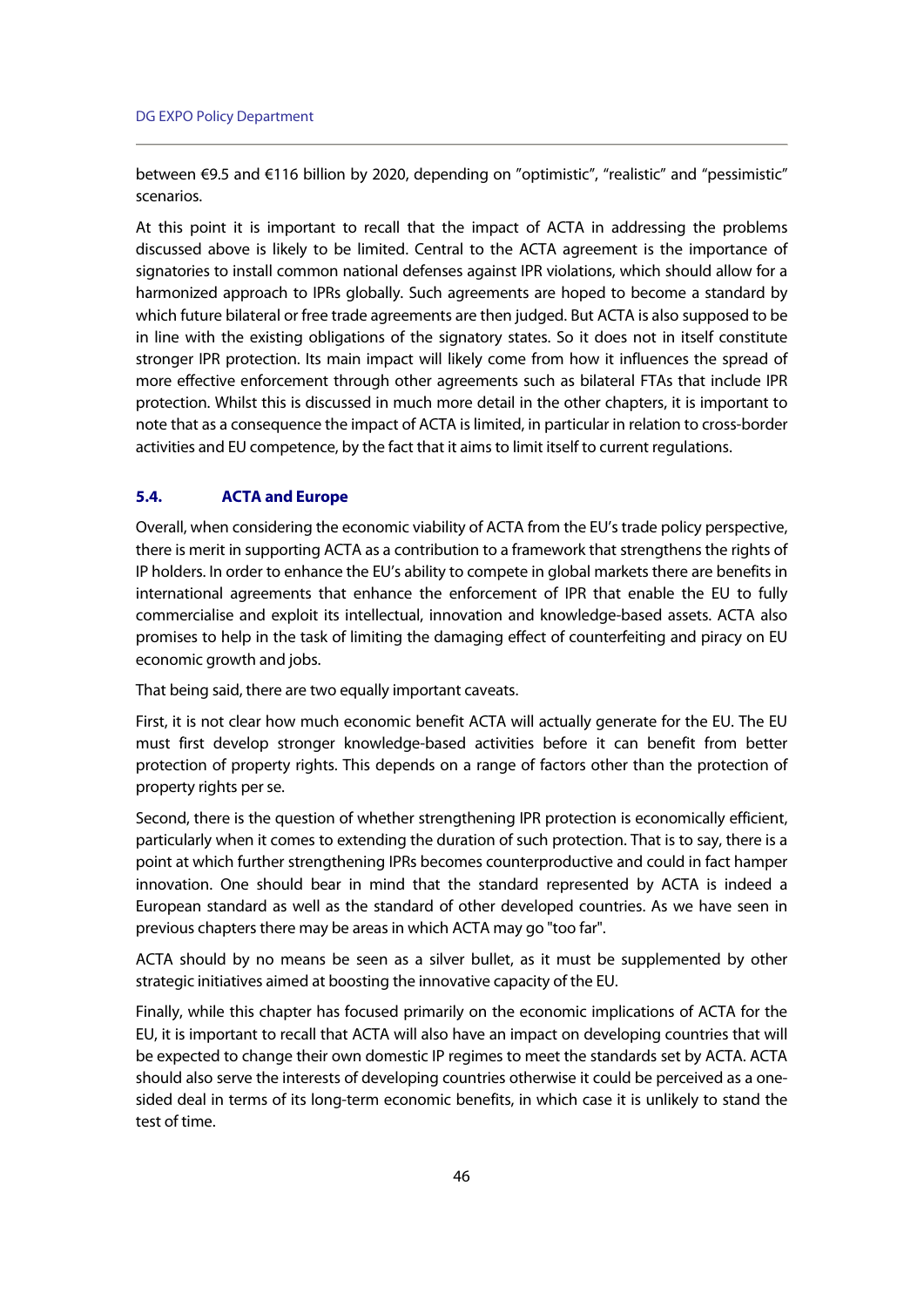between €9.5 and €116 billion by 2020, depending on "optimistic", "realistic" and "pessimistic" scenarios.

At this point it is important to recall that the impact of ACTA in addressing the problems discussed above is likely to be limited. Central to the ACTA agreement is the importance of signatories to install common national defenses against IPR violations, which should allow for a harmonized approach to IPRs globally. Such agreements are hoped to become a standard by which future bilateral or free trade agreements are then judged. But ACTA is also supposed to be in line with the existing obligations of the signatory states. So it does not in itself constitute stronger IPR protection. Its main impact will likely come from how it influences the spread of more effective enforcement through other agreements such as bilateral FTAs that include IPR protection. Whilst this is discussed in much more detail in the other chapters, it is important to note that as a consequence the impact of ACTA is limited, in particular in relation to cross-border activities and EU competence, by the fact that it aims to limit itself to current regulations.

### 5.4. ACTA and Europe

Overall, when considering the economic viability of ACTA from the EU's trade policy perspective, there is merit in supporting ACTA as a contribution to a framework that strengthens the rights of IP holders. In order to enhance the EU's ability to compete in global markets there are benefits in international agreements that enhance the enforcement of IPR that enable the EU to fully commercialise and exploit its intellectual, innovation and knowledge-based assets. ACTA also promises to help in the task of limiting the damaging effect of counterfeiting and piracy on EU economic growth and jobs.

That being said, there are two equally important caveats.

First, it is not clear how much economic benefit ACTA will actually generate for the EU. The EU must first develop stronger knowledge-based activities before it can benefit from better protection of property rights. This depends on a range of factors other than the protection of property rights per se.

Second, there is the question of whether strengthening IPR protection is economically efficient, particularly when it comes to extending the duration of such protection. That is to say, there is a point at which further strengthening IPRs becomes counterproductive and could in fact hamper innovation. One should bear in mind that the standard represented by ACTA is indeed a European standard as well as the standard of other developed countries. As we have seen in previous chapters there may be areas in which ACTA may go "too far".

ACTA should by no means be seen as a silver bullet, as it must be supplemented by other strategic initiatives aimed at boosting the innovative capacity of the EU.

Finally, while this chapter has focused primarily on the economic implications of ACTA for the EU, it is important to recall that ACTA will also have an impact on developing countries that will be expected to change their own domestic IP regimes to meet the standards set by ACTA. ACTA should also serve the interests of developing countries otherwise it could be perceived as a one-sided deal in terms of its long-term economic benefits, in which case it is unlikely to stand the test of time.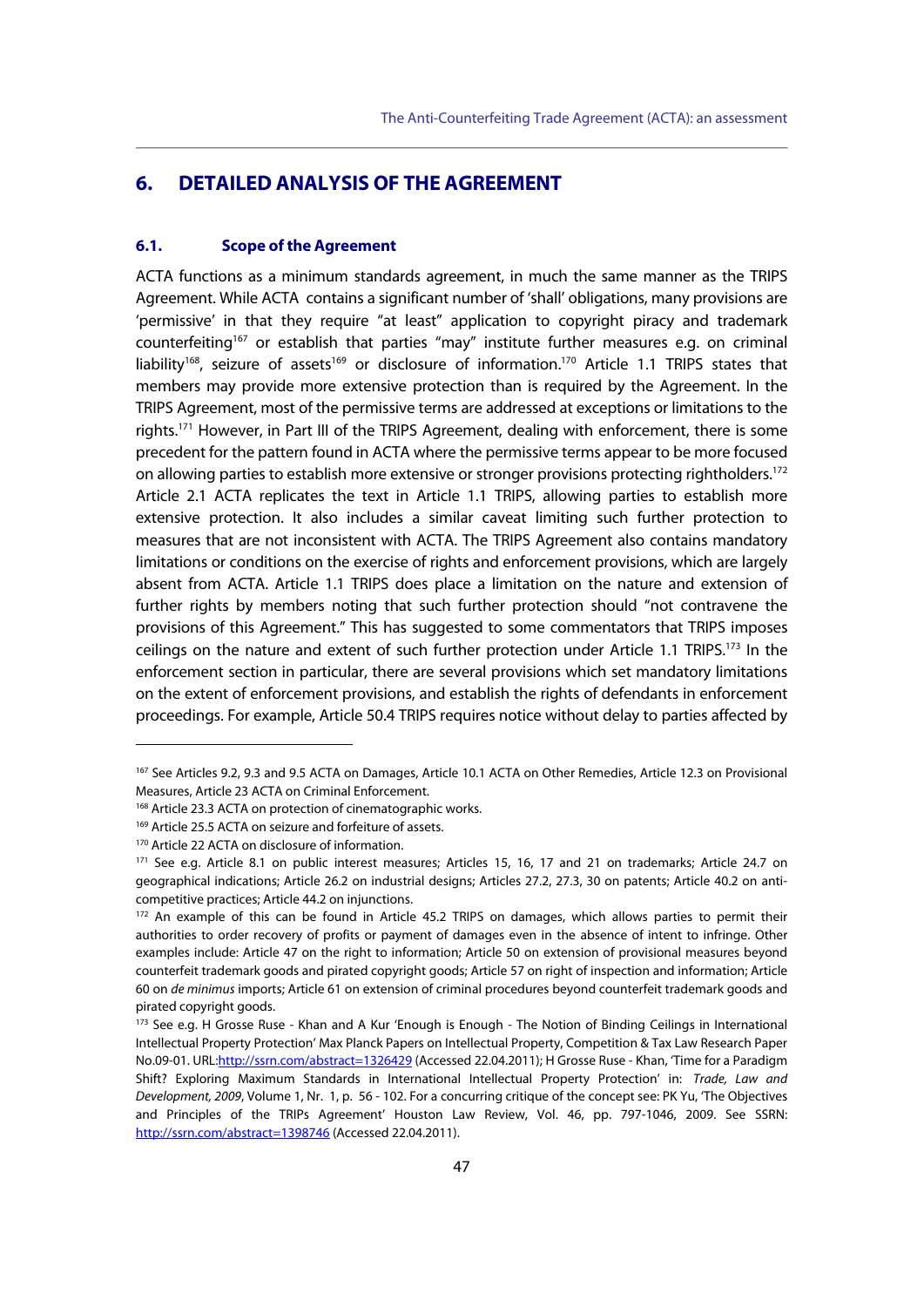## 6. DETAILED ANALYSIS OF THE AGREEMENT

### 6.1. Scope of the Agreement

ACTA functions as a minimum standards agreement, in much the same manner as the TRIPS Agreement. While ACTA contains a significant number of 'shall' obligations, many provisions are 'permissive' in that they require "at least" application to copyright piracy and trademark counterfeiting[167] or establish that parties "may" institute further measures e.g. on criminal liability[168], seizure of assets[169] or disclosure of information.[170] Article 1.1 TRIPS states that members may provide more extensive protection than is required by the Agreement. In the TRIPS Agreement, most of the permissive terms are addressed at exceptions or limitations to the rights.[171] However, in Part III of the TRIPS Agreement, dealing with enforcement, there is some precedent for the pattern found in ACTA where the permissive terms appear to be more focused on allowing parties to establish more extensive or stronger provisions protecting rightholders.[172] Article 2.1 ACTA replicates the text in Article 1.1 TRIPS, allowing parties to establish more extensive protection. It also includes a similar caveat limiting such further protection to measures that are not inconsistent with ACTA. The TRIPS Agreement also contains mandatory limitations or conditions on the exercise of rights and enforcement provisions, which are largely absent from ACTA. Article 1.1 TRIPS does place a limitation on the nature and extension of further rights by members noting that such further protection should "not contravene the provisions of this Agreement." This has suggested to some commentators that TRIPS imposes ceilings on the nature and extent of such further protection under Article 1.1 TRIPS.[173] In the enforcement section in particular, there are several provisions which set mandatory limitations on the extent of enforcement provisions, and establish the rights of defendants in enforcement proceedings. For example, Article 50.4 TRIPS requires notice without delay to parties affected by

---

[167] See Articles 9.2, 9.3 and 9.5 ACTA on Damages, Article 10.1 ACTA on Other Remedies, Article 12.3 on Provisional Measures, Article 23 ACTA on Criminal Enforcement.

[168] Article 23.3 ACTA on protection of cinematographic works.

[169] Article 25.5 ACTA on seizure and forfeiture of assets.

[170] Article 22 ACTA on disclosure of information.

[171] See e.g. Article 8.1 on public interest measures; Articles 15, 16, 17 and 21 on trademarks; Article 24.7 on geographical indications; Article 26.2 on industrial designs; Articles 27.2, 27.3, 30 on patents; Article 40.2 on anti-competitive practices; Article 44.2 on injunctions.

[172] An example of this can be found in Article 45.2 TRIPS on damages, which allows parties to permit their authorities to order recovery of profits or payment of damages even in the absence of intent to infringe. Other examples include: Article 47 on the right to information; Article 50 on extension of provisional measures beyond counterfeit trademark goods and pirated copyright goods; Article 57 on right of inspection and information; Article 60 on *de minimus* imports; Article 61 on extension of criminal procedures beyond counterfeit trademark goods and pirated copyright goods.

[173] See e.g. H Grosse Ruse - Khan and A Kur 'Enough is Enough - The Notion of Binding Ceilings in International Intellectual Property Protection' Max Planck Papers on Intellectual Property, Competition & Tax Law Research Paper No.09-01. URL:http://ssrn.com/abstract=1326429 (Accessed 22.04.2011); H Grosse Ruse - Khan, 'Time for a Paradigm Shift? Exploring Maximum Standards in International Intellectual Property Protection' in: *Trade, Law and Development, 2009*, Volume 1, Nr. 1, p. 56 - 102. For a concurring critique of the concept see: PK Yu, 'The Objectives and Principles of the TRIPs Agreement' Houston Law Review, Vol. 46, pp. 797-1046, 2009. See SSRN: http://ssrn.com/abstract=1398746 (Accessed 22.04.2011).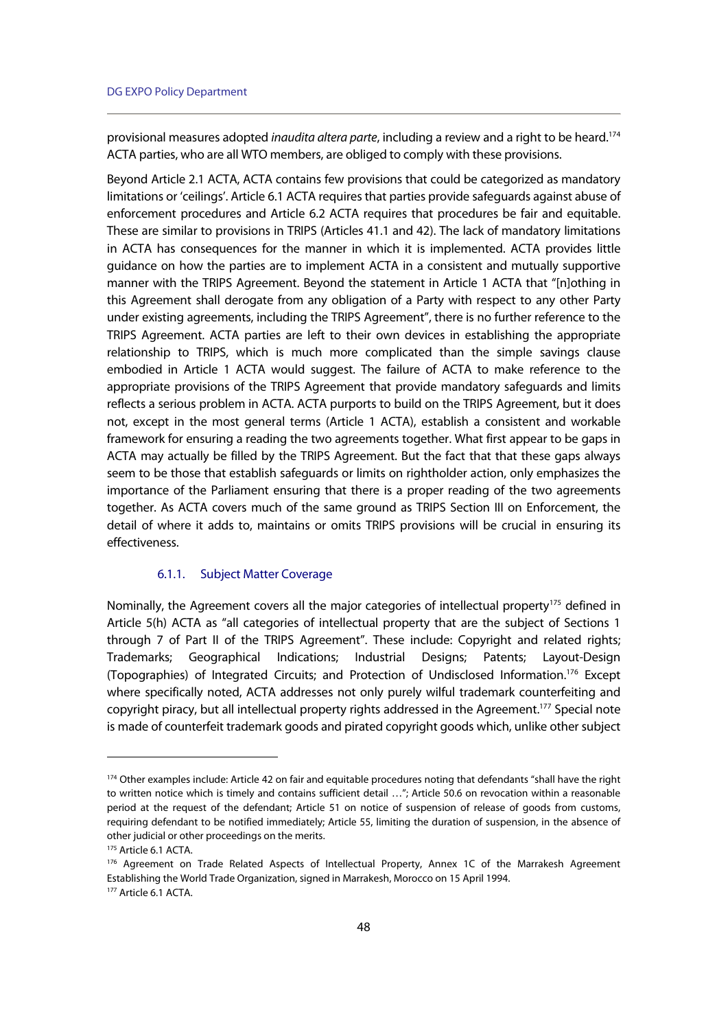provisional measures adopted *inaudita altera parte*, including a review and a right to be heard.[174] ACTA parties, who are all WTO members, are obliged to comply with these provisions.

Beyond Article 2.1 ACTA, ACTA contains few provisions that could be categorized as mandatory limitations or 'ceilings'. Article 6.1 ACTA requires that parties provide safeguards against abuse of enforcement procedures and Article 6.2 ACTA requires that procedures be fair and equitable. These are similar to provisions in TRIPS (Articles 41.1 and 42). The lack of mandatory limitations in ACTA has consequences for the manner in which it is implemented. ACTA provides little guidance on how the parties are to implement ACTA in a consistent and mutually supportive manner with the TRIPS Agreement. Beyond the statement in Article 1 ACTA that "[n]othing in this Agreement shall derogate from any obligation of a Party with respect to any other Party under existing agreements, including the TRIPS Agreement", there is no further reference to the TRIPS Agreement. ACTA parties are left to their own devices in establishing the appropriate relationship to TRIPS, which is much more complicated than the simple savings clause embodied in Article 1 ACTA would suggest. The failure of ACTA to make reference to the appropriate provisions of the TRIPS Agreement that provide mandatory safeguards and limits reflects a serious problem in ACTA. ACTA purports to build on the TRIPS Agreement, but it does not, except in the most general terms (Article 1 ACTA), establish a consistent and workable framework for ensuring a reading the two agreements together. What first appear to be gaps in ACTA may actually be filled by the TRIPS Agreement. But the fact that that these gaps always seem to be those that establish safeguards or limits on rightholder action, only emphasizes the importance of the Parliament ensuring that there is a proper reading of the two agreements together. As ACTA covers much of the same ground as TRIPS Section III on Enforcement, the detail of where it adds to, maintains or omits TRIPS provisions will be crucial in ensuring its effectiveness.

### 6.1.1. Subject Matter Coverage

Nominally, the Agreement covers all the major categories of intellectual property[175] defined in Article 5(h) ACTA as "all categories of intellectual property that are the subject of Sections 1 through 7 of Part II of the TRIPS Agreement". These include: Copyright and related rights; Trademarks; Geographical Indications; Industrial Designs; Patents; Layout-Design (Topographies) of Integrated Circuits; and Protection of Undisclosed Information.[176] Except where specifically noted, ACTA addresses not only purely wilful trademark counterfeiting and copyright piracy, but all intellectual property rights addressed in the Agreement.[177] Special note is made of counterfeit trademark goods and pirated copyright goods which, unlike other subject

---

[174] Other examples include: Article 42 on fair and equitable procedures noting that defendants "shall have the right to written notice which is timely and contains sufficient detail …"; Article 50.6 on revocation within a reasonable period at the request of the defendant; Article 51 on notice of suspension of release of goods from customs, requiring defendant to be notified immediately; Article 55, limiting the duration of suspension, in the absence of other judicial or other proceedings on the merits.

[175] Article 6.1 ACTA.

[176] Agreement on Trade Related Aspects of Intellectual Property, Annex 1C of the Marrakesh Agreement Establishing the World Trade Organization, signed in Marrakesh, Morocco on 15 April 1994.

[177] Article 6.1 ACTA.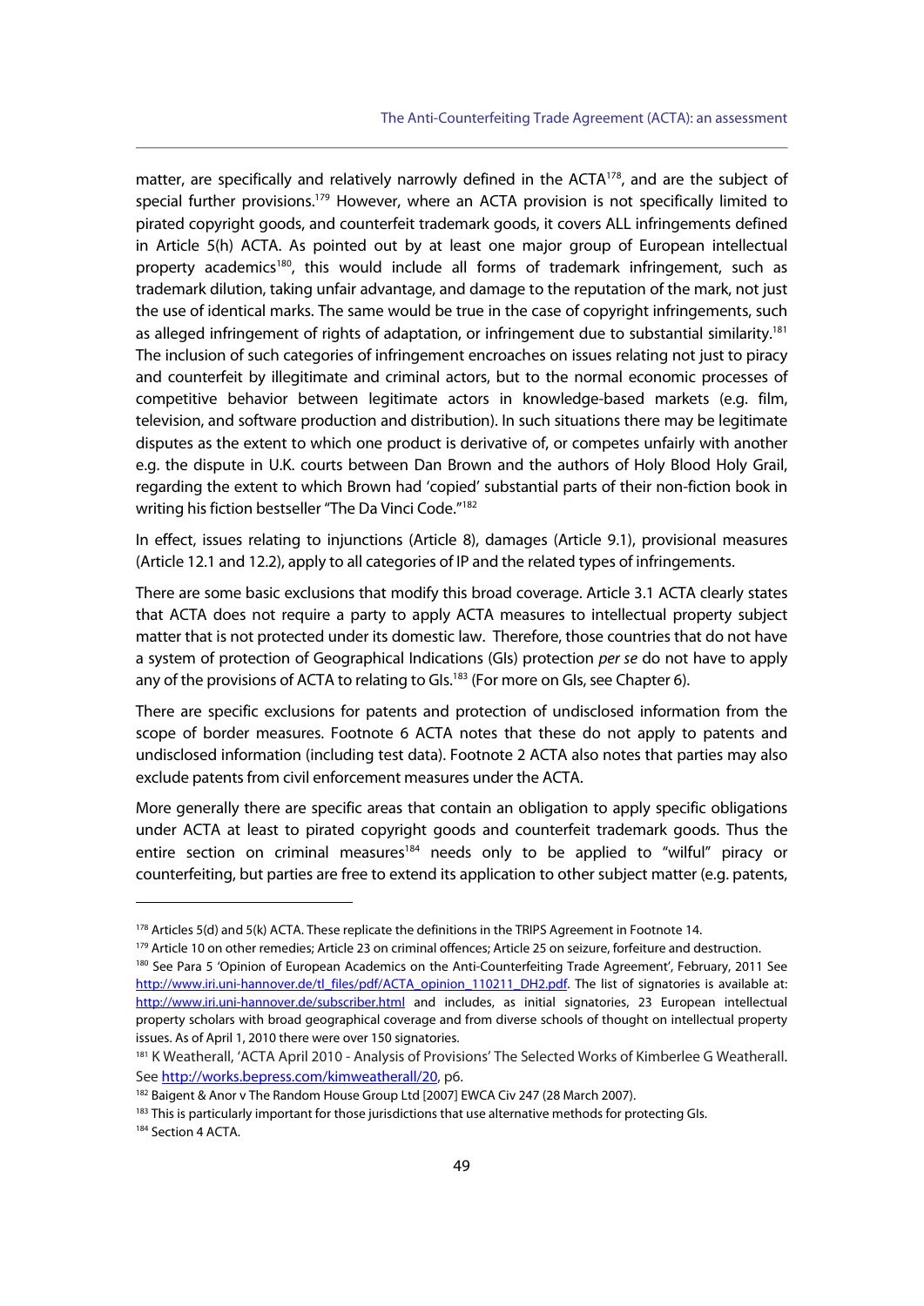matter, are specifically and relatively narrowly defined in the ACTA[178], and are the subject of special further provisions.[179] However, where an ACTA provision is not specifically limited to pirated copyright goods, and counterfeit trademark goods, it covers ALL infringements defined in Article 5(h) ACTA. As pointed out by at least one major group of European intellectual property academics[180], this would include all forms of trademark infringement, such as trademark dilution, taking unfair advantage, and damage to the reputation of the mark, not just the use of identical marks. The same would be true in the case of copyright infringements, such as alleged infringement of rights of adaptation, or infringement due to substantial similarity.[181] The inclusion of such categories of infringement encroaches on issues relating not just to piracy and counterfeit by illegitimate and criminal actors, but to the normal economic processes of competitive behavior between legitimate actors in knowledge-based markets (e.g. film, television, and software production and distribution). In such situations there may be legitimate disputes as the extent to which one product is derivative of, or competes unfairly with another e.g. the dispute in U.K. courts between Dan Brown and the authors of Holy Blood Holy Grail, regarding the extent to which Brown had 'copied' substantial parts of their non-fiction book in writing his fiction bestseller "The Da Vinci Code."[182]

In effect, issues relating to injunctions (Article 8), damages (Article 9.1), provisional measures (Article 12.1 and 12.2), apply to all categories of IP and the related types of infringements.

There are some basic exclusions that modify this broad coverage. Article 3.1 ACTA clearly states that ACTA does not require a party to apply ACTA measures to intellectual property subject matter that is not protected under its domestic law. Therefore, those countries that do not have a system of protection of Geographical Indications (GIs) protection *per se* do not have to apply any of the provisions of ACTA to relating to GIs.[183] (For more on GIs, see Chapter 6).

There are specific exclusions for patents and protection of undisclosed information from the scope of border measures. Footnote 6 ACTA notes that these do not apply to patents and undisclosed information (including test data). Footnote 2 ACTA also notes that parties may also exclude patents from civil enforcement measures under the ACTA.

More generally there are specific areas that contain an obligation to apply specific obligations under ACTA at least to pirated copyright goods and counterfeit trademark goods. Thus the entire section on criminal measures[184] needs only to be applied to "wilful" piracy or counterfeiting, but parties are free to extend its application to other subject matter (e.g. patents,

---

[178] Articles 5(d) and 5(k) ACTA. These replicate the definitions in the TRIPS Agreement in Footnote 14.

[179] Article 10 on other remedies; Article 23 on criminal offences; Article 25 on seizure, forfeiture and destruction.

[180] See Para 5 'Opinion of European Academics on the Anti-Counterfeiting Trade Agreement', February, 2011 See http://www.iri.uni-hannover.de/tl_files/pdf/ACTA_opinion_110211_DH2.pdf. The list of signatories is available at: http://www.iri.uni-hannover.de/subscriber.html and includes, as initial signatories, 23 European intellectual property scholars with broad geographical coverage and from diverse schools of thought on intellectual property issues. As of April 1, 2010 there were over 150 signatories.

[181] K Weatherall, 'ACTA April 2010 - Analysis of Provisions' The Selected Works of Kimberlee G Weatherall. See http://works.bepress.com/kimweatherall/20, p6.

[182] Baigent & Anor v The Random House Group Ltd [2007] EWCA Civ 247 (28 March 2007).

[183] This is particularly important for those jurisdictions that use alternative methods for protecting GIs.

[184] Section 4 ACTA.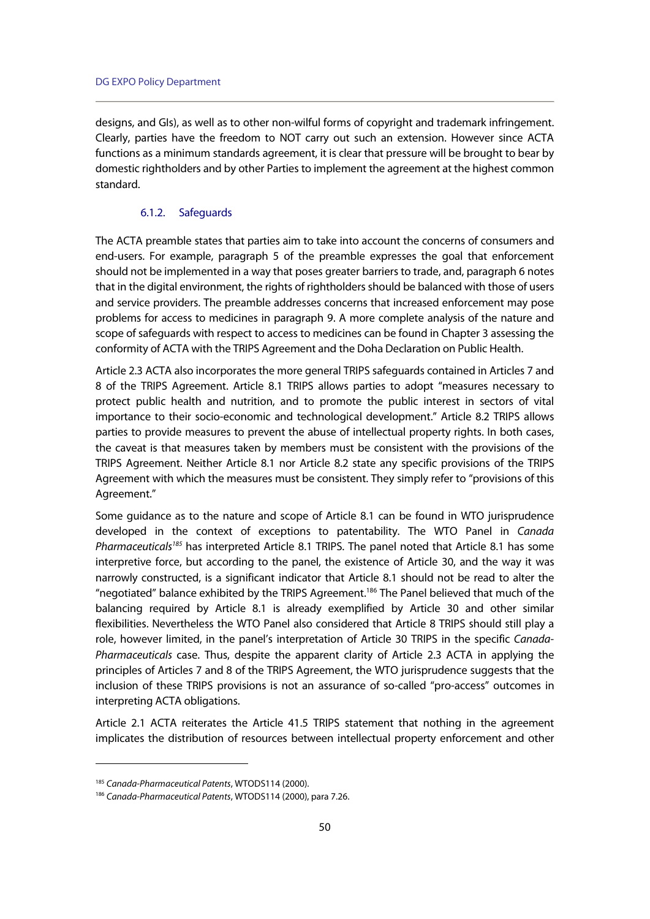designs, and GIs), as well as to other non-wilful forms of copyright and trademark infringement. Clearly, parties have the freedom to NOT carry out such an extension. However since ACTA functions as a minimum standards agreement, it is clear that pressure will be brought to bear by domestic rightholders and by other Parties to implement the agreement at the highest common standard.

#### 6.1.2. Safeguards

The ACTA preamble states that parties aim to take into account the concerns of consumers and end-users. For example, paragraph 5 of the preamble expresses the goal that enforcement should not be implemented in a way that poses greater barriers to trade, and, paragraph 6 notes that in the digital environment, the rights of rightholders should be balanced with those of users and service providers. The preamble addresses concerns that increased enforcement may pose problems for access to medicines in paragraph 9. A more complete analysis of the nature and scope of safeguards with respect to access to medicines can be found in Chapter 3 assessing the conformity of ACTA with the TRIPS Agreement and the Doha Declaration on Public Health.

Article 2.3 ACTA also incorporates the more general TRIPS safeguards contained in Articles 7 and 8 of the TRIPS Agreement. Article 8.1 TRIPS allows parties to adopt "measures necessary to protect public health and nutrition, and to promote the public interest in sectors of vital importance to their socio-economic and technological development." Article 8.2 TRIPS allows parties to provide measures to prevent the abuse of intellectual property rights. In both cases, the caveat is that measures taken by members must be consistent with the provisions of the TRIPS Agreement. Neither Article 8.1 nor Article 8.2 state any specific provisions of the TRIPS Agreement with which the measures must be consistent. They simply refer to "provisions of this Agreement."

Some guidance as to the nature and scope of Article 8.1 can be found in WTO jurisprudence developed in the context of exceptions to patentability. The WTO Panel in *Canada Pharmaceuticals*[185] has interpreted Article 8.1 TRIPS. The panel noted that Article 8.1 has some interpretive force, but according to the panel, the existence of Article 30, and the way it was narrowly constructed, is a significant indicator that Article 8.1 should not be read to alter the "negotiated" balance exhibited by the TRIPS Agreement.[186] The Panel believed that much of the balancing required by Article 8.1 is already exemplified by Article 30 and other similar flexibilities. Nevertheless the WTO Panel also considered that Article 8 TRIPS should still play a role, however limited, in the panel's interpretation of Article 30 TRIPS in the specific *Canada-Pharmaceuticals* case. Thus, despite the apparent clarity of Article 2.3 ACTA in applying the principles of Articles 7 and 8 of the TRIPS Agreement, the WTO jurisprudence suggests that the inclusion of these TRIPS provisions is not an assurance of so-called "pro-access" outcomes in interpreting ACTA obligations.

Article 2.1 ACTA reiterates the Article 41.5 TRIPS statement that nothing in the agreement implicates the distribution of resources between intellectual property enforcement and other

---

[185] *Canada-Pharmaceutical Patents*, WTODS114 (2000).

[186] *Canada-Pharmaceutical Patents*, WTODS114 (2000), para 7.26.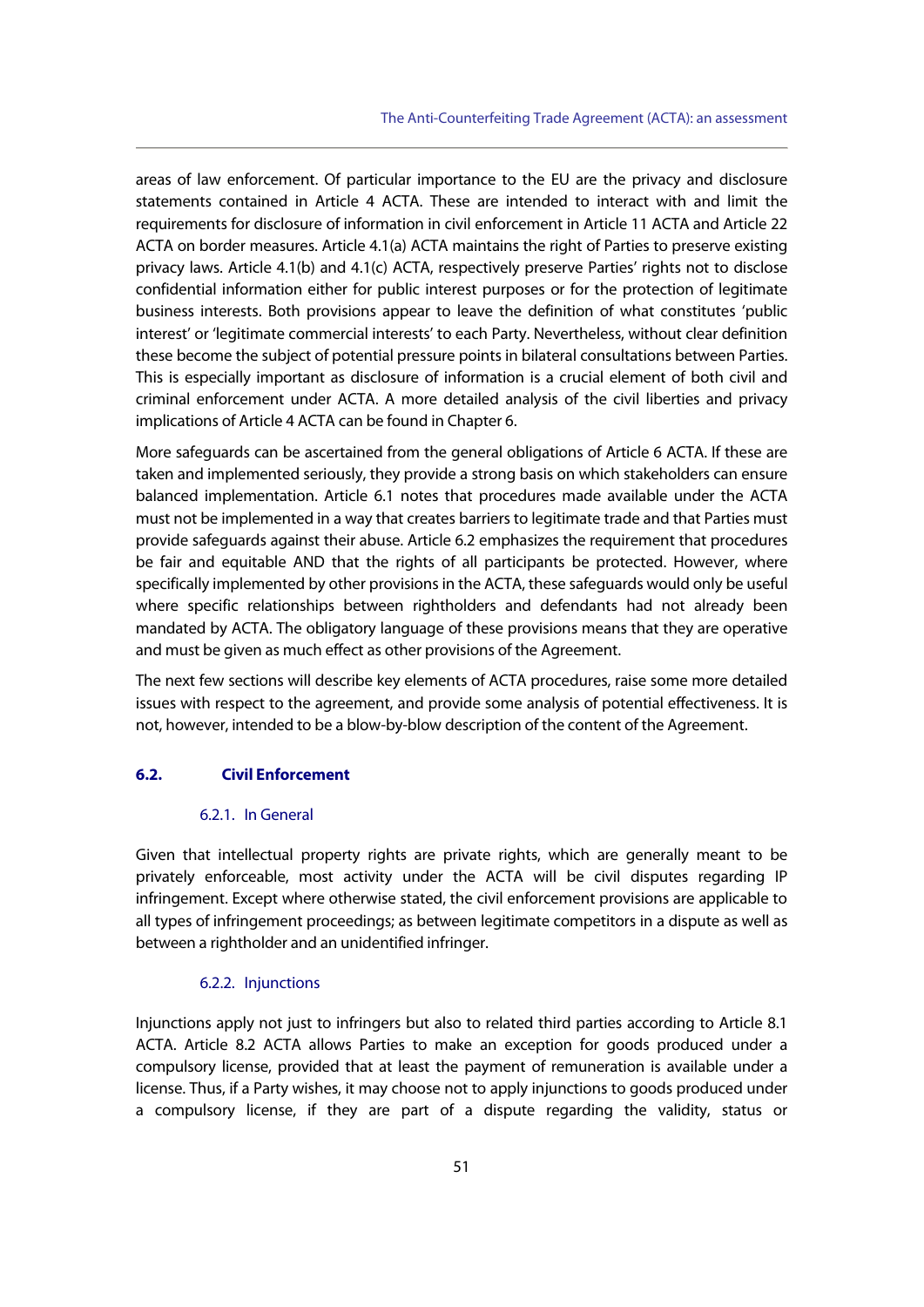areas of law enforcement. Of particular importance to the EU are the privacy and disclosure statements contained in Article 4 ACTA. These are intended to interact with and limit the requirements for disclosure of information in civil enforcement in Article 11 ACTA and Article 22 ACTA on border measures. Article 4.1(a) ACTA maintains the right of Parties to preserve existing privacy laws. Article 4.1(b) and 4.1(c) ACTA, respectively preserve Parties' rights not to disclose confidential information either for public interest purposes or for the protection of legitimate business interests. Both provisions appear to leave the definition of what constitutes 'public interest' or 'legitimate commercial interests' to each Party. Nevertheless, without clear definition these become the subject of potential pressure points in bilateral consultations between Parties. This is especially important as disclosure of information is a crucial element of both civil and criminal enforcement under ACTA. A more detailed analysis of the civil liberties and privacy implications of Article 4 ACTA can be found in Chapter 6.

More safeguards can be ascertained from the general obligations of Article 6 ACTA. If these are taken and implemented seriously, they provide a strong basis on which stakeholders can ensure balanced implementation. Article 6.1 notes that procedures made available under the ACTA must not be implemented in a way that creates barriers to legitimate trade and that Parties must provide safeguards against their abuse. Article 6.2 emphasizes the requirement that procedures be fair and equitable AND that the rights of all participants be protected. However, where specifically implemented by other provisions in the ACTA, these safeguards would only be useful where specific relationships between rightholders and defendants had not already been mandated by ACTA. The obligatory language of these provisions means that they are operative and must be given as much effect as other provisions of the Agreement.

The next few sections will describe key elements of ACTA procedures, raise some more detailed issues with respect to the agreement, and provide some analysis of potential effectiveness. It is not, however, intended to be a blow-by-blow description of the content of the Agreement.

## 6.2. Civil Enforcement

### 6.2.1. In General

Given that intellectual property rights are private rights, which are generally meant to be privately enforceable, most activity under the ACTA will be civil disputes regarding IP infringement. Except where otherwise stated, the civil enforcement provisions are applicable to all types of infringement proceedings; as between legitimate competitors in a dispute as well as between a rightholder and an unidentified infringer.

### 6.2.2. Injunctions

Injunctions apply not just to infringers but also to related third parties according to Article 8.1 ACTA. Article 8.2 ACTA allows Parties to make an exception for goods produced under a compulsory license, provided that at least the payment of remuneration is available under a license. Thus, if a Party wishes, it may choose not to apply injunctions to goods produced under a compulsory license, if they are part of a dispute regarding the validity, status or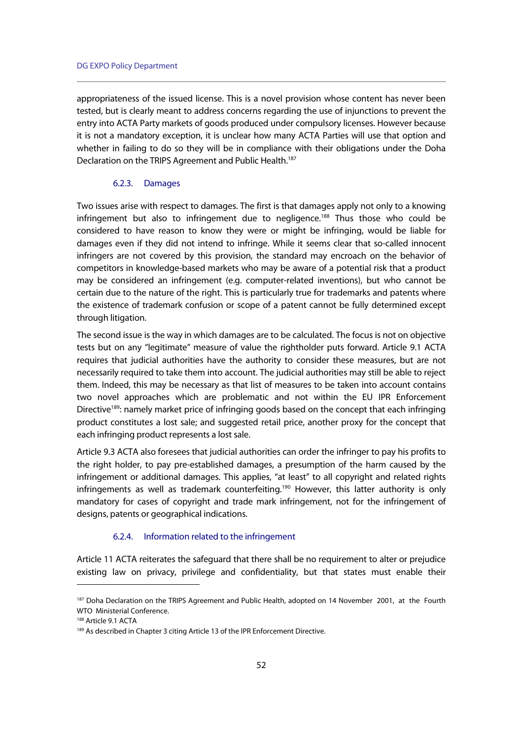appropriateness of the issued license. This is a novel provision whose content has never been tested, but is clearly meant to address concerns regarding the use of injunctions to prevent the entry into ACTA Party markets of goods produced under compulsory licenses. However because it is not a mandatory exception, it is unclear how many ACTA Parties will use that option and whether in failing to do so they will be in compliance with their obligations under the Doha Declaration on the TRIPS Agreement and Public Health.[187]

### 6.2.3. Damages

Two issues arise with respect to damages. The first is that damages apply not only to a knowing infringement but also to infringement due to negligence.[188] Thus those who could be considered to have reason to know they were or might be infringing, would be liable for damages even if they did not intend to infringe. While it seems clear that so-called innocent infringers are not covered by this provision, the standard may encroach on the behavior of competitors in knowledge-based markets who may be aware of a potential risk that a product may be considered an infringement (e.g. computer-related inventions), but who cannot be certain due to the nature of the right. This is particularly true for trademarks and patents where the existence of trademark confusion or scope of a patent cannot be fully determined except through litigation.

The second issue is the way in which damages are to be calculated. The focus is not on objective tests but on any "legitimate" measure of value the rightholder puts forward. Article 9.1 ACTA requires that judicial authorities have the authority to consider these measures, but are not necessarily required to take them into account. The judicial authorities may still be able to reject them. Indeed, this may be necessary as that list of measures to be taken into account contains two novel approaches which are problematic and not within the EU IPR Enforcement Directive[189]: namely market price of infringing goods based on the concept that each infringing product constitutes a lost sale; and suggested retail price, another proxy for the concept that each infringing product represents a lost sale.

Article 9.3 ACTA also foresees that judicial authorities can order the infringer to pay his profits to the right holder, to pay pre-established damages, a presumption of the harm caused by the infringement or additional damages. This applies, "at least" to all copyright and related rights infringements as well as trademark counterfeiting.[190] However, this latter authority is only mandatory for cases of copyright and trade mark infringement, not for the infringement of designs, patents or geographical indications.

### 6.2.4. Information related to the infringement

Article 11 ACTA reiterates the safeguard that there shall be no requirement to alter or prejudice existing law on privacy, privilege and confidentiality, but that states must enable their

---

[187] Doha Declaration on the TRIPS Agreement and Public Health, adopted on 14 November 2001, at the Fourth WTO Ministerial Conference.

[188] Article 9.1 ACTA

[189] As described in Chapter 3 citing Article 13 of the IPR Enforcement Directive.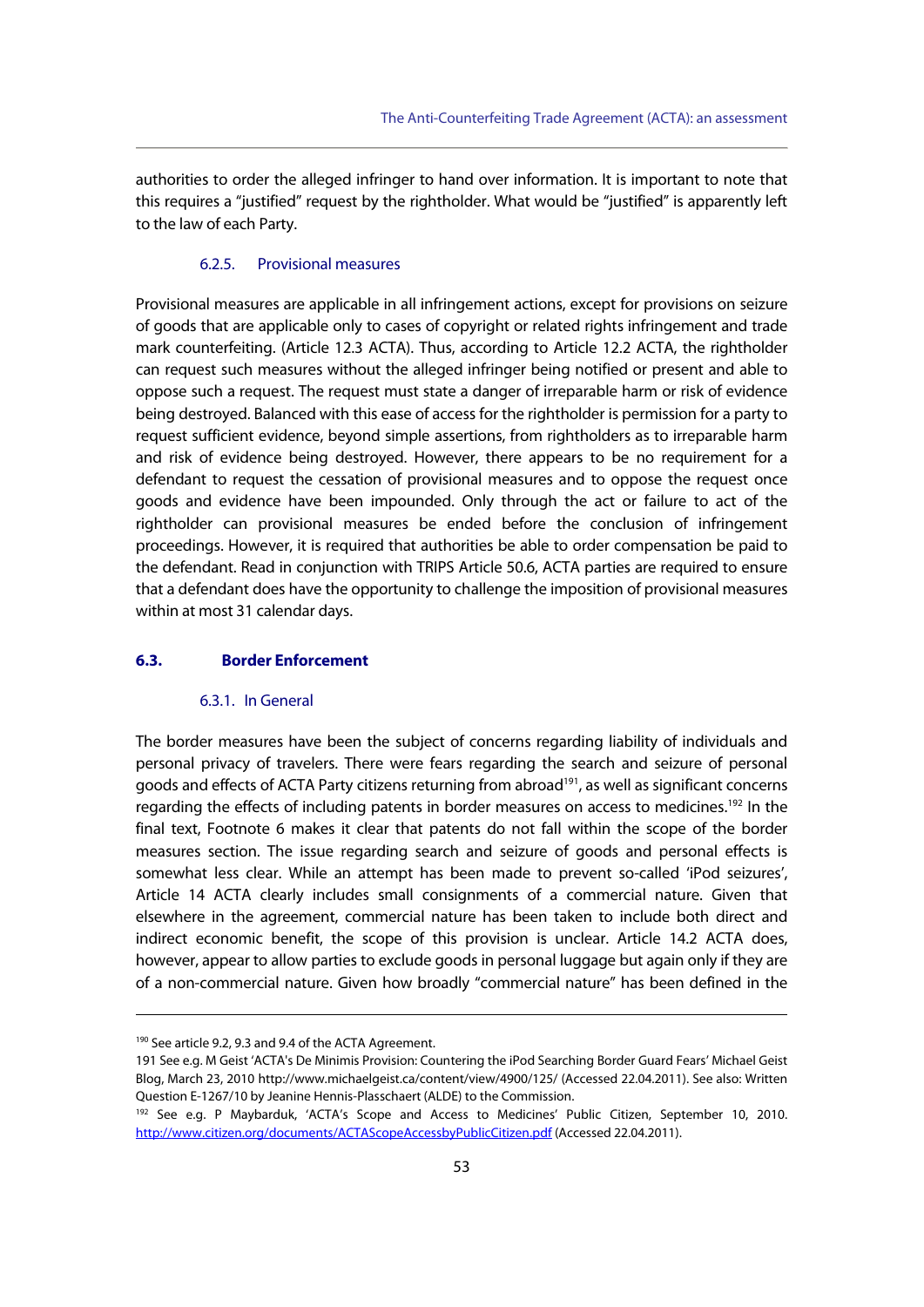authorities to order the alleged infringer to hand over information. It is important to note that this requires a "justified" request by the rightholder. What would be "justified" is apparently left to the law of each Party.

#### 6.2.5. Provisional measures

Provisional measures are applicable in all infringement actions, except for provisions on seizure of goods that are applicable only to cases of copyright or related rights infringement and trade mark counterfeiting. (Article 12.3 ACTA). Thus, according to Article 12.2 ACTA, the rightholder can request such measures without the alleged infringer being notified or present and able to oppose such a request. The request must state a danger of irreparable harm or risk of evidence being destroyed. Balanced with this ease of access for the rightholder is permission for a party to request sufficient evidence, beyond simple assertions, from rightholders as to irreparable harm and risk of evidence being destroyed. However, there appears to be no requirement for a defendant to request the cessation of provisional measures and to oppose the request once goods and evidence have been impounded. Only through the act or failure to act of the rightholder can provisional measures be ended before the conclusion of infringement proceedings. However, it is required that authorities be able to order compensation be paid to the defendant. Read in conjunction with TRIPS Article 50.6, ACTA parties are required to ensure that a defendant does have the opportunity to challenge the imposition of provisional measures within at most 31 calendar days.

### 6.3. Border Enforcement

#### 6.3.1. In General

The border measures have been the subject of concerns regarding liability of individuals and personal privacy of travelers. There were fears regarding the search and seizure of personal goods and effects of ACTA Party citizens returning from abroad[191], as well as significant concerns regarding the effects of including patents in border measures on access to medicines.[192] In the final text, Footnote 6 makes it clear that patents do not fall within the scope of the border measures section. The issue regarding search and seizure of goods and personal effects is somewhat less clear. While an attempt has been made to prevent so-called 'iPod seizures', Article 14 ACTA clearly includes small consignments of a commercial nature. Given that elsewhere in the agreement, commercial nature has been taken to include both direct and indirect economic benefit, the scope of this provision is unclear. Article 14.2 ACTA does, however, appear to allow parties to exclude goods in personal luggage but again only if they are of a non-commercial nature. Given how broadly "commercial nature" has been defined in the

---

[190] See article 9.2, 9.3 and 9.4 of the ACTA Agreement.

191 See e.g. M Geist 'ACTA's De Minimis Provision: Countering the iPod Searching Border Guard Fears' Michael Geist Blog, March 23, 2010 http://www.michaelgeist.ca/content/view/4900/125/ (Accessed 22.04.2011). See also: Written Question E-1267/10 by Jeanine Hennis-Plasschaert (ALDE) to the Commission.

[192] See e.g. P Maybarduk, 'ACTA's Scope and Access to Medicines' Public Citizen, September 10, 2010. http://www.citizen.org/documents/ACTAScopeAccessbyPublicCitizen.pdf (Accessed 22.04.2011).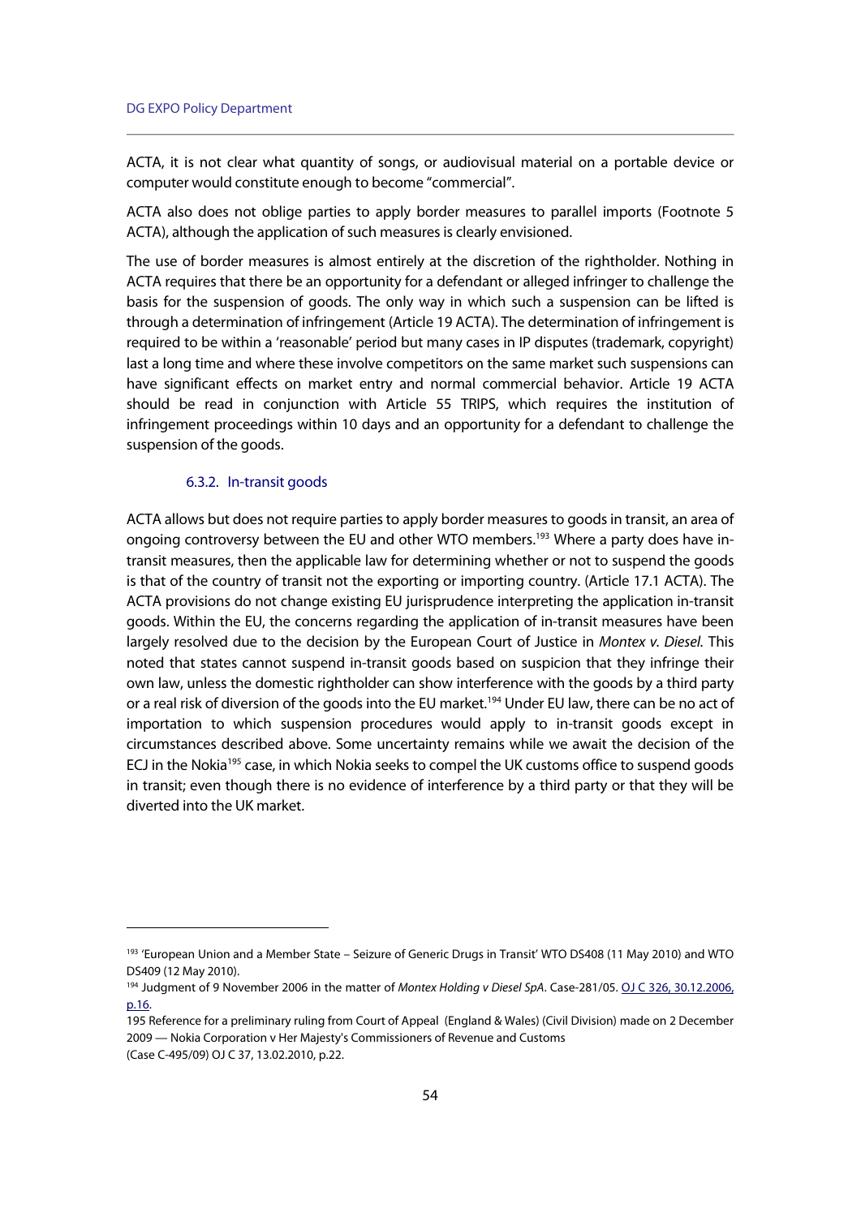ACTA, it is not clear what quantity of songs, or audiovisual material on a portable device or computer would constitute enough to become "commercial".

ACTA also does not oblige parties to apply border measures to parallel imports (Footnote 5 ACTA), although the application of such measures is clearly envisioned.

The use of border measures is almost entirely at the discretion of the rightholder. Nothing in ACTA requires that there be an opportunity for a defendant or alleged infringer to challenge the basis for the suspension of goods. The only way in which such a suspension can be lifted is through a determination of infringement (Article 19 ACTA). The determination of infringement is required to be within a 'reasonable' period but many cases in IP disputes (trademark, copyright) last a long time and where these involve competitors on the same market such suspensions can have significant effects on market entry and normal commercial behavior. Article 19 ACTA should be read in conjunction with Article 55 TRIPS, which requires the institution of infringement proceedings within 10 days and an opportunity for a defendant to challenge the suspension of the goods.

### 6.3.2. In-transit goods

ACTA allows but does not require parties to apply border measures to goods in transit, an area of ongoing controversy between the EU and other WTO members.[193] Where a party does have in-transit measures, then the applicable law for determining whether or not to suspend the goods is that of the country of transit not the exporting or importing country. (Article 17.1 ACTA). The ACTA provisions do not change existing EU jurisprudence interpreting the application in-transit goods. Within the EU, the concerns regarding the application of in-transit measures have been largely resolved due to the decision by the European Court of Justice in *Montex v. Diesel.* This noted that states cannot suspend in-transit goods based on suspicion that they infringe their own law, unless the domestic rightholder can show interference with the goods by a third party or a real risk of diversion of the goods into the EU market.[194] Under EU law, there can be no act of importation to which suspension procedures would apply to in-transit goods except in circumstances described above. Some uncertainty remains while we await the decision of the ECJ in the Nokia[195] case, in which Nokia seeks to compel the UK customs office to suspend goods in transit; even though there is no evidence of interference by a third party or that they will be diverted into the UK market.

---

[193] 'European Union and a Member State – Seizure of Generic Drugs in Transit' WTO DS408 (11 May 2010) and WTO DS409 (12 May 2010).

[194] Judgment of 9 November 2006 in the matter of *Montex Holding v Diesel SpA*. Case-281/05. OJ C 326, 30.12.2006, p.16.

195 Reference for a preliminary ruling from Court of Appeal (England & Wales) (Civil Division) made on 2 December 2009 — Nokia Corporation v Her Majesty's Commissioners of Revenue and Customs (Case C-495/09) OJ C 37, 13.02.2010, p.22.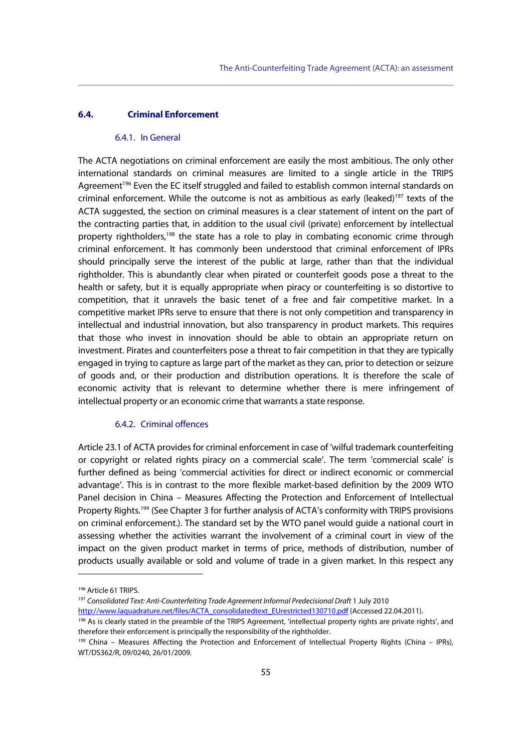## 6.4. Criminal Enforcement

### 6.4.1. In General

The ACTA negotiations on criminal enforcement are easily the most ambitious. The only other international standards on criminal measures are limited to a single article in the TRIPS Agreement[196] Even the EC itself struggled and failed to establish common internal standards on criminal enforcement. While the outcome is not as ambitious as early (leaked)[197] texts of the ACTA suggested, the section on criminal measures is a clear statement of intent on the part of the contracting parties that, in addition to the usual civil (private) enforcement by intellectual property rightholders,[198] the state has a role to play in combating economic crime through criminal enforcement. It has commonly been understood that criminal enforcement of IPRs should principally serve the interest of the public at large, rather than that the individual rightholder. This is abundantly clear when pirated or counterfeit goods pose a threat to the health or safety, but it is equally appropriate when piracy or counterfeiting is so distortive to competition, that it unravels the basic tenet of a free and fair competitive market. In a competitive market IPRs serve to ensure that there is not only competition and transparency in intellectual and industrial innovation, but also transparency in product markets. This requires that those who invest in innovation should be able to obtain an appropriate return on investment. Pirates and counterfeiters pose a threat to fair competition in that they are typically engaged in trying to capture as large part of the market as they can, prior to detection or seizure of goods and, or their production and distribution operations. It is therefore the scale of economic activity that is relevant to determine whether there is mere infringement of intellectual property or an economic crime that warrants a state response.

### 6.4.2. Criminal offences

Article 23.1 of ACTA provides for criminal enforcement in case of 'wilful trademark counterfeiting or copyright or related rights piracy on a commercial scale'. The term 'commercial scale' is further defined as being 'commercial activities for direct or indirect economic or commercial advantage'. This is in contrast to the more flexible market-based definition by the 2009 WTO Panel decision in China – Measures Affecting the Protection and Enforcement of Intellectual Property Rights.[199] (See Chapter 3 for further analysis of ACTA's conformity with TRIPS provisions on criminal enforcement.). The standard set by the WTO panel would guide a national court in assessing whether the activities warrant the involvement of a criminal court in view of the impact on the given product market in terms of price, methods of distribution, number of products usually available or sold and volume of trade in a given market. In this respect any

---

[196] Article 61 TRIPS.

[197] *Consolidated Text: Anti-Counterfeiting Trade Agreement Informal Predecisional Draft* 1 July 2010 http://www.laquadrature.net/files/ACTA_consolidatedtext_EUrestricted130710.pdf (Accessed 22.04.2011).

[198] As is clearly stated in the preamble of the TRIPS Agreement, 'intellectual property rights are private rights', and therefore their enforcement is principally the responsibility of the rightholder.

[199] China – Measures Affecting the Protection and Enforcement of Intellectual Property Rights (China – IPRs), WT/DS362/R, 09/0240, 26/01/2009.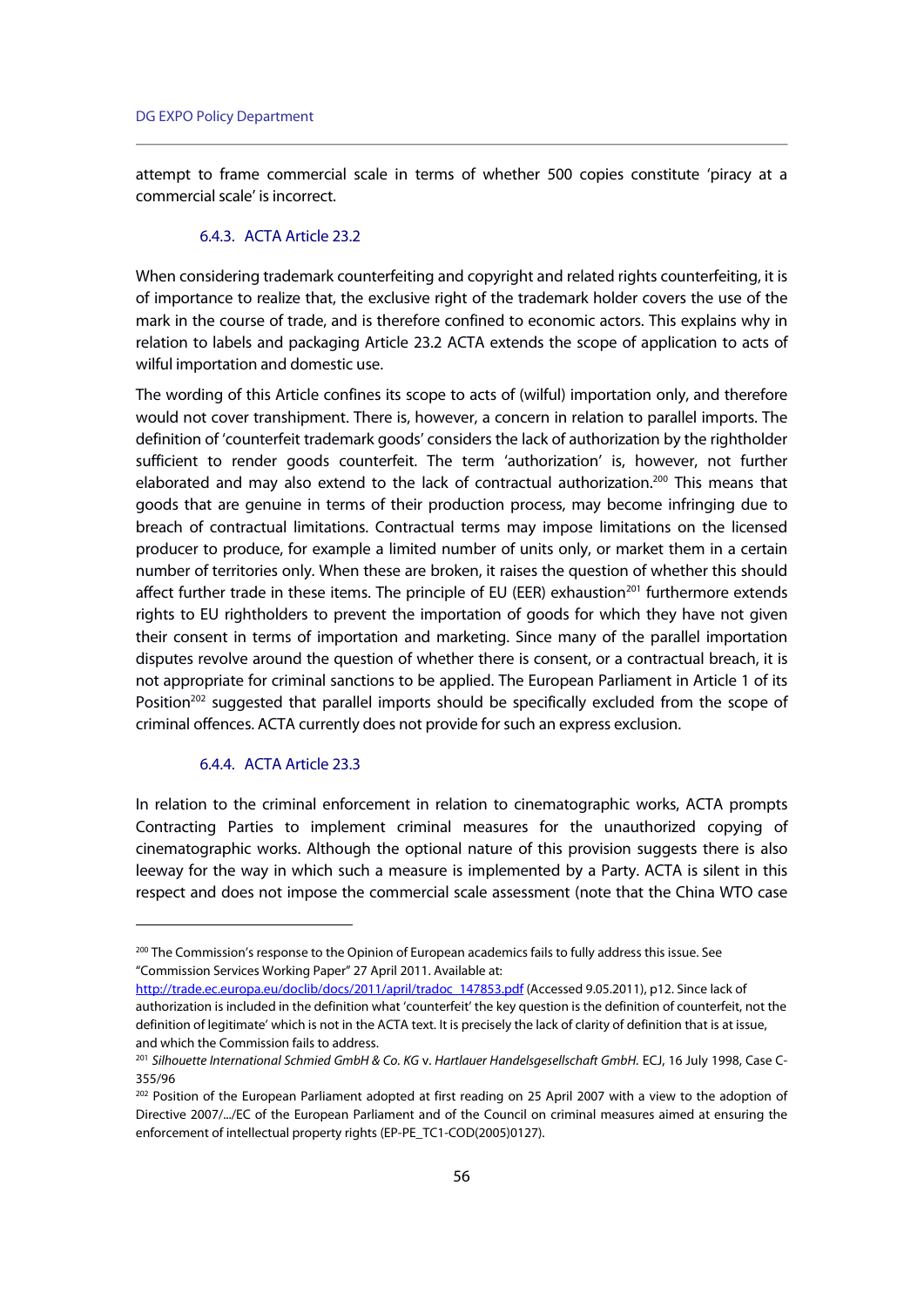attempt to frame commercial scale in terms of whether 500 copies constitute 'piracy at a commercial scale' is incorrect.

### 6.4.3. ACTA Article 23.2

When considering trademark counterfeiting and copyright and related rights counterfeiting, it is of importance to realize that, the exclusive right of the trademark holder covers the use of the mark in the course of trade, and is therefore confined to economic actors. This explains why in relation to labels and packaging Article 23.2 ACTA extends the scope of application to acts of wilful importation and domestic use.

The wording of this Article confines its scope to acts of (wilful) importation only, and therefore would not cover transhipment. There is, however, a concern in relation to parallel imports. The definition of 'counterfeit trademark goods' considers the lack of authorization by the rightholder sufficient to render goods counterfeit. The term 'authorization' is, however, not further elaborated and may also extend to the lack of contractual authorization.[200] This means that goods that are genuine in terms of their production process, may become infringing due to breach of contractual limitations. Contractual terms may impose limitations on the licensed producer to produce, for example a limited number of units only, or market them in a certain number of territories only. When these are broken, it raises the question of whether this should affect further trade in these items. The principle of EU (EER) exhaustion[201] furthermore extends rights to EU rightholders to prevent the importation of goods for which they have not given their consent in terms of importation and marketing. Since many of the parallel importation disputes revolve around the question of whether there is consent, or a contractual breach, it is not appropriate for criminal sanctions to be applied. The European Parliament in Article 1 of its Position[202] suggested that parallel imports should be specifically excluded from the scope of criminal offences. ACTA currently does not provide for such an express exclusion.

### 6.4.4. ACTA Article 23.3

In relation to the criminal enforcement in relation to cinematographic works, ACTA prompts Contracting Parties to implement criminal measures for the unauthorized copying of cinematographic works. Although the optional nature of this provision suggests there is also leeway for the way in which such a measure is implemented by a Party. ACTA is silent in this respect and does not impose the commercial scale assessment (note that the China WTO case

---

[200] The Commission's response to the Opinion of European academics fails to fully address this issue. See "Commission Services Working Paper" 27 April 2011. Available at: http://trade.ec.europa.eu/doclib/docs/2011/april/tradoc_147853.pdf (Accessed 9.05.2011), p12. Since lack of authorization is included in the definition what 'counterfeit' the key question is the definition of counterfeit, not the definition of legitimate' which is not in the ACTA text. It is precisely the lack of clarity of definition that is at issue, and which the Commission fails to address.

[201] *Silhouette International Schmied GmbH & Co. KG* v. *Hartlauer Handelsgesellschaft GmbH.* ECJ, 16 July 1998, Case C-355/96

[202] Position of the European Parliament adopted at first reading on 25 April 2007 with a view to the adoption of Directive 2007/.../EC of the European Parliament and of the Council on criminal measures aimed at ensuring the enforcement of intellectual property rights (EP-PE_TC1-COD(2005)0127).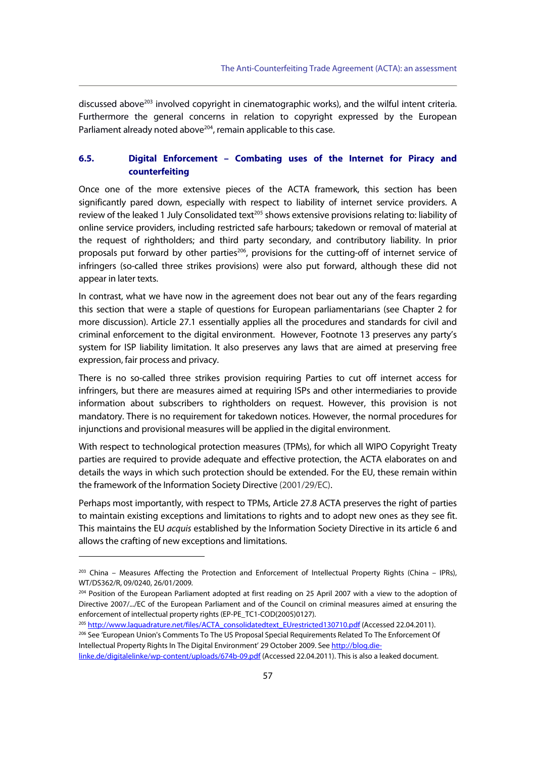discussed above[203] involved copyright in cinematographic works), and the wilful intent criteria. Furthermore the general concerns in relation to copyright expressed by the European Parliament already noted above[204], remain applicable to this case.

### 6.5. Digital Enforcement – Combating uses of the Internet for Piracy and counterfeiting

Once one of the more extensive pieces of the ACTA framework, this section has been significantly pared down, especially with respect to liability of internet service providers. A review of the leaked 1 July Consolidated text[205] shows extensive provisions relating to: liability of online service providers, including restricted safe harbours; takedown or removal of material at the request of rightholders; and third party secondary, and contributory liability. In prior proposals put forward by other parties[206], provisions for the cutting-off of internet service of infringers (so-called three strikes provisions) were also put forward, although these did not appear in later texts.

In contrast, what we have now in the agreement does not bear out any of the fears regarding this section that were a staple of questions for European parliamentarians (see Chapter 2 for more discussion). Article 27.1 essentially applies all the procedures and standards for civil and criminal enforcement to the digital environment. However, Footnote 13 preserves any party's system for ISP liability limitation. It also preserves any laws that are aimed at preserving free expression, fair process and privacy.

There is no so-called three strikes provision requiring Parties to cut off internet access for infringers, but there are measures aimed at requiring ISPs and other intermediaries to provide information about subscribers to rightholders on request. However, this provision is not mandatory. There is no requirement for takedown notices. However, the normal procedures for injunctions and provisional measures will be applied in the digital environment.

With respect to technological protection measures (TPMs), for which all WIPO Copyright Treaty parties are required to provide adequate and effective protection, the ACTA elaborates on and details the ways in which such protection should be extended. For the EU, these remain within the framework of the Information Society Directive (2001/29/EC).

Perhaps most importantly, with respect to TPMs, Article 27.8 ACTA preserves the right of parties to maintain existing exceptions and limitations to rights and to adopt new ones as they see fit. This maintains the EU *acquis* established by the Information Society Directive in its article 6 and allows the crafting of new exceptions and limitations.

---

[203] China – Measures Affecting the Protection and Enforcement of Intellectual Property Rights (China – IPRs), WT/DS362/R, 09/0240, 26/01/2009.

[204] Position of the European Parliament adopted at first reading on 25 April 2007 with a view to the adoption of Directive 2007/.../EC of the European Parliament and of the Council on criminal measures aimed at ensuring the enforcement of intellectual property rights (EP-PE_TC1-COD(2005)0127).

[205] http://www.laquadrature.net/files/ACTA_consolidatedtext_EUrestricted130710.pdf (Accessed 22.04.2011).

[206] See 'European Union's Comments To The US Proposal Special Requirements Related To The Enforcement Of Intellectual Property Rights In The Digital Environment' 29 October 2009. See http://blog.die-linke.de/digitalelinke/wp-content/uploads/674b-09.pdf (Accessed 22.04.2011). This is also a leaked document.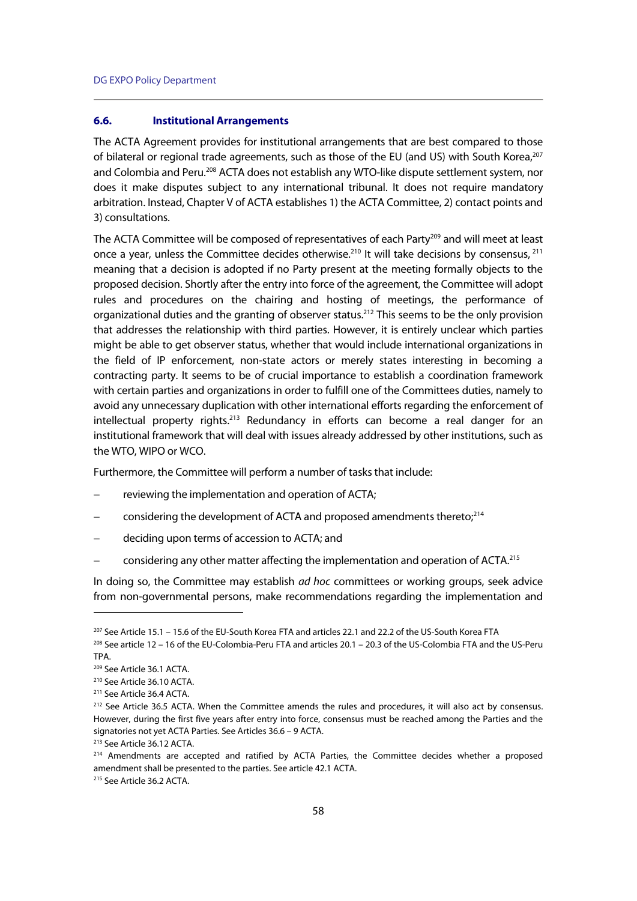## 6.6. Institutional Arrangements

The ACTA Agreement provides for institutional arrangements that are best compared to those of bilateral or regional trade agreements, such as those of the EU (and US) with South Korea,[207] and Colombia and Peru.[208] ACTA does not establish any WTO-like dispute settlement system, nor does it make disputes subject to any international tribunal. It does not require mandatory arbitration. Instead, Chapter V of ACTA establishes 1) the ACTA Committee, 2) contact points and 3) consultations.

The ACTA Committee will be composed of representatives of each Party[209] and will meet at least once a year, unless the Committee decides otherwise.[210] It will take decisions by consensus,[211] meaning that a decision is adopted if no Party present at the meeting formally objects to the proposed decision. Shortly after the entry into force of the agreement, the Committee will adopt rules and procedures on the chairing and hosting of meetings, the performance of organizational duties and the granting of observer status.[212] This seems to be the only provision that addresses the relationship with third parties. However, it is entirely unclear which parties might be able to get observer status, whether that would include international organizations in the field of IP enforcement, non-state actors or merely states interesting in becoming a contracting party. It seems to be of crucial importance to establish a coordination framework with certain parties and organizations in order to fulfill one of the Committees duties, namely to avoid any unnecessary duplication with other international efforts regarding the enforcement of intellectual property rights.[213] Redundancy in efforts can become a real danger for an institutional framework that will deal with issues already addressed by other institutions, such as the WTO, WIPO or WCO.

Furthermore, the Committee will perform a number of tasks that include:

- reviewing the implementation and operation of ACTA;
- considering the development of ACTA and proposed amendments thereto;[214]
- deciding upon terms of accession to ACTA; and
- considering any other matter affecting the implementation and operation of ACTA.[215]

In doing so, the Committee may establish *ad hoc* committees or working groups, seek advice from non-governmental persons, make recommendations regarding the implementation and

---

[207] See Article 15.1 – 15.6 of the EU-South Korea FTA and articles 22.1 and 22.2 of the US-South Korea FTA

[208] See article 12 – 16 of the EU-Colombia-Peru FTA and articles 20.1 – 20.3 of the US-Colombia FTA and the US-Peru TPA.

[209] See Article 36.1 ACTA.

[210] See Article 36.10 ACTA.

[211] See Article 36.4 ACTA.

[212] See Article 36.5 ACTA. When the Committee amends the rules and procedures, it will also act by consensus. However, during the first five years after entry into force, consensus must be reached among the Parties and the signatories not yet ACTA Parties. See Articles 36.6 – 9 ACTA.

[213] See Article 36.12 ACTA.

[214] Amendments are accepted and ratified by ACTA Parties, the Committee decides whether a proposed amendment shall be presented to the parties. See article 42.1 ACTA.

[215] See Article 36.2 ACTA.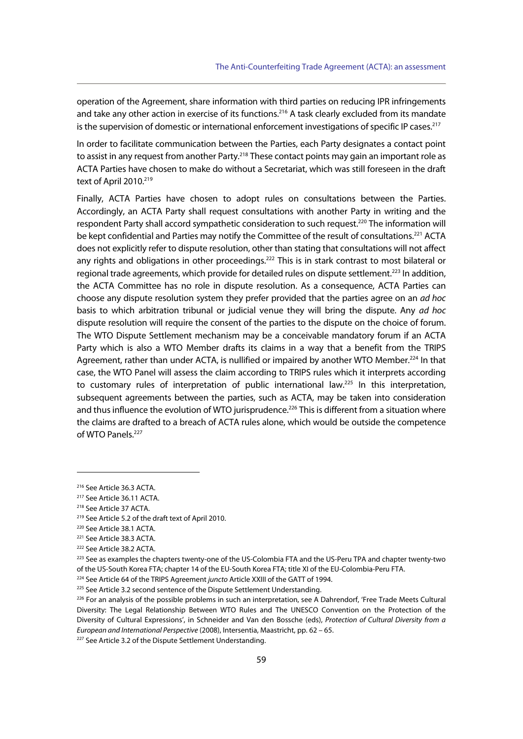operation of the Agreement, share information with third parties on reducing IPR infringements and take any other action in exercise of its functions.[216] A task clearly excluded from its mandate is the supervision of domestic or international enforcement investigations of specific IP cases.[217]

In order to facilitate communication between the Parties, each Party designates a contact point to assist in any request from another Party.[218] These contact points may gain an important role as ACTA Parties have chosen to make do without a Secretariat, which was still foreseen in the draft text of April 2010.[219]

Finally, ACTA Parties have chosen to adopt rules on consultations between the Parties. Accordingly, an ACTA Party shall request consultations with another Party in writing and the respondent Party shall accord sympathetic consideration to such request.[220] The information will be kept confidential and Parties may notify the Committee of the result of consultations.[221] ACTA does not explicitly refer to dispute resolution, other than stating that consultations will not affect any rights and obligations in other proceedings.[222] This is in stark contrast to most bilateral or regional trade agreements, which provide for detailed rules on dispute settlement.[223] In addition, the ACTA Committee has no role in dispute resolution. As a consequence, ACTA Parties can choose any dispute resolution system they prefer provided that the parties agree on an *ad hoc* basis to which arbitration tribunal or judicial venue they will bring the dispute. Any *ad hoc* dispute resolution will require the consent of the parties to the dispute on the choice of forum. The WTO Dispute Settlement mechanism may be a conceivable mandatory forum if an ACTA Party which is also a WTO Member drafts its claims in a way that a benefit from the TRIPS Agreement, rather than under ACTA, is nullified or impaired by another WTO Member.[224] In that case, the WTO Panel will assess the claim according to TRIPS rules which it interprets according to customary rules of interpretation of public international law.[225] In this interpretation, subsequent agreements between the parties, such as ACTA, may be taken into consideration and thus influence the evolution of WTO jurisprudence.[226] This is different from a situation where the claims are drafted to a breach of ACTA rules alone, which would be outside the competence of WTO Panels.[227]

---

[216] See Article 36.3 ACTA.

[217] See Article 36.11 ACTA.

[218] See Article 37 ACTA.

[219] See Article 5.2 of the draft text of April 2010.

[220] See Article 38.1 ACTA.

[221] See Article 38.3 ACTA.

[222] See Article 38.2 ACTA.

[223] See as examples the chapters twenty-one of the US-Colombia FTA and the US-Peru TPA and chapter twenty-two of the US-South Korea FTA; chapter 14 of the EU-South Korea FTA; title XI of the EU-Colombia-Peru FTA.

[224] See Article 64 of the TRIPS Agreement *juncto* Article XXIII of the GATT of 1994.

[225] See Article 3.2 second sentence of the Dispute Settlement Understanding.

[226] For an analysis of the possible problems in such an interpretation, see A Dahrendorf, 'Free Trade Meets Cultural Diversity: The Legal Relationship Between WTO Rules and The UNESCO Convention on the Protection of the Diversity of Cultural Expressions', in Schneider and Van den Bossche (eds), *Protection of Cultural Diversity from a European and International Perspective* (2008), Intersentia, Maastricht, pp. 62 – 65.

[227] See Article 3.2 of the Dispute Settlement Understanding.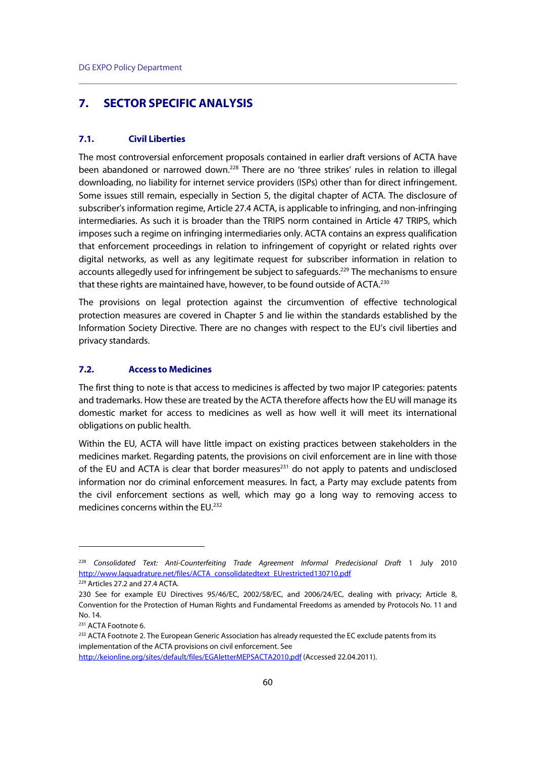# 7. SECTOR SPECIFIC ANALYSIS

## 7.1. Civil Liberties

The most controversial enforcement proposals contained in earlier draft versions of ACTA have been abandoned or narrowed down.[228] There are no 'three strikes' rules in relation to illegal downloading, no liability for internet service providers (ISPs) other than for direct infringement. Some issues still remain, especially in Section 5, the digital chapter of ACTA. The disclosure of subscriber's information regime, Article 27.4 ACTA, is applicable to infringing, and non-infringing intermediaries. As such it is broader than the TRIPS norm contained in Article 47 TRIPS, which imposes such a regime on infringing intermediaries only. ACTA contains an express qualification that enforcement proceedings in relation to infringement of copyright or related rights over digital networks, as well as any legitimate request for subscriber information in relation to accounts allegedly used for infringement be subject to safeguards.[229] The mechanisms to ensure that these rights are maintained have, however, to be found outside of ACTA.[230]

The provisions on legal protection against the circumvention of effective technological protection measures are covered in Chapter 5 and lie within the standards established by the Information Society Directive. There are no changes with respect to the EU's civil liberties and privacy standards.

## 7.2. Access to Medicines

The first thing to note is that access to medicines is affected by two major IP categories: patents and trademarks. How these are treated by the ACTA therefore affects how the EU will manage its domestic market for access to medicines as well as how well it will meet its international obligations on public health.

Within the EU, ACTA will have little impact on existing practices between stakeholders in the medicines market. Regarding patents, the provisions on civil enforcement are in line with those of the EU and ACTA is clear that border measures[231] do not apply to patents and undisclosed information nor do criminal enforcement measures. In fact, a Party may exclude patents from the civil enforcement sections as well, which may go a long way to removing access to medicines concerns within the EU.[232]

---

[228] *Consolidated Text: Anti-Counterfeiting Trade Agreement Informal Predecisional Draft* 1 July 2010 http://www.laquadrature.net/files/ACTA_consolidatedtext_EUrestricted130710.pdf

[229] Articles 27.2 and 27.4 ACTA.

230 See for example EU Directives 95/46/EC, 2002/58/EC, and 2006/24/EC, dealing with privacy; Article 8, Convention for the Protection of Human Rights and Fundamental Freedoms as amended by Protocols No. 11 and No. 14.

[231] ACTA Footnote 6.

[232] ACTA Footnote 2. The European Generic Association has already requested the EC exclude patents from its implementation of the ACTA provisions on civil enforcement. See http://keionline.org/sites/default/files/EGAletterMEPSACTA2010.pdf (Accessed 22.04.2011).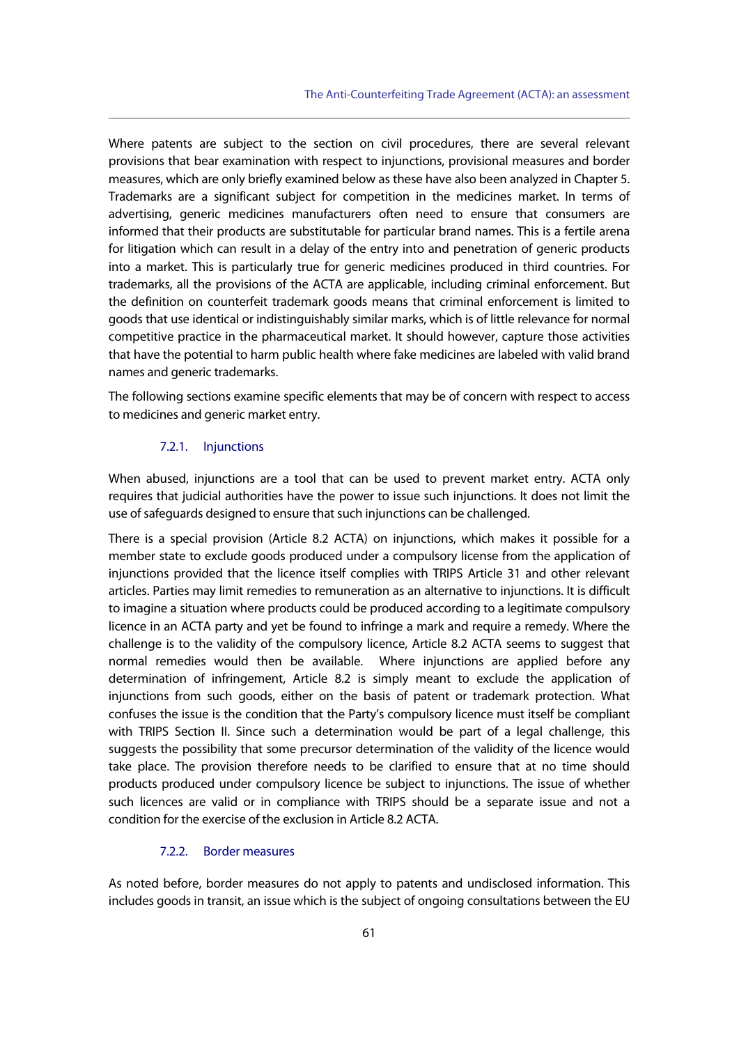Where patents are subject to the section on civil procedures, there are several relevant provisions that bear examination with respect to injunctions, provisional measures and border measures, which are only briefly examined below as these have also been analyzed in Chapter 5. Trademarks are a significant subject for competition in the medicines market. In terms of advertising, generic medicines manufacturers often need to ensure that consumers are informed that their products are substitutable for particular brand names. This is a fertile arena for litigation which can result in a delay of the entry into and penetration of generic products into a market. This is particularly true for generic medicines produced in third countries. For trademarks, all the provisions of the ACTA are applicable, including criminal enforcement. But the definition on counterfeit trademark goods means that criminal enforcement is limited to goods that use identical or indistinguishably similar marks, which is of little relevance for normal competitive practice in the pharmaceutical market. It should however, capture those activities that have the potential to harm public health where fake medicines are labeled with valid brand names and generic trademarks.

The following sections examine specific elements that may be of concern with respect to access to medicines and generic market entry.

### 7.2.1. Injunctions

When abused, injunctions are a tool that can be used to prevent market entry. ACTA only requires that judicial authorities have the power to issue such injunctions. It does not limit the use of safeguards designed to ensure that such injunctions can be challenged.

There is a special provision (Article 8.2 ACTA) on injunctions, which makes it possible for a member state to exclude goods produced under a compulsory license from the application of injunctions provided that the licence itself complies with TRIPS Article 31 and other relevant articles. Parties may limit remedies to remuneration as an alternative to injunctions. It is difficult to imagine a situation where products could be produced according to a legitimate compulsory licence in an ACTA party and yet be found to infringe a mark and require a remedy. Where the challenge is to the validity of the compulsory licence, Article 8.2 ACTA seems to suggest that normal remedies would then be available. Where injunctions are applied before any determination of infringement, Article 8.2 is simply meant to exclude the application of injunctions from such goods, either on the basis of patent or trademark protection. What confuses the issue is the condition that the Party's compulsory licence must itself be compliant with TRIPS Section II. Since such a determination would be part of a legal challenge, this suggests the possibility that some precursor determination of the validity of the licence would take place. The provision therefore needs to be clarified to ensure that at no time should products produced under compulsory licence be subject to injunctions. The issue of whether such licences are valid or in compliance with TRIPS should be a separate issue and not a condition for the exercise of the exclusion in Article 8.2 ACTA.

### 7.2.2. Border measures

As noted before, border measures do not apply to patents and undisclosed information. This includes goods in transit, an issue which is the subject of ongoing consultations between the EU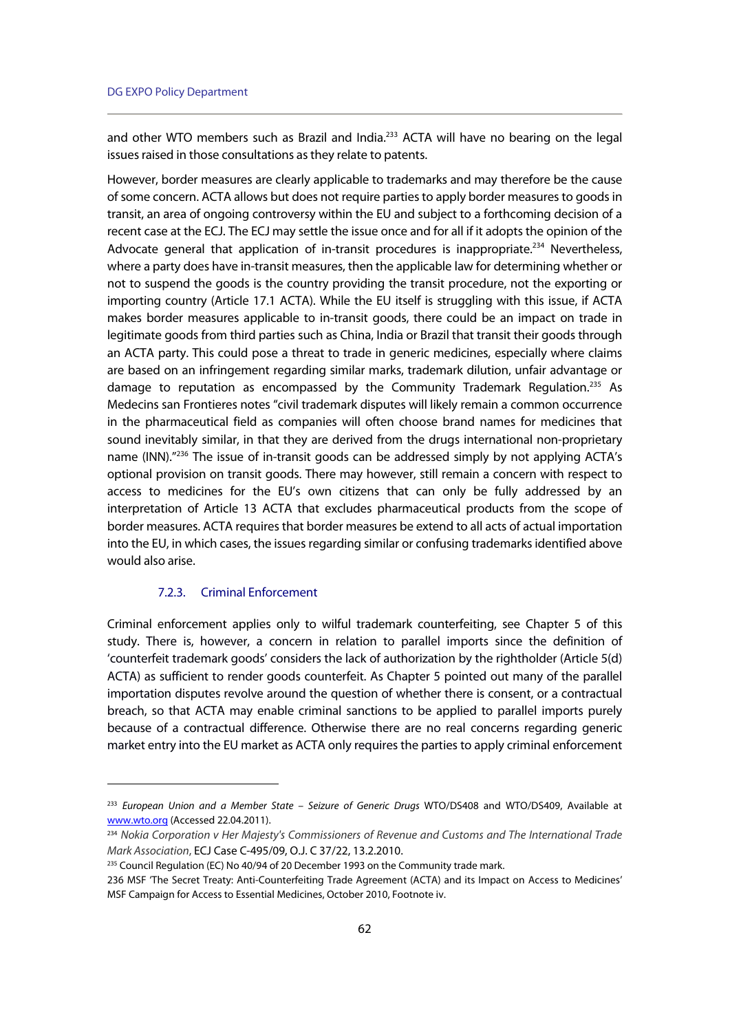and other WTO members such as Brazil and India.[233] ACTA will have no bearing on the legal issues raised in those consultations as they relate to patents.

However, border measures are clearly applicable to trademarks and may therefore be the cause of some concern. ACTA allows but does not require parties to apply border measures to goods in transit, an area of ongoing controversy within the EU and subject to a forthcoming decision of a recent case at the ECJ. The ECJ may settle the issue once and for all if it adopts the opinion of the Advocate general that application of in-transit procedures is inappropriate.[234] Nevertheless, where a party does have in-transit measures, then the applicable law for determining whether or not to suspend the goods is the country providing the transit procedure, not the exporting or importing country (Article 17.1 ACTA). While the EU itself is struggling with this issue, if ACTA makes border measures applicable to in-transit goods, there could be an impact on trade in legitimate goods from third parties such as China, India or Brazil that transit their goods through an ACTA party. This could pose a threat to trade in generic medicines, especially where claims are based on an infringement regarding similar marks, trademark dilution, unfair advantage or damage to reputation as encompassed by the Community Trademark Regulation.[235] As Medecins san Frontieres notes "civil trademark disputes will likely remain a common occurrence in the pharmaceutical field as companies will often choose brand names for medicines that sound inevitably similar, in that they are derived from the drugs international non-proprietary name (INN)."[236] The issue of in-transit goods can be addressed simply by not applying ACTA's optional provision on transit goods. There may however, still remain a concern with respect to access to medicines for the EU's own citizens that can only be fully addressed by an interpretation of Article 13 ACTA that excludes pharmaceutical products from the scope of border measures. ACTA requires that border measures be extend to all acts of actual importation into the EU, in which cases, the issues regarding similar or confusing trademarks identified above would also arise.

#### 7.2.3. Criminal Enforcement

Criminal enforcement applies only to wilful trademark counterfeiting, see Chapter 5 of this study. There is, however, a concern in relation to parallel imports since the definition of 'counterfeit trademark goods' considers the lack of authorization by the rightholder (Article 5(d) ACTA) as sufficient to render goods counterfeit. As Chapter 5 pointed out many of the parallel importation disputes revolve around the question of whether there is consent, or a contractual breach, so that ACTA may enable criminal sanctions to be applied to parallel imports purely because of a contractual difference. Otherwise there are no real concerns regarding generic market entry into the EU market as ACTA only requires the parties to apply criminal enforcement

---

[233] *European Union and a Member State – Seizure of Generic Drugs* WTO/DS408 and WTO/DS409, Available at www.wto.org (Accessed 22.04.2011).

[234] *Nokia Corporation v Her Majesty's Commissioners of Revenue and Customs and The International Trade Mark Association*, ECJ Case C-495/09, O.J. C 37/22, 13.2.2010.

[235] Council Regulation (EC) No 40/94 of 20 December 1993 on the Community trade mark.

236 MSF 'The Secret Treaty: Anti-Counterfeiting Trade Agreement (ACTA) and its Impact on Access to Medicines' MSF Campaign for Access to Essential Medicines, October 2010, Footnote iv.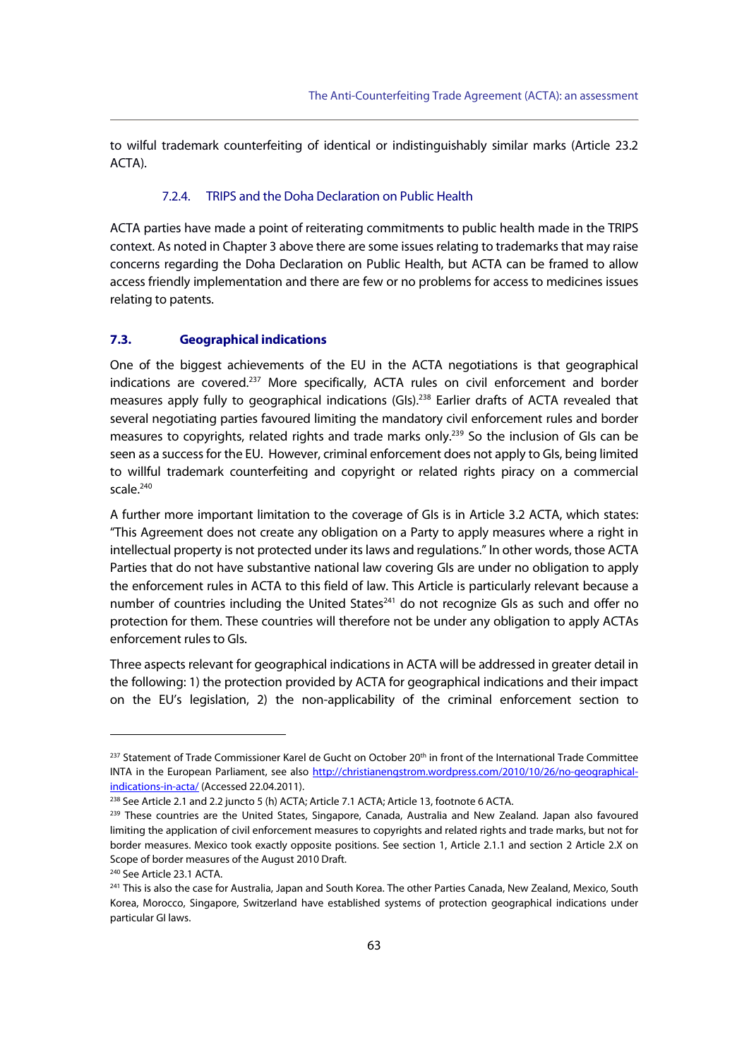to wilful trademark counterfeiting of identical or indistinguishably similar marks (Article 23.2 ACTA).

#### 7.2.4. TRIPS and the Doha Declaration on Public Health

ACTA parties have made a point of reiterating commitments to public health made in the TRIPS context. As noted in Chapter 3 above there are some issues relating to trademarks that may raise concerns regarding the Doha Declaration on Public Health, but ACTA can be framed to allow access friendly implementation and there are few or no problems for access to medicines issues relating to patents.

### 7.3. Geographical indications

One of the biggest achievements of the EU in the ACTA negotiations is that geographical indications are covered.[237] More specifically, ACTA rules on civil enforcement and border measures apply fully to geographical indications (GIs).[238] Earlier drafts of ACTA revealed that several negotiating parties favoured limiting the mandatory civil enforcement rules and border measures to copyrights, related rights and trade marks only.[239] So the inclusion of GIs can be seen as a success for the EU. However, criminal enforcement does not apply to GIs, being limited to willful trademark counterfeiting and copyright or related rights piracy on a commercial scale.[240]

A further more important limitation to the coverage of GIs is in Article 3.2 ACTA, which states: "This Agreement does not create any obligation on a Party to apply measures where a right in intellectual property is not protected under its laws and regulations." In other words, those ACTA Parties that do not have substantive national law covering GIs are under no obligation to apply the enforcement rules in ACTA to this field of law. This Article is particularly relevant because a number of countries including the United States[241] do not recognize GIs as such and offer no protection for them. These countries will therefore not be under any obligation to apply ACTAs enforcement rules to GIs.

Three aspects relevant for geographical indications in ACTA will be addressed in greater detail in the following: 1) the protection provided by ACTA for geographical indications and their impact on the EU's legislation, 2) the non-applicability of the criminal enforcement section to

---

[237] Statement of Trade Commissioner Karel de Gucht on October 20th in front of the International Trade Committee INTA in the European Parliament, see also http://christianengstrom.wordpress.com/2010/10/26/no-geographical-indications-in-acta/ (Accessed 22.04.2011).

[238] See Article 2.1 and 2.2 juncto 5 (h) ACTA; Article 7.1 ACTA; Article 13, footnote 6 ACTA.

[239] These countries are the United States, Singapore, Canada, Australia and New Zealand. Japan also favoured limiting the application of civil enforcement measures to copyrights and related rights and trade marks, but not for border measures. Mexico took exactly opposite positions. See section 1, Article 2.1.1 and section 2 Article 2.X on Scope of border measures of the August 2010 Draft.

[240] See Article 23.1 ACTA.

[241] This is also the case for Australia, Japan and South Korea. The other Parties Canada, New Zealand, Mexico, South Korea, Morocco, Singapore, Switzerland have established systems of protection geographical indications under particular GI laws.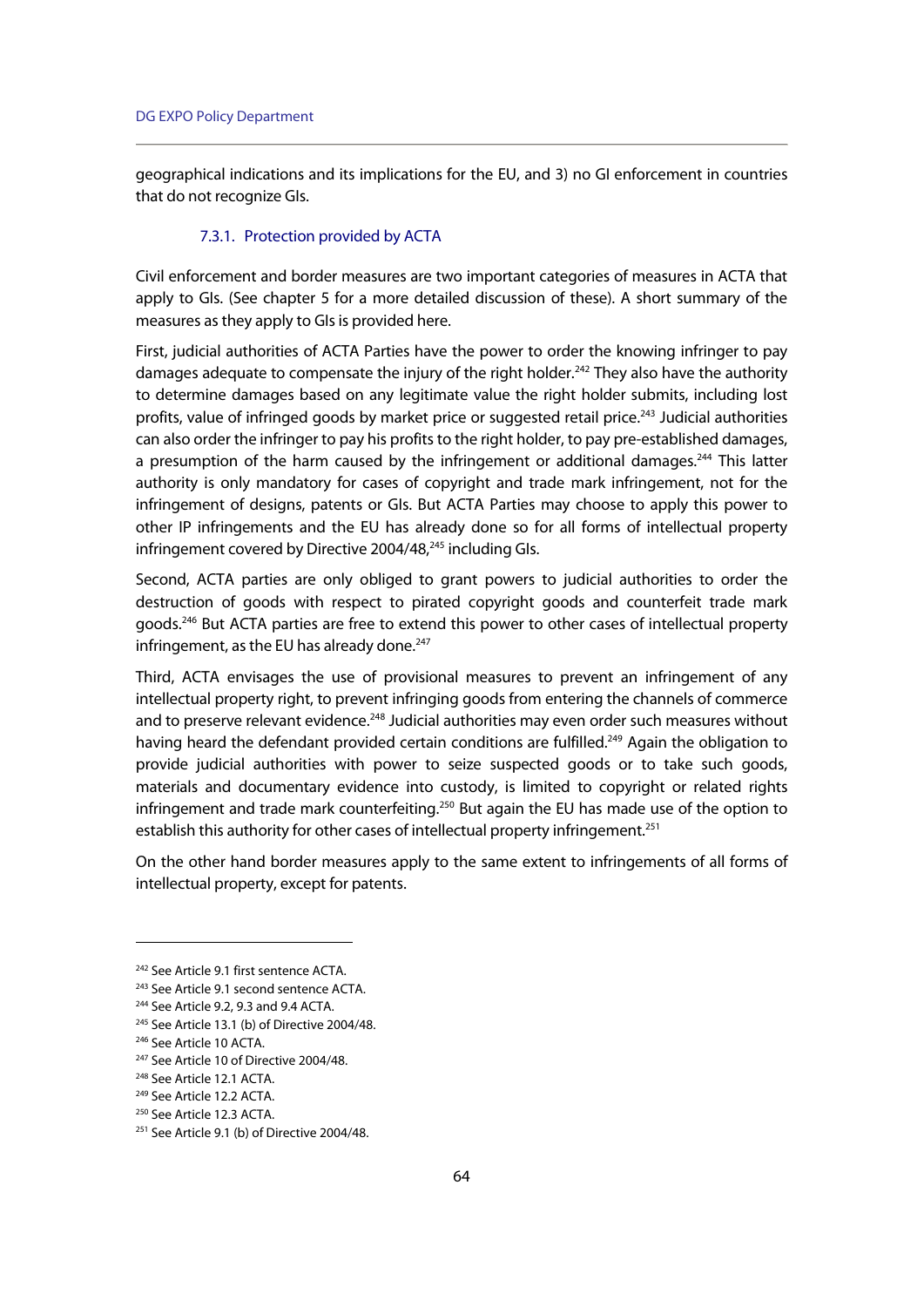geographical indications and its implications for the EU, and 3) no GI enforcement in countries that do not recognize GIs.

### 7.3.1. Protection provided by ACTA

Civil enforcement and border measures are two important categories of measures in ACTA that apply to GIs. (See chapter 5 for a more detailed discussion of these). A short summary of the measures as they apply to GIs is provided here.

First, judicial authorities of ACTA Parties have the power to order the knowing infringer to pay damages adequate to compensate the injury of the right holder.[242] They also have the authority to determine damages based on any legitimate value the right holder submits, including lost profits, value of infringed goods by market price or suggested retail price.[243] Judicial authorities can also order the infringer to pay his profits to the right holder, to pay pre-established damages, a presumption of the harm caused by the infringement or additional damages.[244] This latter authority is only mandatory for cases of copyright and trade mark infringement, not for the infringement of designs, patents or GIs. But ACTA Parties may choose to apply this power to other IP infringements and the EU has already done so for all forms of intellectual property infringement covered by Directive 2004/48,[245] including GIs.

Second, ACTA parties are only obliged to grant powers to judicial authorities to order the destruction of goods with respect to pirated copyright goods and counterfeit trade mark goods.[246] But ACTA parties are free to extend this power to other cases of intellectual property infringement, as the EU has already done.[247]

Third, ACTA envisages the use of provisional measures to prevent an infringement of any intellectual property right, to prevent infringing goods from entering the channels of commerce and to preserve relevant evidence.[248] Judicial authorities may even order such measures without having heard the defendant provided certain conditions are fulfilled.[249] Again the obligation to provide judicial authorities with power to seize suspected goods or to take such goods, materials and documentary evidence into custody, is limited to copyright or related rights infringement and trade mark counterfeiting.[250] But again the EU has made use of the option to establish this authority for other cases of intellectual property infringement.[251]

On the other hand border measures apply to the same extent to infringements of all forms of intellectual property, except for patents.

---

[242] See Article 9.1 first sentence ACTA.

[243] See Article 9.1 second sentence ACTA.

[244] See Article 9.2, 9.3 and 9.4 ACTA.

[245] See Article 13.1 (b) of Directive 2004/48.

[246] See Article 10 ACTA.

[247] See Article 10 of Directive 2004/48.

[248] See Article 12.1 ACTA.

[249] See Article 12.2 ACTA.

[250] See Article 12.3 ACTA.

[251] See Article 9.1 (b) of Directive 2004/48.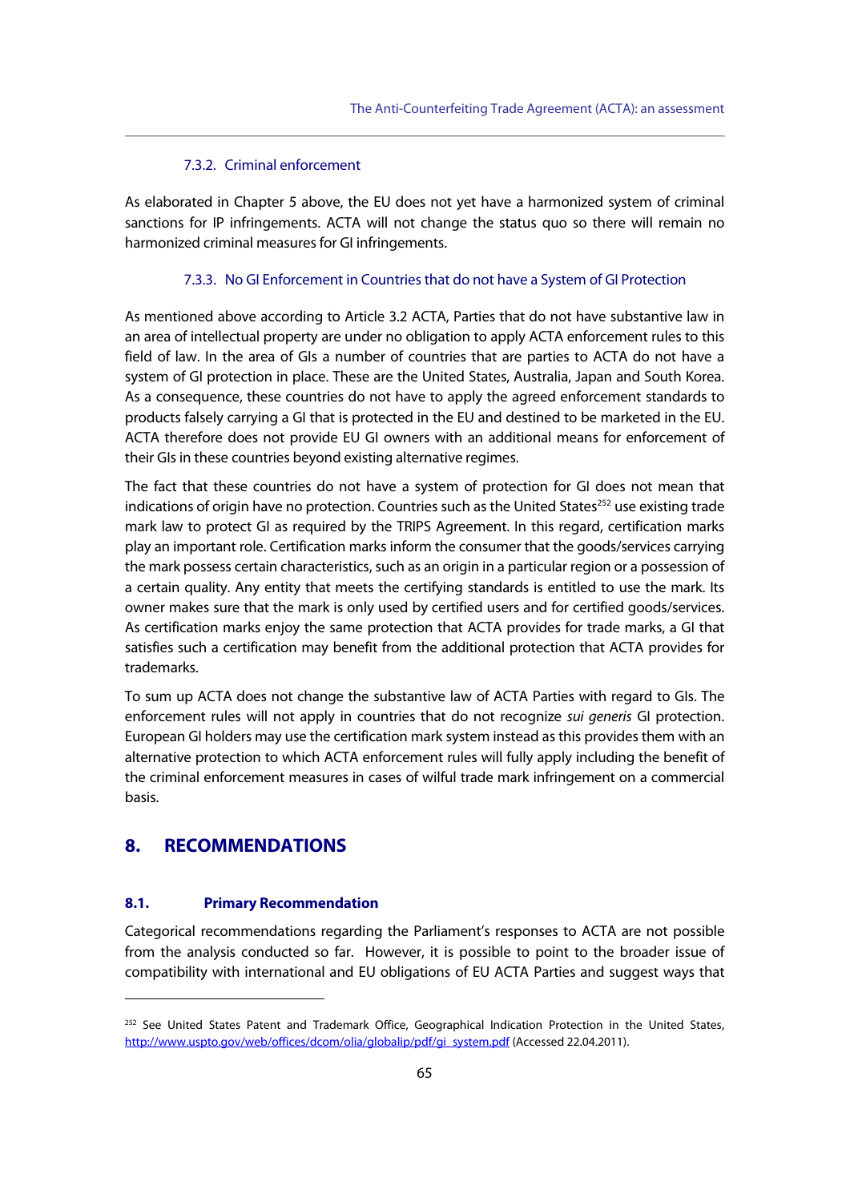#### 7.3.2. Criminal enforcement

As elaborated in Chapter 5 above, the EU does not yet have a harmonized system of criminal sanctions for IP infringements. ACTA will not change the status quo so there will remain no harmonized criminal measures for GI infringements.

#### 7.3.3. No GI Enforcement in Countries that do not have a System of GI Protection

As mentioned above according to Article 3.2 ACTA, Parties that do not have substantive law in an area of intellectual property are under no obligation to apply ACTA enforcement rules to this field of law. In the area of GIs a number of countries that are parties to ACTA do not have a system of GI protection in place. These are the United States, Australia, Japan and South Korea. As a consequence, these countries do not have to apply the agreed enforcement standards to products falsely carrying a GI that is protected in the EU and destined to be marketed in the EU. ACTA therefore does not provide EU GI owners with an additional means for enforcement of their GIs in these countries beyond existing alternative regimes.

The fact that these countries do not have a system of protection for GI does not mean that indications of origin have no protection. Countries such as the United States[252] use existing trade mark law to protect GI as required by the TRIPS Agreement. In this regard, certification marks play an important role. Certification marks inform the consumer that the goods/services carrying the mark possess certain characteristics, such as an origin in a particular region or a possession of a certain quality. Any entity that meets the certifying standards is entitled to use the mark. Its owner makes sure that the mark is only used by certified users and for certified goods/services. As certification marks enjoy the same protection that ACTA provides for trade marks, a GI that satisfies such a certification may benefit from the additional protection that ACTA provides for trademarks.

To sum up ACTA does not change the substantive law of ACTA Parties with regard to GIs. The enforcement rules will not apply in countries that do not recognize *sui generis* GI protection. European GI holders may use the certification mark system instead as this provides them with an alternative protection to which ACTA enforcement rules will fully apply including the benefit of the criminal enforcement measures in cases of wilful trade mark infringement on a commercial basis.

# 8. RECOMMENDATIONS

## 8.1. Primary Recommendation

Categorical recommendations regarding the Parliament's responses to ACTA are not possible from the analysis conducted so far. However, it is possible to point to the broader issue of compatibility with international and EU obligations of EU ACTA Parties and suggest ways that

---

[252] See United States Patent and Trademark Office, Geographical Indication Protection in the United States, http://www.uspto.gov/web/offices/dcom/olia/globalip/pdf/gi_system.pdf (Accessed 22.04.2011).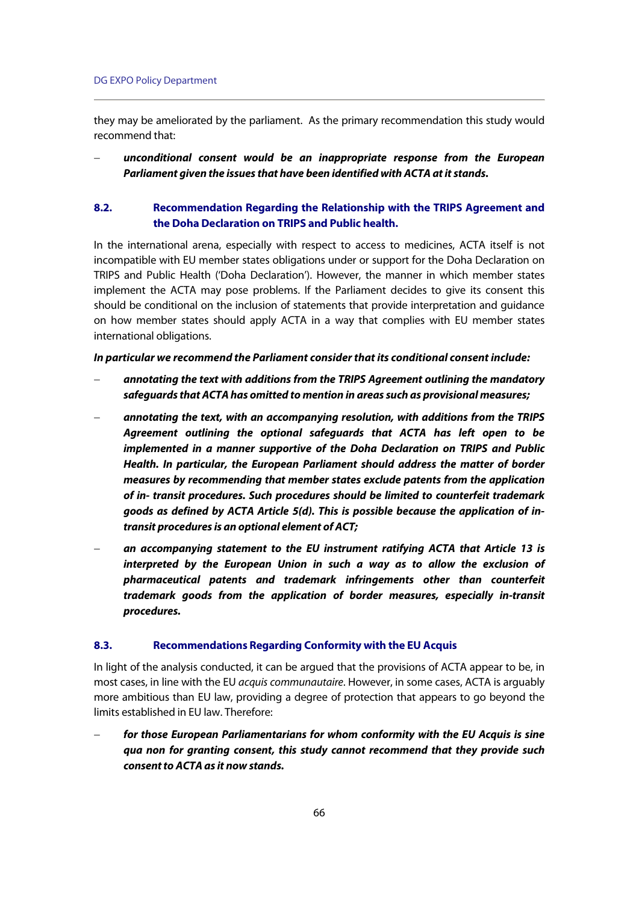they may be ameliorated by the parliament. As the primary recommendation this study would recommend that:

- ***unconditional consent would be an inappropriate response from the European Parliament given the issues that have been identified with ACTA at it stands.***

### 8.2. Recommendation Regarding the Relationship with the TRIPS Agreement and the Doha Declaration on TRIPS and Public health.

In the international arena, especially with respect to access to medicines, ACTA itself is not incompatible with EU member states obligations under or support for the Doha Declaration on TRIPS and Public Health ('Doha Declaration'). However, the manner in which member states implement the ACTA may pose problems. If the Parliament decides to give its consent this should be conditional on the inclusion of statements that provide interpretation and guidance on how member states should apply ACTA in a way that complies with EU member states international obligations.

***In particular we recommend the Parliament consider that its conditional consent include:***

- ***annotating the text with additions from the TRIPS Agreement outlining the mandatory safeguards that ACTA has omitted to mention in areas such as provisional measures;***
- ***annotating the text, with an accompanying resolution, with additions from the TRIPS Agreement outlining the optional safeguards that ACTA has left open to be implemented in a manner supportive of the Doha Declaration on TRIPS and Public Health. In particular, the European Parliament should address the matter of border measures by recommending that member states exclude patents from the application of in- transit procedures. Such procedures should be limited to counterfeit trademark goods as defined by ACTA Article 5(d). This is possible because the application of in-transit procedures is an optional element of ACT;***
- ***an accompanying statement to the EU instrument ratifying ACTA that Article 13 is interpreted by the European Union in such a way as to allow the exclusion of pharmaceutical patents and trademark infringements other than counterfeit trademark goods from the application of border measures, especially in-transit procedures.***

### 8.3. Recommendations Regarding Conformity with the EU Acquis

In light of the analysis conducted, it can be argued that the provisions of ACTA appear to be, in most cases, in line with the EU *acquis communautaire*. However, in some cases, ACTA is arguably more ambitious than EU law, providing a degree of protection that appears to go beyond the limits established in EU law. Therefore:

- ***for those European Parliamentarians for whom conformity with the EU Acquis is sine qua non for granting consent, this study cannot recommend that they provide such consent to ACTA as it now stands.***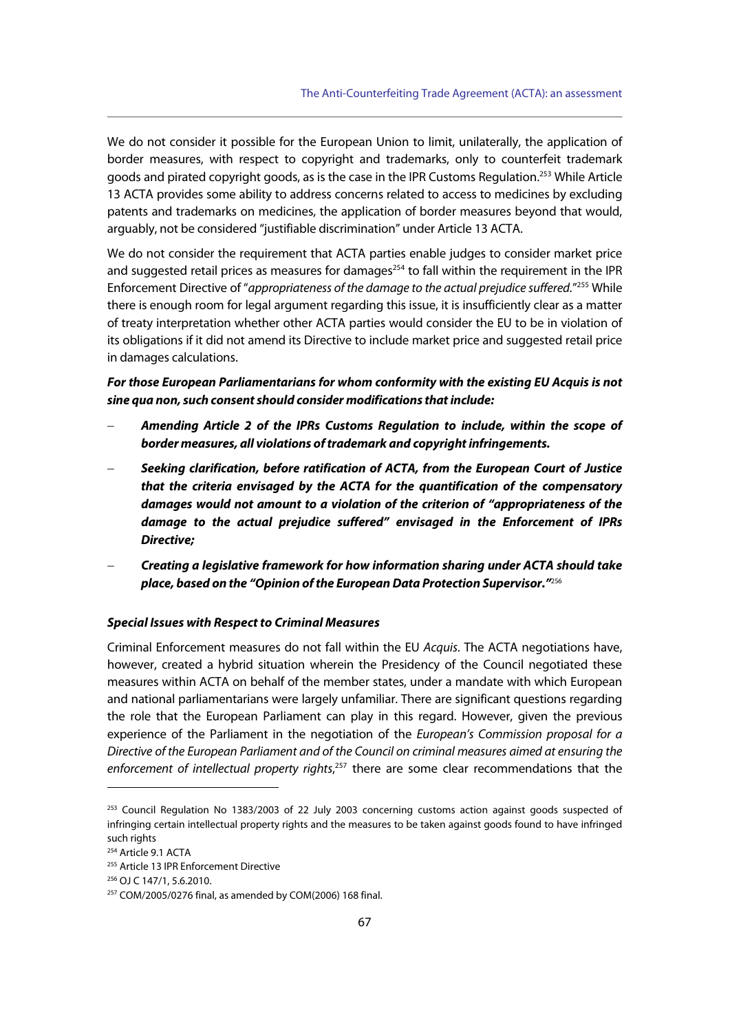We do not consider it possible for the European Union to limit, unilaterally, the application of border measures, with respect to copyright and trademarks, only to counterfeit trademark goods and pirated copyright goods, as is the case in the IPR Customs Regulation.[253] While Article 13 ACTA provides some ability to address concerns related to access to medicines by excluding patents and trademarks on medicines, the application of border measures beyond that would, arguably, not be considered "justifiable discrimination" under Article 13 ACTA.

We do not consider the requirement that ACTA parties enable judges to consider market price and suggested retail prices as measures for damages[254] to fall within the requirement in the IPR Enforcement Directive of "*appropriateness of the damage to the actual prejudice suffered*."[255] While there is enough room for legal argument regarding this issue, it is insufficiently clear as a matter of treaty interpretation whether other ACTA parties would consider the EU to be in violation of its obligations if it did not amend its Directive to include market price and suggested retail price in damages calculations.

***For those European Parliamentarians for whom conformity with the existing EU Acquis is not sine qua non, such consent should consider modifications that include:***

- ***Amending Article 2 of the IPRs Customs Regulation to include, within the scope of border measures, all violations of trademark and copyright infringements.***
- ***Seeking clarification, before ratification of ACTA, from the European Court of Justice that the criteria envisaged by the ACTA for the quantification of the compensatory damages would not amount to a violation of the criterion of "appropriateness of the damage to the actual prejudice suffered" envisaged in the Enforcement of IPRs Directive;***
- ***Creating a legislative framework for how information sharing under ACTA should take place, based on the "Opinion of the European Data Protection Supervisor."***[256]

***Special Issues with Respect to Criminal Measures***

Criminal Enforcement measures do not fall within the EU *Acquis*. The ACTA negotiations have, however, created a hybrid situation wherein the Presidency of the Council negotiated these measures within ACTA on behalf of the member states, under a mandate with which European and national parliamentarians were largely unfamiliar. There are significant questions regarding the role that the European Parliament can play in this regard. However, given the previous experience of the Parliament in the negotiation of the *European's Commission proposal for a Directive of the European Parliament and of the Council on criminal measures aimed at ensuring the enforcement of intellectual property rights*,[257] there are some clear recommendations that the

---

[253] Council Regulation No 1383/2003 of 22 July 2003 concerning customs action against goods suspected of infringing certain intellectual property rights and the measures to be taken against goods found to have infringed such rights

[254] Article 9.1 ACTA

[255] Article 13 IPR Enforcement Directive

[256] OJ C 147/1, 5.6.2010.

[257] COM/2005/0276 final, as amended by COM(2006) 168 final.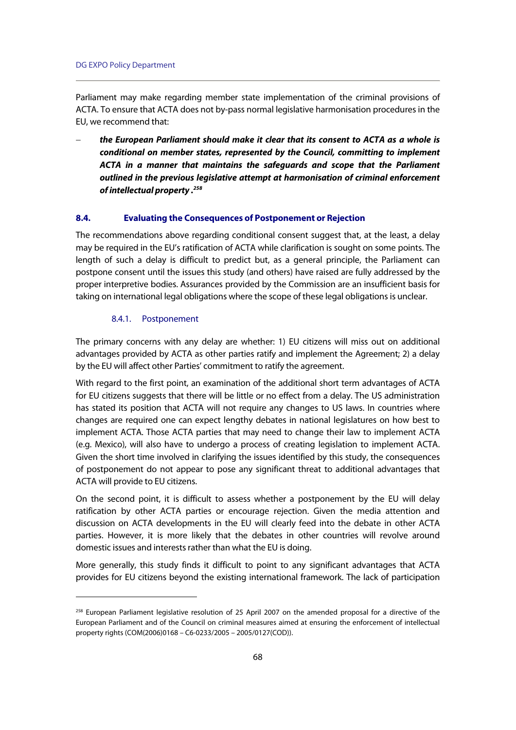Parliament may make regarding member state implementation of the criminal provisions of ACTA. To ensure that ACTA does not by-pass normal legislative harmonisation procedures in the EU, we recommend that:

– ***the European Parliament should make it clear that its consent to ACTA as a whole is conditional on member states, represented by the Council, committing to implement ACTA in a manner that maintains the safeguards and scope that the Parliament outlined in the previous legislative attempt at harmonisation of criminal enforcement of intellectual property .***[258]

### 8.4. Evaluating the Consequences of Postponement or Rejection

The recommendations above regarding conditional consent suggest that, at the least, a delay may be required in the EU's ratification of ACTA while clarification is sought on some points. The length of such a delay is difficult to predict but, as a general principle, the Parliament can postpone consent until the issues this study (and others) have raised are fully addressed by the proper interpretive bodies. Assurances provided by the Commission are an insufficient basis for taking on international legal obligations where the scope of these legal obligations is unclear.

#### 8.4.1. Postponement

The primary concerns with any delay are whether: 1) EU citizens will miss out on additional advantages provided by ACTA as other parties ratify and implement the Agreement; 2) a delay by the EU will affect other Parties' commitment to ratify the agreement.

With regard to the first point, an examination of the additional short term advantages of ACTA for EU citizens suggests that there will be little or no effect from a delay. The US administration has stated its position that ACTA will not require any changes to US laws. In countries where changes are required one can expect lengthy debates in national legislatures on how best to implement ACTA. Those ACTA parties that may need to change their law to implement ACTA (e.g. Mexico), will also have to undergo a process of creating legislation to implement ACTA. Given the short time involved in clarifying the issues identified by this study, the consequences of postponement do not appear to pose any significant threat to additional advantages that ACTA will provide to EU citizens.

On the second point, it is difficult to assess whether a postponement by the EU will delay ratification by other ACTA parties or encourage rejection. Given the media attention and discussion on ACTA developments in the EU will clearly feed into the debate in other ACTA parties. However, it is more likely that the debates in other countries will revolve around domestic issues and interests rather than what the EU is doing.

More generally, this study finds it difficult to point to any significant advantages that ACTA provides for EU citizens beyond the existing international framework. The lack of participation

---

[258] European Parliament legislative resolution of 25 April 2007 on the amended proposal for a directive of the European Parliament and of the Council on criminal measures aimed at ensuring the enforcement of intellectual property rights (COM(2006)0168 – C6-0233/2005 – 2005/0127(COD)).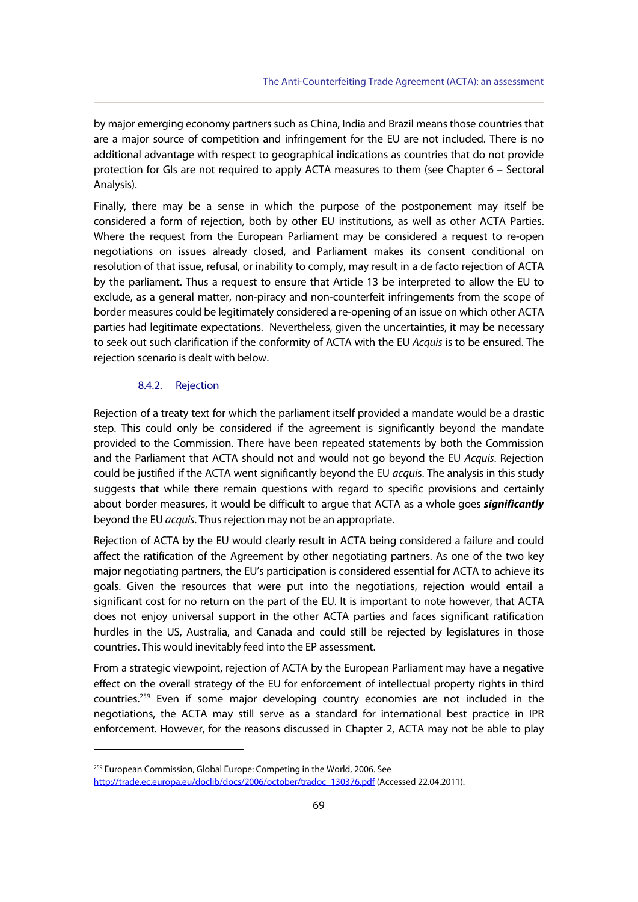by major emerging economy partners such as China, India and Brazil means those countries that are a major source of competition and infringement for the EU are not included. There is no additional advantage with respect to geographical indications as countries that do not provide protection for GIs are not required to apply ACTA measures to them (see Chapter 6 – Sectoral Analysis).

Finally, there may be a sense in which the purpose of the postponement may itself be considered a form of rejection, both by other EU institutions, as well as other ACTA Parties. Where the request from the European Parliament may be considered a request to re-open negotiations on issues already closed, and Parliament makes its consent conditional on resolution of that issue, refusal, or inability to comply, may result in a de facto rejection of ACTA by the parliament. Thus a request to ensure that Article 13 be interpreted to allow the EU to exclude, as a general matter, non-piracy and non-counterfeit infringements from the scope of border measures could be legitimately considered a re-opening of an issue on which other ACTA parties had legitimate expectations. Nevertheless, given the uncertainties, it may be necessary to seek out such clarification if the conformity of ACTA with the EU *Acquis* is to be ensured. The rejection scenario is dealt with below.

#### 8.4.2. Rejection

Rejection of a treaty text for which the parliament itself provided a mandate would be a drastic step. This could only be considered if the agreement is significantly beyond the mandate provided to the Commission. There have been repeated statements by both the Commission and the Parliament that ACTA should not and would not go beyond the EU *Acquis*. Rejection could be justified if the ACTA went significantly beyond the EU *acqui*s. The analysis in this study suggests that while there remain questions with regard to specific provisions and certainly about border measures, it would be difficult to argue that ACTA as a whole goes ***significantly*** beyond the EU *acquis*. Thus rejection may not be an appropriate.

Rejection of ACTA by the EU would clearly result in ACTA being considered a failure and could affect the ratification of the Agreement by other negotiating partners. As one of the two key major negotiating partners, the EU's participation is considered essential for ACTA to achieve its goals. Given the resources that were put into the negotiations, rejection would entail a significant cost for no return on the part of the EU. It is important to note however, that ACTA does not enjoy universal support in the other ACTA parties and faces significant ratification hurdles in the US, Australia, and Canada and could still be rejected by legislatures in those countries. This would inevitably feed into the EP assessment.

From a strategic viewpoint, rejection of ACTA by the European Parliament may have a negative effect on the overall strategy of the EU for enforcement of intellectual property rights in third countries.[259] Even if some major developing country economies are not included in the negotiations, the ACTA may still serve as a standard for international best practice in IPR enforcement. However, for the reasons discussed in Chapter 2, ACTA may not be able to play

---

[259] European Commission, Global Europe: Competing in the World, 2006. See http://trade.ec.europa.eu/doclib/docs/2006/october/tradoc_130376.pdf (Accessed 22.04.2011).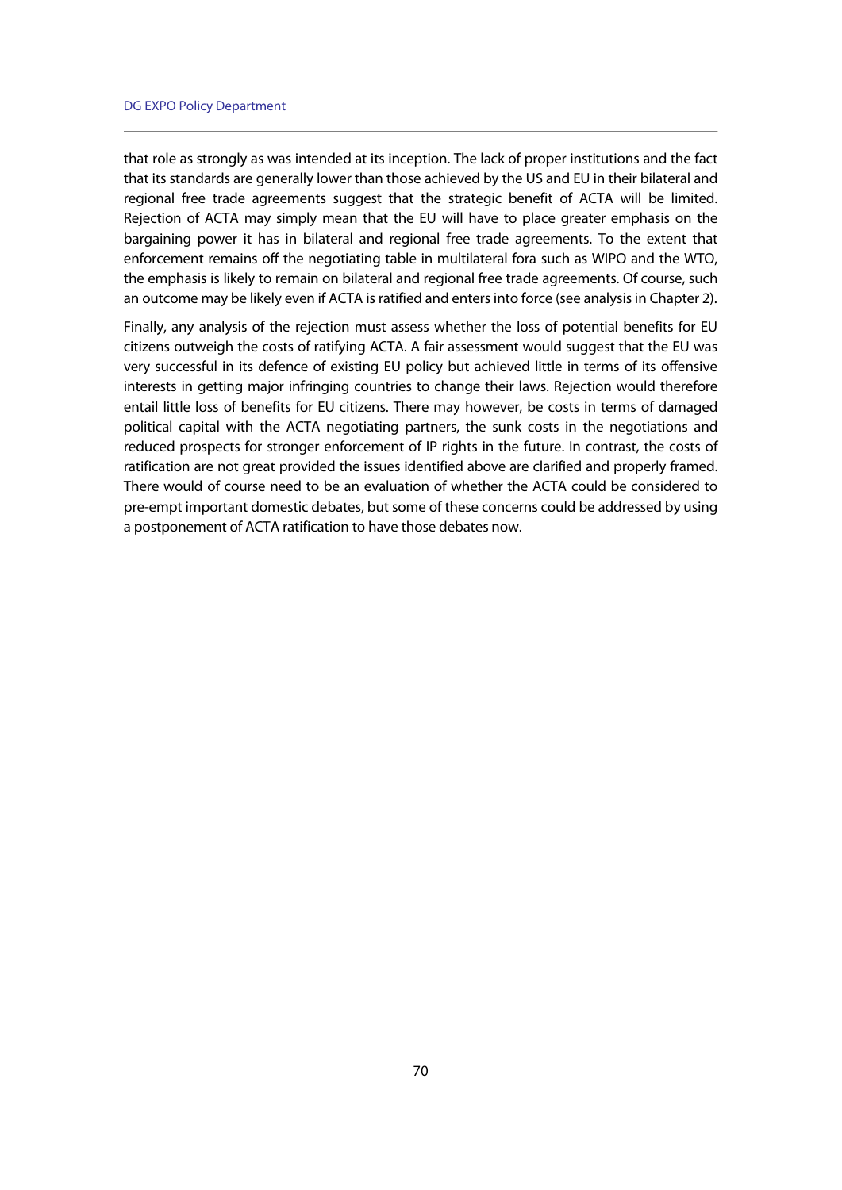that role as strongly as was intended at its inception. The lack of proper institutions and the fact that its standards are generally lower than those achieved by the US and EU in their bilateral and regional free trade agreements suggest that the strategic benefit of ACTA will be limited. Rejection of ACTA may simply mean that the EU will have to place greater emphasis on the bargaining power it has in bilateral and regional free trade agreements. To the extent that enforcement remains off the negotiating table in multilateral fora such as WIPO and the WTO, the emphasis is likely to remain on bilateral and regional free trade agreements. Of course, such an outcome may be likely even if ACTA is ratified and enters into force (see analysis in Chapter 2).

Finally, any analysis of the rejection must assess whether the loss of potential benefits for EU citizens outweigh the costs of ratifying ACTA. A fair assessment would suggest that the EU was very successful in its defence of existing EU policy but achieved little in terms of its offensive interests in getting major infringing countries to change their laws. Rejection would therefore entail little loss of benefits for EU citizens. There may however, be costs in terms of damaged political capital with the ACTA negotiating partners, the sunk costs in the negotiations and reduced prospects for stronger enforcement of IP rights in the future. In contrast, the costs of ratification are not great provided the issues identified above are clarified and properly framed. There would of course need to be an evaluation of whether the ACTA could be considered to pre-empt important domestic debates, but some of these concerns could be addressed by using a postponement of ACTA ratification to have those debates now.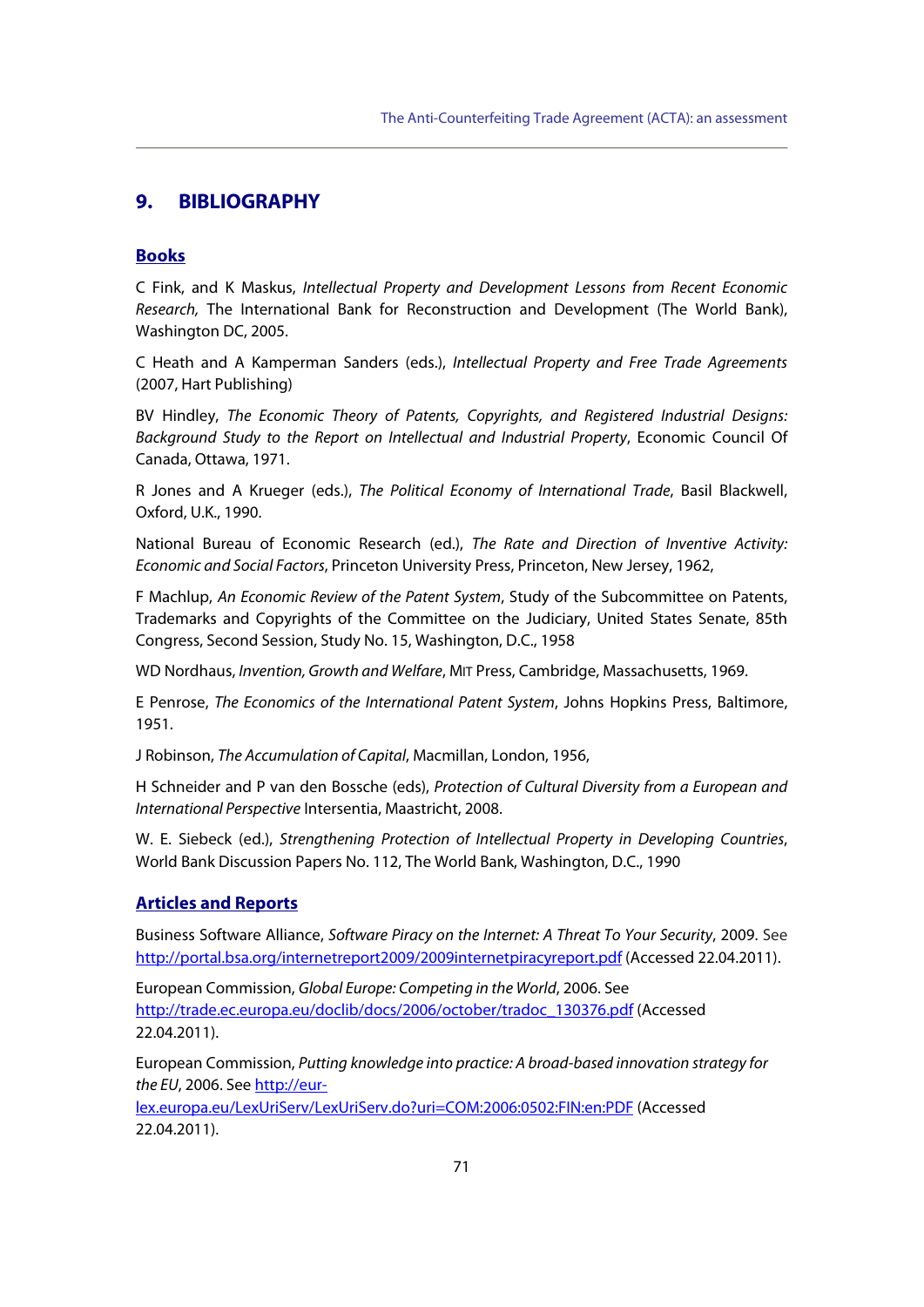## 9. BIBLIOGRAPHY

### Books

C Fink, and K Maskus, *Intellectual Property and Development Lessons from Recent Economic Research,* The International Bank for Reconstruction and Development (The World Bank), Washington DC, 2005.

C Heath and A Kamperman Sanders (eds.), *Intellectual Property and Free Trade Agreements* (2007, Hart Publishing)

BV Hindley, *The Economic Theory of Patents, Copyrights, and Registered Industrial Designs: Background Study to the Report on Intellectual and Industrial Property*, Economic Council Of Canada, Ottawa, 1971.

R Jones and A Krueger (eds.), *The Political Economy of International Trade*, Basil Blackwell, Oxford, U.K., 1990.

National Bureau of Economic Research (ed.), *The Rate and Direction of Inventive Activity: Economic and Social Factors*, Princeton University Press, Princeton, New Jersey, 1962,

F Machlup, *An Economic Review of the Patent System*, Study of the Subcommittee on Patents, Trademarks and Copyrights of the Committee on the Judiciary, United States Senate, 85th Congress, Second Session, Study No. 15, Washington, D.C., 1958

WD Nordhaus, *Invention, Growth and Welfare*, MIT Press, Cambridge, Massachusetts, 1969.

E Penrose, *The Economics of the International Patent System*, Johns Hopkins Press, Baltimore, 1951.

J Robinson, *The Accumulation of Capital*, Macmillan, London, 1956,

H Schneider and P van den Bossche (eds), *Protection of Cultural Diversity from a European and International Perspective* Intersentia, Maastricht, 2008.

W. E. Siebeck (ed.), *Strengthening Protection of Intellectual Property in Developing Countries*, World Bank Discussion Papers No. 112, The World Bank, Washington, D.C., 1990

### Articles and Reports

Business Software Alliance, *Software Piracy on the Internet: A Threat To Your Security*, 2009. See http://portal.bsa.org/internetreport2009/2009internetpiracyreport.pdf (Accessed 22.04.2011).

European Commission, *Global Europe: Competing in the World*, 2006. See http://trade.ec.europa.eu/doclib/docs/2006/october/tradoc_130376.pdf (Accessed 22.04.2011).

European Commission, *Putting knowledge into practice: A broad-based innovation strategy for the EU*, 2006. See http://eur-lex.europa.eu/LexUriServ/LexUriServ.do?uri=COM:2006:0502:FIN:en:PDF (Accessed 22.04.2011).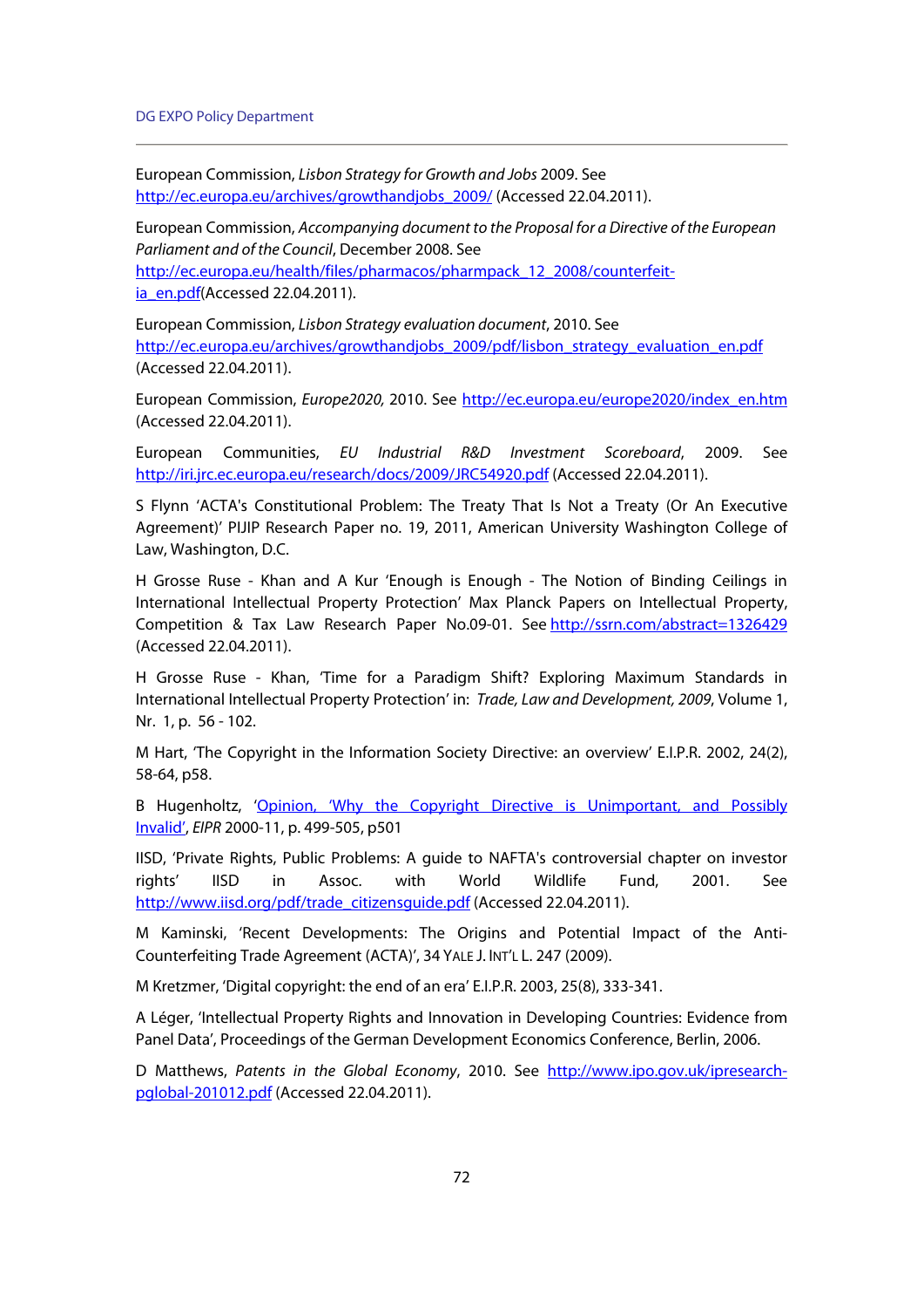European Commission, *Lisbon Strategy for Growth and Jobs* 2009. See http://ec.europa.eu/archives/growthandjobs_2009/ (Accessed 22.04.2011).

European Commission, *Accompanying document to the Proposal for a Directive of the European Parliament and of the Council*, December 2008. See http://ec.europa.eu/health/files/pharmacos/pharmpack_12_2008/counterfeit-ia_en.pdf(Accessed 22.04.2011).

European Commission, *Lisbon Strategy evaluation document*, 2010. See http://ec.europa.eu/archives/growthandjobs_2009/pdf/lisbon_strategy_evaluation_en.pdf (Accessed 22.04.2011).

European Commission, *Europe2020,* 2010. See http://ec.europa.eu/europe2020/index_en.htm (Accessed 22.04.2011).

European Communities, *EU Industrial R&D Investment Scoreboard*, 2009. See http://iri.jrc.ec.europa.eu/research/docs/2009/JRC54920.pdf (Accessed 22.04.2011).

S Flynn 'ACTA's Constitutional Problem: The Treaty That Is Not a Treaty (Or An Executive Agreement)' PIJIP Research Paper no. 19, 2011, American University Washington College of Law, Washington, D.C.

H Grosse Ruse - Khan and A Kur 'Enough is Enough - The Notion of Binding Ceilings in International Intellectual Property Protection' Max Planck Papers on Intellectual Property, Competition & Tax Law Research Paper No.09-01. See http://ssrn.com/abstract=1326429 (Accessed 22.04.2011).

H Grosse Ruse - Khan, 'Time for a Paradigm Shift? Exploring Maximum Standards in International Intellectual Property Protection' in: *Trade, Law and Development, 2009*, Volume 1, Nr. 1, p. 56 - 102.

M Hart, 'The Copyright in the Information Society Directive: an overview' E.I.P.R. 2002, 24(2), 58-64, p58.

B Hugenholtz, 'Opinion, 'Why the Copyright Directive is Unimportant, and Possibly Invalid', *EIPR* 2000-11, p. 499-505, p501

IISD, 'Private Rights, Public Problems: A guide to NAFTA's controversial chapter on investor rights' IISD in Assoc. with World Wildlife Fund, 2001. See http://www.iisd.org/pdf/trade_citizensguide.pdf (Accessed 22.04.2011).

M Kaminski, 'Recent Developments: The Origins and Potential Impact of the Anti-Counterfeiting Trade Agreement (ACTA)', 34 YALE J. INT'L L. 247 (2009).

M Kretzmer, 'Digital copyright: the end of an era' E.I.P.R. 2003, 25(8), 333-341.

A Léger, 'Intellectual Property Rights and Innovation in Developing Countries: Evidence from Panel Data', Proceedings of the German Development Economics Conference, Berlin, 2006.

D Matthews, *Patents in the Global Economy*, 2010. See http://www.ipo.gov.uk/ipresearch-pglobal-201012.pdf (Accessed 22.04.2011).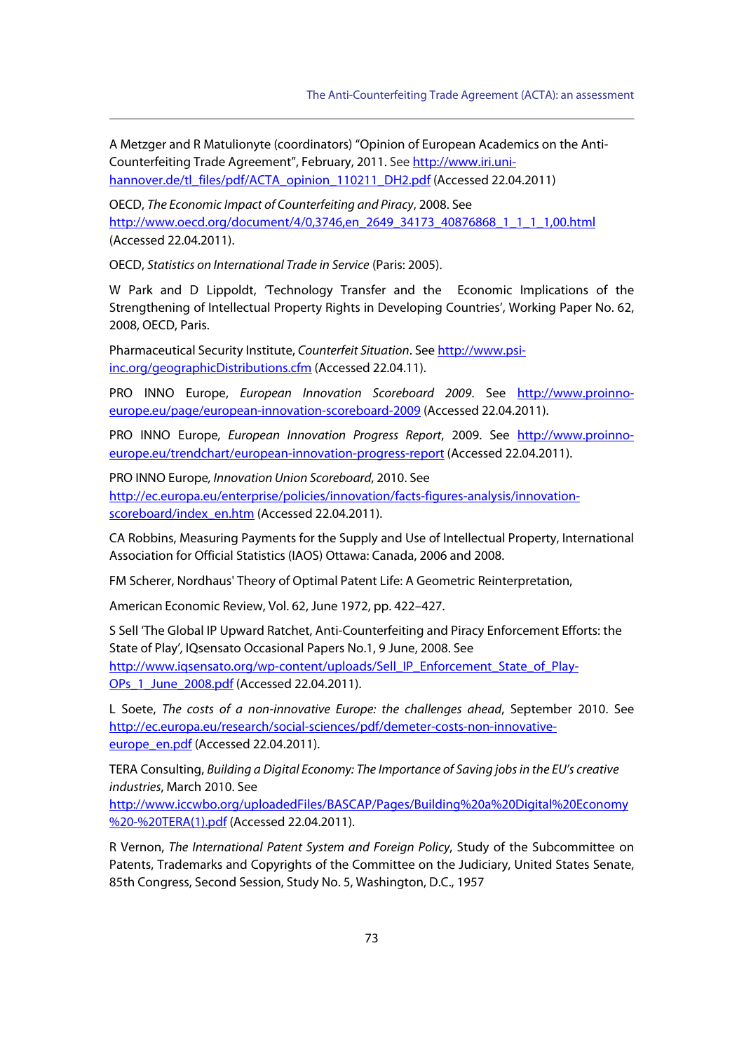A Metzger and R Matulionyte (coordinators) "Opinion of European Academics on the Anti-Counterfeiting Trade Agreement", February, 2011. See http://www.iri.uni-hannover.de/tl_files/pdf/ACTA_opinion_110211_DH2.pdf (Accessed 22.04.2011)

OECD, *The Economic Impact of Counterfeiting and Piracy*, 2008. See http://www.oecd.org/document/4/0,3746,en_2649_34173_40876868_1_1_1_1,00.html (Accessed 22.04.2011).

OECD, *Statistics on International Trade in Service* (Paris: 2005).

W Park and D Lippoldt, 'Technology Transfer and the Economic Implications of the Strengthening of Intellectual Property Rights in Developing Countries', Working Paper No. 62, 2008, OECD, Paris.

Pharmaceutical Security Institute, *Counterfeit Situation*. See http://www.psi-inc.org/geographicDistributions.cfm (Accessed 22.04.11).

PRO INNO Europe, *European Innovation Scoreboard 2009*. See http://www.proinno-europe.eu/page/european-innovation-scoreboard-2009 (Accessed 22.04.2011).

PRO INNO Europe, *European Innovation Progress Report*, 2009. See http://www.proinno-europe.eu/trendchart/european-innovation-progress-report (Accessed 22.04.2011).

PRO INNO Europe, *Innovation Union Scoreboard*, 2010. See http://ec.europa.eu/enterprise/policies/innovation/facts-figures-analysis/innovation-scoreboard/index_en.htm (Accessed 22.04.2011).

CA Robbins, Measuring Payments for the Supply and Use of Intellectual Property, International Association for Official Statistics (IAOS) Ottawa: Canada, 2006 and 2008.

FM Scherer, Nordhaus' Theory of Optimal Patent Life: A Geometric Reinterpretation,

American Economic Review, Vol. 62, June 1972, pp. 422–427.

S Sell 'The Global IP Upward Ratchet, Anti-Counterfeiting and Piracy Enforcement Efforts: the State of Play', IQsensato Occasional Papers No.1, 9 June, 2008. See http://www.iqsensato.org/wp-content/uploads/Sell_IP_Enforcement_State_of_Play-OPs_1_June_2008.pdf (Accessed 22.04.2011).

L Soete, *The costs of a non-innovative Europe: the challenges ahead*, September 2010. See http://ec.europa.eu/research/social-sciences/pdf/demeter-costs-non-innovative-europe_en.pdf (Accessed 22.04.2011).

TERA Consulting, *Building a Digital Economy: The Importance of Saving jobs in the EU's creative industries*, March 2010. See http://www.iccwbo.org/uploadedFiles/BASCAP/Pages/Building%20a%20Digital%20Economy%20-%20TERA(1).pdf (Accessed 22.04.2011).

R Vernon, *The International Patent System and Foreign Policy*, Study of the Subcommittee on Patents, Trademarks and Copyrights of the Committee on the Judiciary, United States Senate, 85th Congress, Second Session, Study No. 5, Washington, D.C., 1957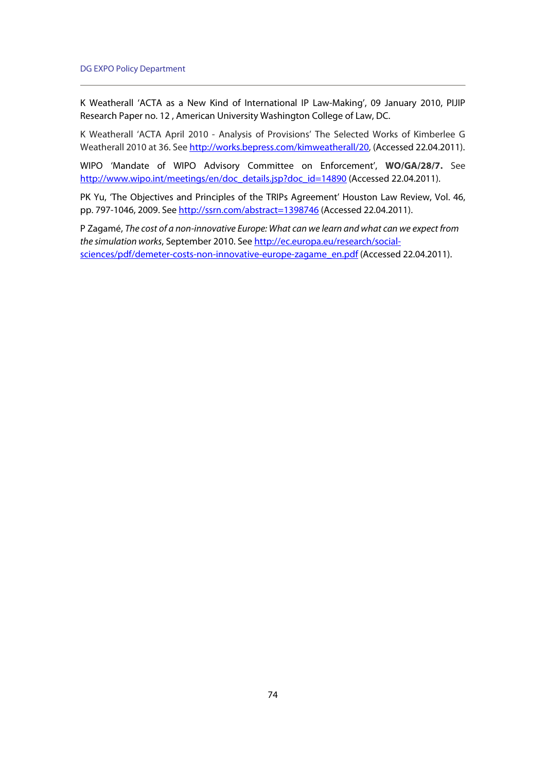K Weatherall 'ACTA as a New Kind of International IP Law-Making', 09 January 2010, PIJIP Research Paper no. 12 , American University Washington College of Law, DC.

K Weatherall 'ACTA April 2010 - Analysis of Provisions' The Selected Works of Kimberlee G Weatherall 2010 at 36. See http://works.bepress.com/kimweatherall/20, (Accessed 22.04.2011).

WIPO 'Mandate of WIPO Advisory Committee on Enforcement', **WO/GA/28/7.** See http://www.wipo.int/meetings/en/doc_details.jsp?doc_id=14890 (Accessed 22.04.2011).

PK Yu, 'The Objectives and Principles of the TRIPs Agreement' Houston Law Review, Vol. 46, pp. 797-1046, 2009. See http://ssrn.com/abstract=1398746 (Accessed 22.04.2011).

P Zagamé, *The cost of a non-innovative Europe: What can we learn and what can we expect from the simulation works*, September 2010. See http://ec.europa.eu/research/social-sciences/pdf/demeter-costs-non-innovative-europe-zagame_en.pdf (Accessed 22.04.2011).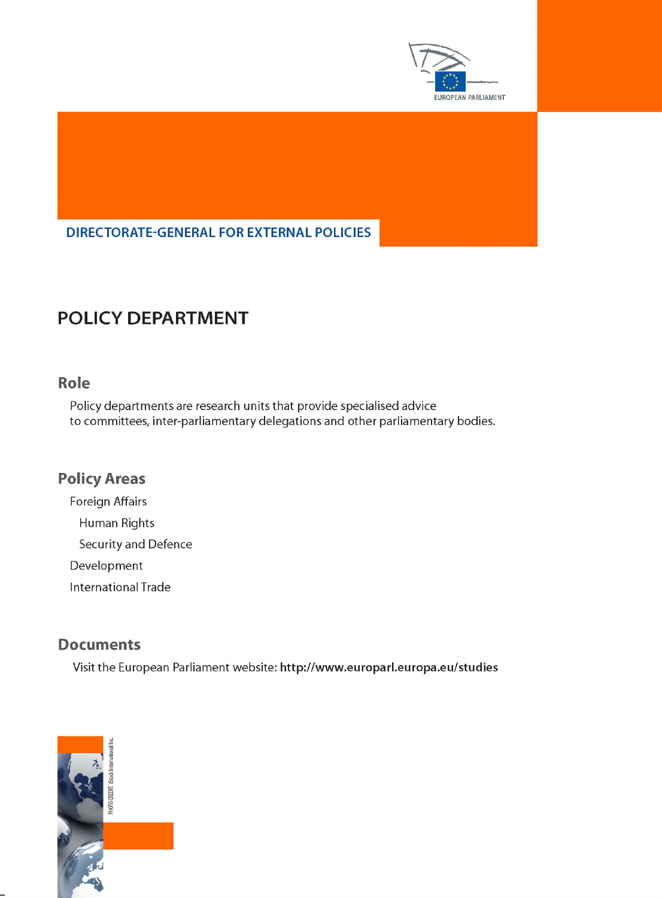EUROPEAN PARLIAMENT

DIRECTORATE-GENERAL FOR EXTERNAL POLICIES

# POLICY DEPARTMENT

## Role

Policy departments are research units that provide specialised advice to committees, inter-parliamentary delegations and other parliamentary bodies.

## Policy Areas

- Foreign Affairs
  - Human Rights
  - Security and Defence
- Development
- International Trade

## Documents

Visit the European Parliament website: **http://www.europarl.europa.eu/studies**

PHOTO CREDIT: iStock International Inc.